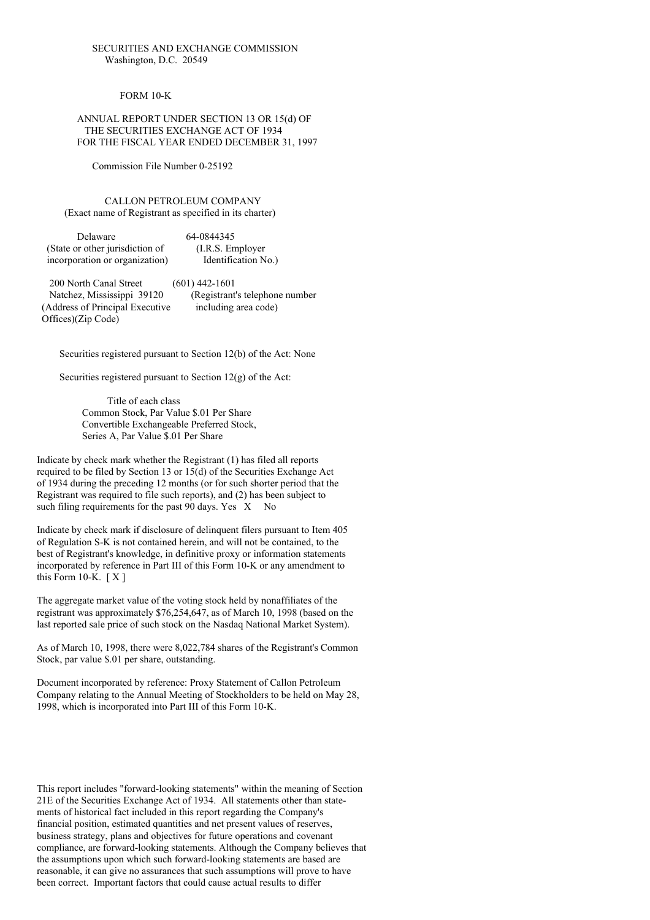SECURITIES AND EXCHANGE COMMISSION
Washington, D.C. 20549

# FORM 10-K

ANNUAL REPORT UNDER SECTION 13 OR 15(d) OF
THE SECURITIES EXCHANGE ACT OF 1934
FOR THE FISCAL YEAR ENDED DECEMBER 31, 1997

Commission File Number 0-25192

## CALLON PETROLEUM COMPANY

(Exact name of Registrant as specified in its charter)

| | |
|---|---|
| Delaware | 64-0844345 |
| (State or other jurisdiction of incorporation or organization) | (I.R.S. Employer Identification No.) |
| 200 North Canal Street Natchez, Mississippi 39120 | (601) 442-1601 |
| (Address of Principal Executive Offices)(Zip Code) | (Registrant's telephone number including area code) |

Securities registered pursuant to Section 12(b) of the Act: None

Securities registered pursuant to Section 12(g) of the Act:

Title of each class
Common Stock, Par Value $.01 Per Share
Convertible Exchangeable Preferred Stock,
Series A, Par Value $.01 Per Share

Indicate by check mark whether the Registrant (1) has filed all reports required to be filed by Section 13 or 15(d) of the Securities Exchange Act of 1934 during the preceding 12 months (or for such shorter period that the Registrant was required to file such reports), and (2) has been subject to such filing requirements for the past 90 days. Yes X No

Indicate by check mark if disclosure of delinquent filers pursuant to Item 405 of Regulation S-K is not contained herein, and will not be contained, to the best of Registrant's knowledge, in definitive proxy or information statements incorporated by reference in Part III of this Form 10-K or any amendment to this Form 10-K. [ X ]

The aggregate market value of the voting stock held by nonaffiliates of the registrant was approximately $76,254,647, as of March 10, 1998 (based on the last reported sale price of such stock on the Nasdaq National Market System).

As of March 10, 1998, there were 8,022,784 shares of the Registrant's Common Stock, par value $.01 per share, outstanding.

Document incorporated by reference: Proxy Statement of Callon Petroleum Company relating to the Annual Meeting of Stockholders to be held on May 28, 1998, which is incorporated into Part III of this Form 10-K.

This report includes "forward-looking statements" within the meaning of Section 21E of the Securities Exchange Act of 1934. All statements other than statements of historical fact included in this report regarding the Company's financial position, estimated quantities and net present values of reserves, business strategy, plans and objectives for future operations and covenant compliance, are forward-looking statements. Although the Company believes that the assumptions upon which such forward-looking statements are based are reasonable, it can give no assurances that such assumptions will prove to have been correct. Important factors that could cause actual results to differ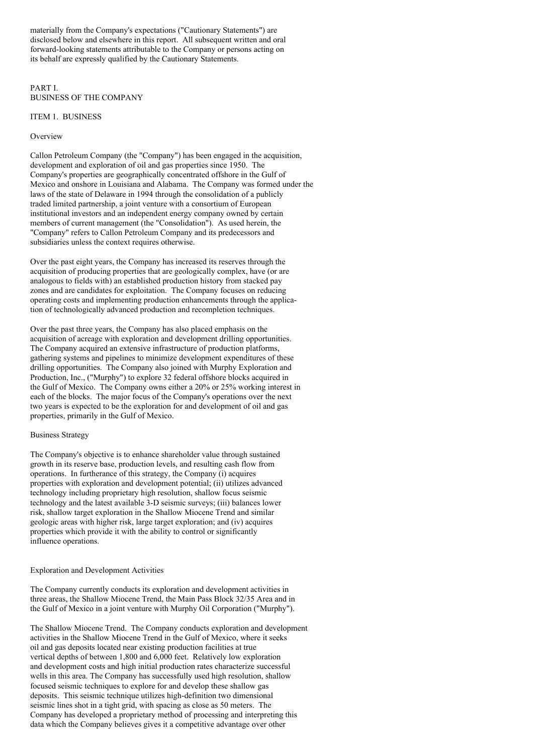materially from the Company's expectations ("Cautionary Statements") are disclosed below and elsewhere in this report. All subsequent written and oral forward-looking statements attributable to the Company or persons acting on its behalf are expressly qualified by the Cautionary Statements.

# PART I.
# BUSINESS OF THE COMPANY

## ITEM 1. BUSINESS

### Overview

Callon Petroleum Company (the "Company") has been engaged in the acquisition, development and exploration of oil and gas properties since 1950. The Company's properties are geographically concentrated offshore in the Gulf of Mexico and onshore in Louisiana and Alabama. The Company was formed under the laws of the state of Delaware in 1994 through the consolidation of a publicly traded limited partnership, a joint venture with a consortium of European institutional investors and an independent energy company owned by certain members of current management (the "Consolidation"). As used herein, the "Company" refers to Callon Petroleum Company and its predecessors and subsidiaries unless the context requires otherwise.

Over the past eight years, the Company has increased its reserves through the acquisition of producing properties that are geologically complex, have (or are analogous to fields with) an established production history from stacked pay zones and are candidates for exploitation. The Company focuses on reducing operating costs and implementing production enhancements through the application of technologically advanced production and recompletion techniques.

Over the past three years, the Company has also placed emphasis on the acquisition of acreage with exploration and development drilling opportunities. The Company acquired an extensive infrastructure of production platforms, gathering systems and pipelines to minimize development expenditures of these drilling opportunities. The Company also joined with Murphy Exploration and Production, Inc., ("Murphy") to explore 32 federal offshore blocks acquired in the Gulf of Mexico. The Company owns either a 20% or 25% working interest in each of the blocks. The major focus of the Company's operations over the next two years is expected to be the exploration for and development of oil and gas properties, primarily in the Gulf of Mexico.

### Business Strategy

The Company's objective is to enhance shareholder value through sustained growth in its reserve base, production levels, and resulting cash flow from operations. In furtherance of this strategy, the Company (i) acquires properties with exploration and development potential; (ii) utilizes advanced technology including proprietary high resolution, shallow focus seismic technology and the latest available 3-D seismic surveys; (iii) balances lower risk, shallow target exploration in the Shallow Miocene Trend and similar geologic areas with higher risk, large target exploration; and (iv) acquires properties which provide it with the ability to control or significantly influence operations.

### Exploration and Development Activities

The Company currently conducts its exploration and development activities in three areas, the Shallow Miocene Trend, the Main Pass Block 32/35 Area and in the Gulf of Mexico in a joint venture with Murphy Oil Corporation ("Murphy").

The Shallow Miocene Trend. The Company conducts exploration and development activities in the Shallow Miocene Trend in the Gulf of Mexico, where it seeks oil and gas deposits located near existing production facilities at true vertical depths of between 1,800 and 6,000 feet. Relatively low exploration and development costs and high initial production rates characterize successful wells in this area. The Company has successfully used high resolution, shallow focused seismic techniques to explore for and develop these shallow gas deposits. This seismic technique utilizes high-definition two dimensional seismic lines shot in a tight grid, with spacing as close as 50 meters. The Company has developed a proprietary method of processing and interpreting this data which the Company believes gives it a competitive advantage over other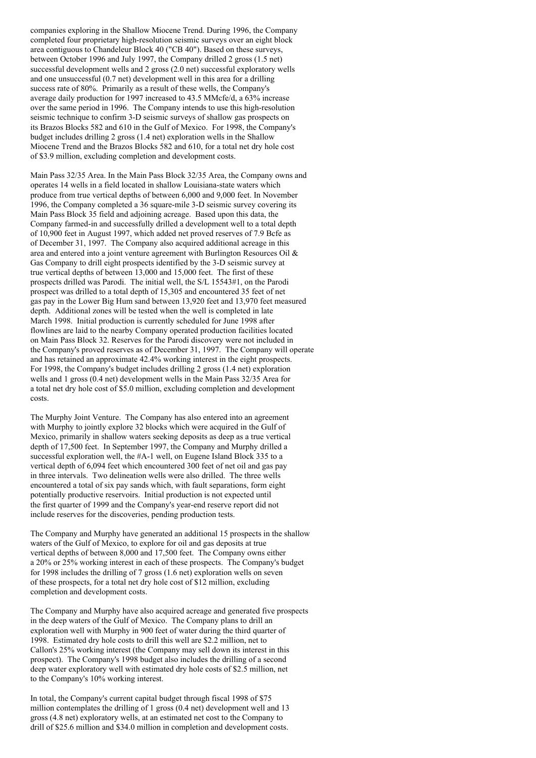companies exploring in the Shallow Miocene Trend. During 1996, the Company completed four proprietary high-resolution seismic surveys over an eight block area contiguous to Chandeleur Block 40 ("CB 40"). Based on these surveys, between October 1996 and July 1997, the Company drilled 2 gross (1.5 net) successful development wells and 2 gross (2.0 net) successful exploratory wells and one unsuccessful (0.7 net) development well in this area for a drilling success rate of 80%. Primarily as a result of these wells, the Company's average daily production for 1997 increased to 43.5 MMcfe/d, a 63% increase over the same period in 1996. The Company intends to use this high-resolution seismic technique to confirm 3-D seismic surveys of shallow gas prospects on its Brazos Blocks 582 and 610 in the Gulf of Mexico. For 1998, the Company's budget includes drilling 2 gross (1.4 net) exploration wells in the Shallow Miocene Trend and the Brazos Blocks 582 and 610, for a total net dry hole cost of $3.9 million, excluding completion and development costs.

Main Pass 32/35 Area. In the Main Pass Block 32/35 Area, the Company owns and operates 14 wells in a field located in shallow Louisiana-state waters which produce from true vertical depths of between 6,000 and 9,000 feet. In November 1996, the Company completed a 36 square-mile 3-D seismic survey covering its Main Pass Block 35 field and adjoining acreage. Based upon this data, the Company farmed-in and successfully drilled a development well to a total depth of 10,900 feet in August 1997, which added net proved reserves of 7.9 Bcfe as of December 31, 1997. The Company also acquired additional acreage in this area and entered into a joint venture agreement with Burlington Resources Oil & Gas Company to drill eight prospects identified by the 3-D seismic survey at true vertical depths of between 13,000 and 15,000 feet. The first of these prospects drilled was Parodi. The initial well, the S/L 15543#1, on the Parodi prospect was drilled to a total depth of 15,305 and encountered 35 feet of net gas pay in the Lower Big Hum sand between 13,920 feet and 13,970 feet measured depth. Additional zones will be tested when the well is completed in late March 1998. Initial production is currently scheduled for June 1998 after flowlines are laid to the nearby Company operated production facilities located on Main Pass Block 32. Reserves for the Parodi discovery were not included in the Company's proved reserves as of December 31, 1997. The Company will operate and has retained an approximate 42.4% working interest in the eight prospects. For 1998, the Company's budget includes drilling 2 gross (1.4 net) exploration wells and 1 gross (0.4 net) development wells in the Main Pass 32/35 Area for a total net dry hole cost of $5.0 million, excluding completion and development costs.

The Murphy Joint Venture. The Company has also entered into an agreement with Murphy to jointly explore 32 blocks which were acquired in the Gulf of Mexico, primarily in shallow waters seeking deposits as deep as a true vertical depth of 17,500 feet. In September 1997, the Company and Murphy drilled a successful exploration well, the #A-1 well, on Eugene Island Block 335 to a vertical depth of 6,094 feet which encountered 300 feet of net oil and gas pay in three intervals. Two delineation wells were also drilled. The three wells encountered a total of six pay sands which, with fault separations, form eight potentially productive reservoirs. Initial production is not expected until the first quarter of 1999 and the Company's year-end reserve report did not include reserves for the discoveries, pending production tests.

The Company and Murphy have generated an additional 15 prospects in the shallow waters of the Gulf of Mexico, to explore for oil and gas deposits at true vertical depths of between 8,000 and 17,500 feet. The Company owns either a 20% or 25% working interest in each of these prospects. The Company's budget for 1998 includes the drilling of 7 gross (1.6 net) exploration wells on seven of these prospects, for a total net dry hole cost of $12 million, excluding completion and development costs.

The Company and Murphy have also acquired acreage and generated five prospects in the deep waters of the Gulf of Mexico. The Company plans to drill an exploration well with Murphy in 900 feet of water during the third quarter of 1998. Estimated dry hole costs to drill this well are $2.2 million, net to Callon's 25% working interest (the Company may sell down its interest in this prospect). The Company's 1998 budget also includes the drilling of a second deep water exploratory well with estimated dry hole costs of $2.5 million, net to the Company's 10% working interest.

In total, the Company's current capital budget through fiscal 1998 of $75 million contemplates the drilling of 1 gross (0.4 net) development well and 13 gross (4.8 net) exploratory wells, at an estimated net cost to the Company to drill of $25.6 million and $34.0 million in completion and development costs.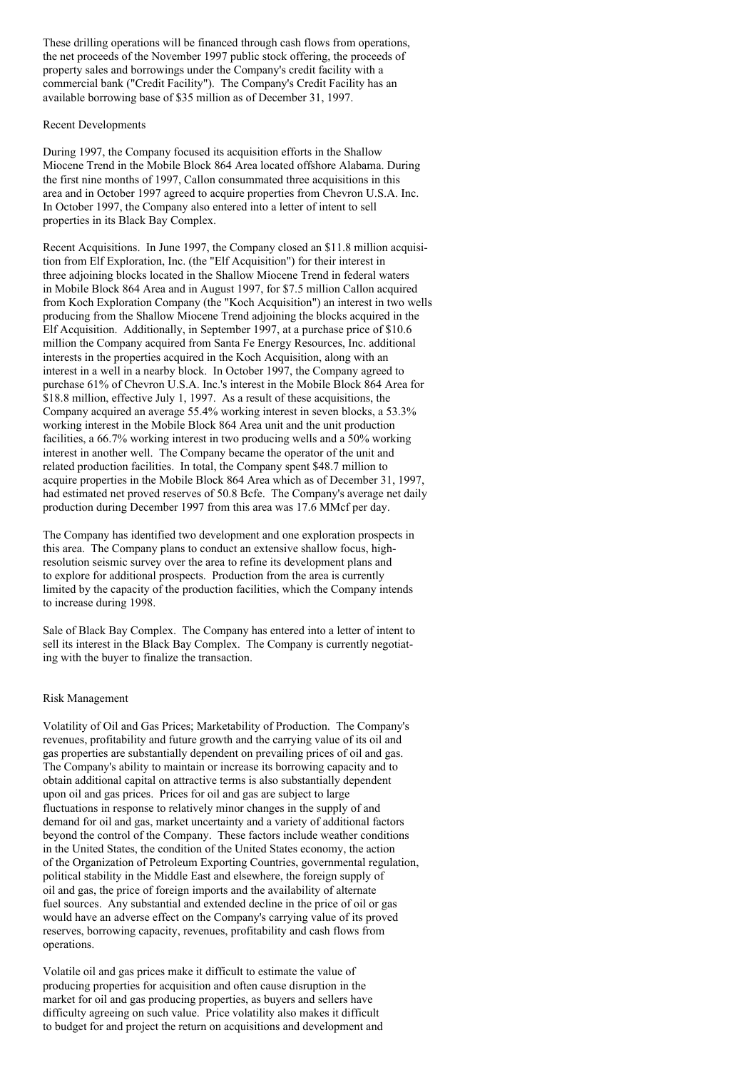These drilling operations will be financed through cash flows from operations, the net proceeds of the November 1997 public stock offering, the proceeds of property sales and borrowings under the Company's credit facility with a commercial bank ("Credit Facility"). The Company's Credit Facility has an available borrowing base of $35 million as of December 31, 1997.

## Recent Developments

During 1997, the Company focused its acquisition efforts in the Shallow Miocene Trend in the Mobile Block 864 Area located offshore Alabama. During the first nine months of 1997, Callon consummated three acquisitions in this area and in October 1997 agreed to acquire properties from Chevron U.S.A. Inc. In October 1997, the Company also entered into a letter of intent to sell properties in its Black Bay Complex.

Recent Acquisitions. In June 1997, the Company closed an $11.8 million acquisition from Elf Exploration, Inc. (the "Elf Acquisition") for their interest in three adjoining blocks located in the Shallow Miocene Trend in federal waters in Mobile Block 864 Area and in August 1997, for $7.5 million Callon acquired from Koch Exploration Company (the "Koch Acquisition") an interest in two wells producing from the Shallow Miocene Trend adjoining the blocks acquired in the Elf Acquisition. Additionally, in September 1997, at a purchase price of $10.6 million the Company acquired from Santa Fe Energy Resources, Inc. additional interests in the properties acquired in the Koch Acquisition, along with an interest in a well in a nearby block. In October 1997, the Company agreed to purchase 61% of Chevron U.S.A. Inc.'s interest in the Mobile Block 864 Area for $18.8 million, effective July 1, 1997. As a result of these acquisitions, the Company acquired an average 55.4% working interest in seven blocks, a 53.3% working interest in the Mobile Block 864 Area unit and the unit production facilities, a 66.7% working interest in two producing wells and a 50% working interest in another well. The Company became the operator of the unit and related production facilities. In total, the Company spent $48.7 million to acquire properties in the Mobile Block 864 Area which as of December 31, 1997, had estimated net proved reserves of 50.8 Bcfe. The Company's average net daily production during December 1997 from this area was 17.6 MMcf per day.

The Company has identified two development and one exploration prospects in this area. The Company plans to conduct an extensive shallow focus, high-resolution seismic survey over the area to refine its development plans and to explore for additional prospects. Production from the area is currently limited by the capacity of the production facilities, which the Company intends to increase during 1998.

Sale of Black Bay Complex. The Company has entered into a letter of intent to sell its interest in the Black Bay Complex. The Company is currently negotiating with the buyer to finalize the transaction.

## Risk Management

Volatility of Oil and Gas Prices; Marketability of Production. The Company's revenues, profitability and future growth and the carrying value of its oil and gas properties are substantially dependent on prevailing prices of oil and gas. The Company's ability to maintain or increase its borrowing capacity and to obtain additional capital on attractive terms is also substantially dependent upon oil and gas prices. Prices for oil and gas are subject to large fluctuations in response to relatively minor changes in the supply of and demand for oil and gas, market uncertainty and a variety of additional factors beyond the control of the Company. These factors include weather conditions in the United States, the condition of the United States economy, the action of the Organization of Petroleum Exporting Countries, governmental regulation, political stability in the Middle East and elsewhere, the foreign supply of oil and gas, the price of foreign imports and the availability of alternate fuel sources. Any substantial and extended decline in the price of oil or gas would have an adverse effect on the Company's carrying value of its proved reserves, borrowing capacity, revenues, profitability and cash flows from operations.

Volatile oil and gas prices make it difficult to estimate the value of producing properties for acquisition and often cause disruption in the market for oil and gas producing properties, as buyers and sellers have difficulty agreeing on such value. Price volatility also makes it difficult to budget for and project the return on acquisitions and development and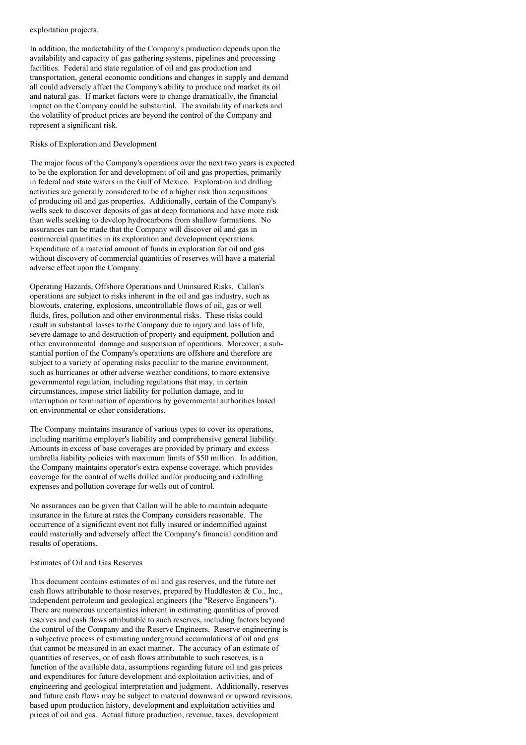exploitation projects.

In addition, the marketability of the Company's production depends upon the availability and capacity of gas gathering systems, pipelines and processing facilities. Federal and state regulation of oil and gas production and transportation, general economic conditions and changes in supply and demand all could adversely affect the Company's ability to produce and market its oil and natural gas. If market factors were to change dramatically, the financial impact on the Company could be substantial. The availability of markets and the volatility of product prices are beyond the control of the Company and represent a significant risk.

### Risks of Exploration and Development

The major focus of the Company's operations over the next two years is expected to be the exploration for and development of oil and gas properties, primarily in federal and state waters in the Gulf of Mexico. Exploration and drilling activities are generally considered to be of a higher risk than acquisitions of producing oil and gas properties. Additionally, certain of the Company's wells seek to discover deposits of gas at deep formations and have more risk than wells seeking to develop hydrocarbons from shallow formations. No assurances can be made that the Company will discover oil and gas in commercial quantities in its exploration and development operations. Expenditure of a material amount of funds in exploration for oil and gas without discovery of commercial quantities of reserves will have a material adverse effect upon the Company.

Operating Hazards, Offshore Operations and Uninsured Risks. Callon's operations are subject to risks inherent in the oil and gas industry, such as blowouts, cratering, explosions, uncontrollable flows of oil, gas or well fluids, fires, pollution and other environmental risks. These risks could result in substantial losses to the Company due to injury and loss of life, severe damage to and destruction of property and equipment, pollution and other environmental damage and suspension of operations. Moreover, a substantial portion of the Company's operations are offshore and therefore are subject to a variety of operating risks peculiar to the marine environment, such as hurricanes or other adverse weather conditions, to more extensive governmental regulation, including regulations that may, in certain circumstances, impose strict liability for pollution damage, and to interruption or termination of operations by governmental authorities based on environmental or other considerations.

The Company maintains insurance of various types to cover its operations, including maritime employer's liability and comprehensive general liability. Amounts in excess of base coverages are provided by primary and excess umbrella liability policies with maximum limits of $50 million. In addition, the Company maintains operator's extra expense coverage, which provides coverage for the control of wells drilled and/or producing and redrilling expenses and pollution coverage for wells out of control.

No assurances can be given that Callon will be able to maintain adequate insurance in the future at rates the Company considers reasonable. The occurrence of a significant event not fully insured or indemnified against could materially and adversely affect the Company's financial condition and results of operations.

### Estimates of Oil and Gas Reserves

This document contains estimates of oil and gas reserves, and the future net cash flows attributable to those reserves, prepared by Huddleston & Co., Inc., independent petroleum and geological engineers (the "Reserve Engineers"). There are numerous uncertainties inherent in estimating quantities of proved reserves and cash flows attributable to such reserves, including factors beyond the control of the Company and the Reserve Engineers. Reserve engineering is a subjective process of estimating underground accumulations of oil and gas that cannot be measured in an exact manner. The accuracy of an estimate of quantities of reserves, or of cash flows attributable to such reserves, is a function of the available data, assumptions regarding future oil and gas prices and expenditures for future development and exploitation activities, and of engineering and geological interpretation and judgment. Additionally, reserves and future cash flows may be subject to material downward or upward revisions, based upon production history, development and exploitation activities and prices of oil and gas. Actual future production, revenue, taxes, development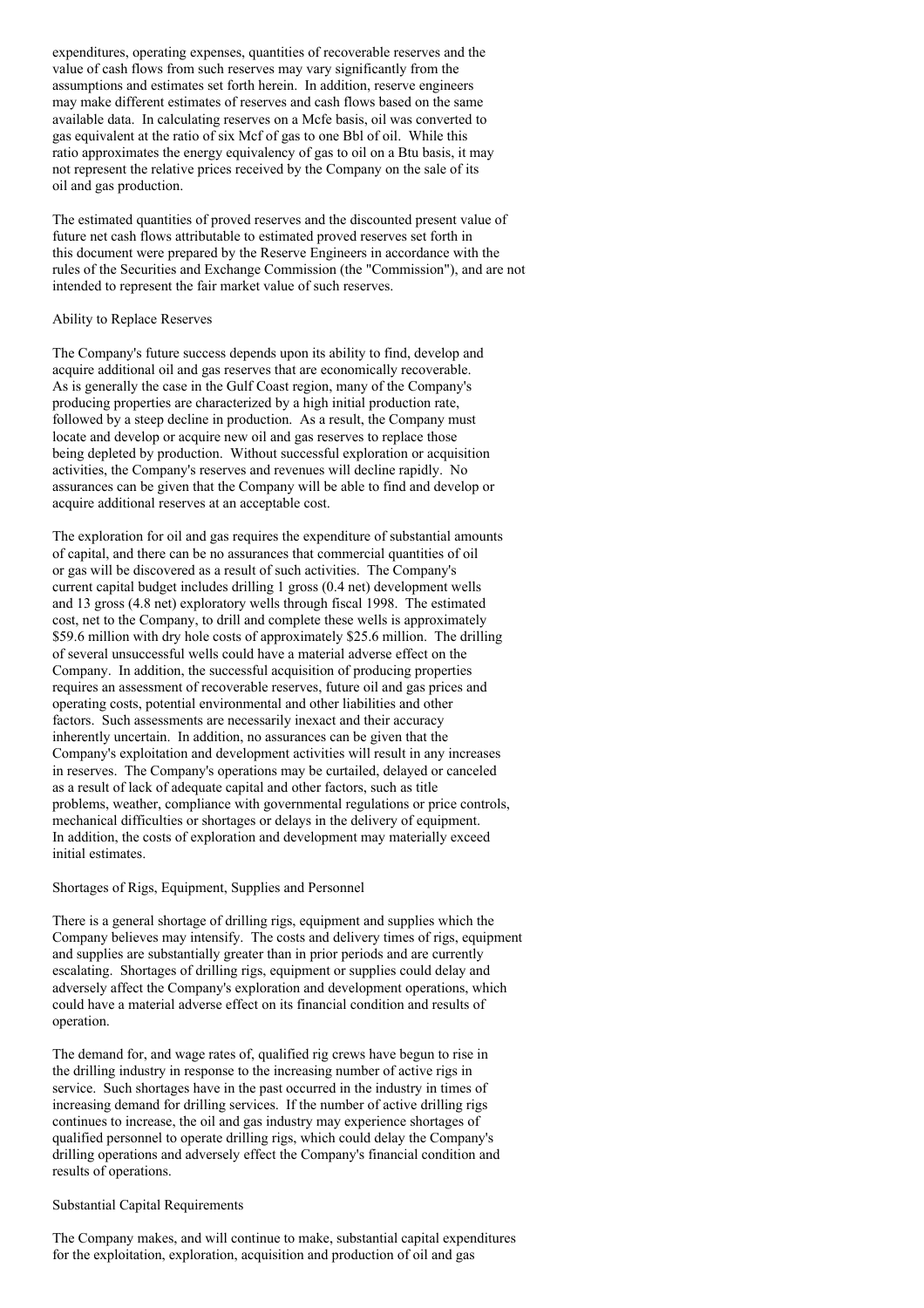expenditures, operating expenses, quantities of recoverable reserves and the value of cash flows from such reserves may vary significantly from the assumptions and estimates set forth herein. In addition, reserve engineers may make different estimates of reserves and cash flows based on the same available data. In calculating reserves on a Mcfe basis, oil was converted to gas equivalent at the ratio of six Mcf of gas to one Bbl of oil. While this ratio approximates the energy equivalency of gas to oil on a Btu basis, it may not represent the relative prices received by the Company on the sale of its oil and gas production.

The estimated quantities of proved reserves and the discounted present value of future net cash flows attributable to estimated proved reserves set forth in this document were prepared by the Reserve Engineers in accordance with the rules of the Securities and Exchange Commission (the "Commission"), and are not intended to represent the fair market value of such reserves.

### Ability to Replace Reserves

The Company's future success depends upon its ability to find, develop and acquire additional oil and gas reserves that are economically recoverable. As is generally the case in the Gulf Coast region, many of the Company's producing properties are characterized by a high initial production rate, followed by a steep decline in production. As a result, the Company must locate and develop or acquire new oil and gas reserves to replace those being depleted by production. Without successful exploration or acquisition activities, the Company's reserves and revenues will decline rapidly. No assurances can be given that the Company will be able to find and develop or acquire additional reserves at an acceptable cost.

The exploration for oil and gas requires the expenditure of substantial amounts of capital, and there can be no assurances that commercial quantities of oil or gas will be discovered as a result of such activities. The Company's current capital budget includes drilling 1 gross (0.4 net) development wells and 13 gross (4.8 net) exploratory wells through fiscal 1998. The estimated cost, net to the Company, to drill and complete these wells is approximately $59.6 million with dry hole costs of approximately $25.6 million. The drilling of several unsuccessful wells could have a material adverse effect on the Company. In addition, the successful acquisition of producing properties requires an assessment of recoverable reserves, future oil and gas prices and operating costs, potential environmental and other liabilities and other factors. Such assessments are necessarily inexact and their accuracy inherently uncertain. In addition, no assurances can be given that the Company's exploitation and development activities will result in any increases in reserves. The Company's operations may be curtailed, delayed or canceled as a result of lack of adequate capital and other factors, such as title problems, weather, compliance with governmental regulations or price controls, mechanical difficulties or shortages or delays in the delivery of equipment. In addition, the costs of exploration and development may materially exceed initial estimates.

### Shortages of Rigs, Equipment, Supplies and Personnel

There is a general shortage of drilling rigs, equipment and supplies which the Company believes may intensify. The costs and delivery times of rigs, equipment and supplies are substantially greater than in prior periods and are currently escalating. Shortages of drilling rigs, equipment or supplies could delay and adversely affect the Company's exploration and development operations, which could have a material adverse effect on its financial condition and results of operation.

The demand for, and wage rates of, qualified rig crews have begun to rise in the drilling industry in response to the increasing number of active rigs in service. Such shortages have in the past occurred in the industry in times of increasing demand for drilling services. If the number of active drilling rigs continues to increase, the oil and gas industry may experience shortages of qualified personnel to operate drilling rigs, which could delay the Company's drilling operations and adversely effect the Company's financial condition and results of operations.

### Substantial Capital Requirements

The Company makes, and will continue to make, substantial capital expenditures for the exploitation, exploration, acquisition and production of oil and gas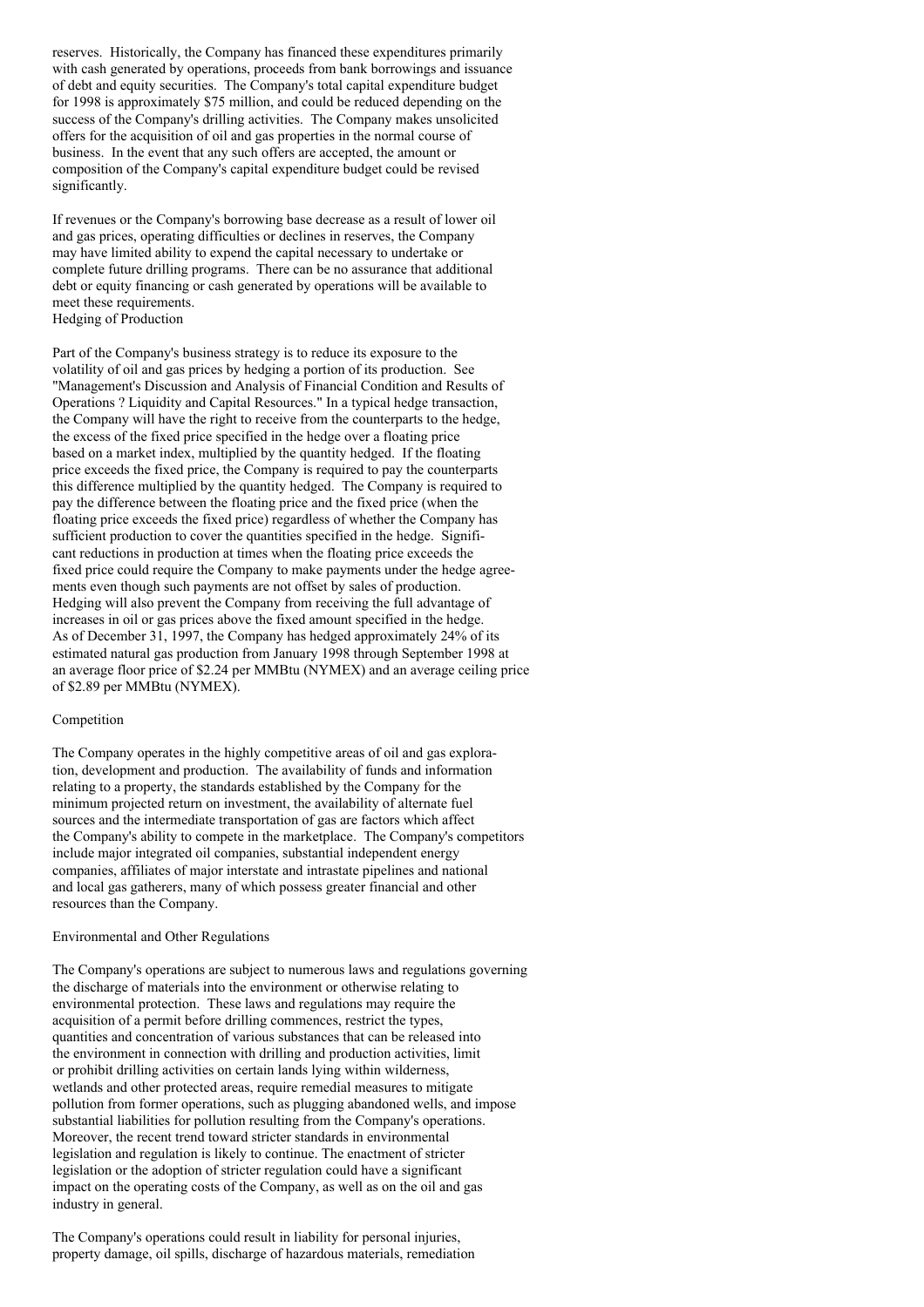reserves. Historically, the Company has financed these expenditures primarily with cash generated by operations, proceeds from bank borrowings and issuance of debt and equity securities. The Company's total capital expenditure budget for 1998 is approximately $75 million, and could be reduced depending on the success of the Company's drilling activities. The Company makes unsolicited offers for the acquisition of oil and gas properties in the normal course of business. In the event that any such offers are accepted, the amount or composition of the Company's capital expenditure budget could be revised significantly.

If revenues or the Company's borrowing base decrease as a result of lower oil and gas prices, operating difficulties or declines in reserves, the Company may have limited ability to expend the capital necessary to undertake or complete future drilling programs. There can be no assurance that additional debt or equity financing or cash generated by operations will be available to meet these requirements.

### Hedging of Production

Part of the Company's business strategy is to reduce its exposure to the volatility of oil and gas prices by hedging a portion of its production. See "Management's Discussion and Analysis of Financial Condition and Results of Operations ? Liquidity and Capital Resources." In a typical hedge transaction, the Company will have the right to receive from the counterparts to the hedge, the excess of the fixed price specified in the hedge over a floating price based on a market index, multiplied by the quantity hedged. If the floating price exceeds the fixed price, the Company is required to pay the counterparts this difference multiplied by the quantity hedged. The Company is required to pay the difference between the floating price and the fixed price (when the floating price exceeds the fixed price) regardless of whether the Company has sufficient production to cover the quantities specified in the hedge. Significant reductions in production at times when the floating price exceeds the fixed price could require the Company to make payments under the hedge agreements even though such payments are not offset by sales of production. Hedging will also prevent the Company from receiving the full advantage of increases in oil or gas prices above the fixed amount specified in the hedge. As of December 31, 1997, the Company has hedged approximately 24% of its estimated natural gas production from January 1998 through September 1998 at an average floor price of $2.24 per MMBtu (NYMEX) and an average ceiling price of $2.89 per MMBtu (NYMEX).

### Competition

The Company operates in the highly competitive areas of oil and gas exploration, development and production. The availability of funds and information relating to a property, the standards established by the Company for the minimum projected return on investment, the availability of alternate fuel sources and the intermediate transportation of gas are factors which affect the Company's ability to compete in the marketplace. The Company's competitors include major integrated oil companies, substantial independent energy companies, affiliates of major interstate and intrastate pipelines and national and local gas gatherers, many of which possess greater financial and other resources than the Company.

### Environmental and Other Regulations

The Company's operations are subject to numerous laws and regulations governing the discharge of materials into the environment or otherwise relating to environmental protection. These laws and regulations may require the acquisition of a permit before drilling commences, restrict the types, quantities and concentration of various substances that can be released into the environment in connection with drilling and production activities, limit or prohibit drilling activities on certain lands lying within wilderness, wetlands and other protected areas, require remedial measures to mitigate pollution from former operations, such as plugging abandoned wells, and impose substantial liabilities for pollution resulting from the Company's operations. Moreover, the recent trend toward stricter standards in environmental legislation and regulation is likely to continue. The enactment of stricter legislation or the adoption of stricter regulation could have a significant impact on the operating costs of the Company, as well as on the oil and gas industry in general.

The Company's operations could result in liability for personal injuries, property damage, oil spills, discharge of hazardous materials, remediation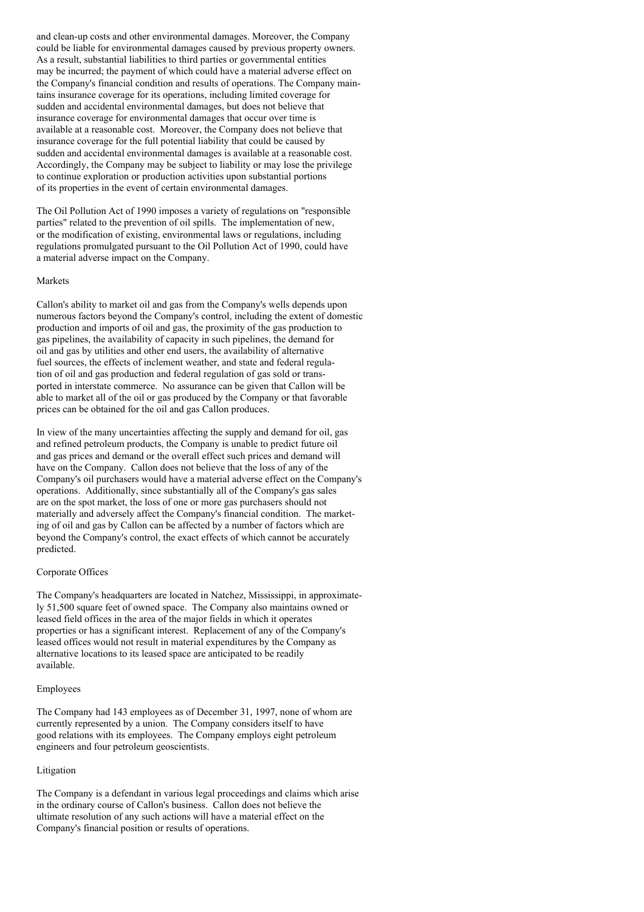and clean-up costs and other environmental damages. Moreover, the Company could be liable for environmental damages caused by previous property owners. As a result, substantial liabilities to third parties or governmental entities may be incurred; the payment of which could have a material adverse effect on the Company's financial condition and results of operations. The Company maintains insurance coverage for its operations, including limited coverage for sudden and accidental environmental damages, but does not believe that insurance coverage for environmental damages that occur over time is available at a reasonable cost. Moreover, the Company does not believe that insurance coverage for the full potential liability that could be caused by sudden and accidental environmental damages is available at a reasonable cost. Accordingly, the Company may be subject to liability or may lose the privilege to continue exploration or production activities upon substantial portions of its properties in the event of certain environmental damages.

The Oil Pollution Act of 1990 imposes a variety of regulations on "responsible parties" related to the prevention of oil spills. The implementation of new, or the modification of existing, environmental laws or regulations, including regulations promulgated pursuant to the Oil Pollution Act of 1990, could have a material adverse impact on the Company.

## Markets

Callon's ability to market oil and gas from the Company's wells depends upon numerous factors beyond the Company's control, including the extent of domestic production and imports of oil and gas, the proximity of the gas production to gas pipelines, the availability of capacity in such pipelines, the demand for oil and gas by utilities and other end users, the availability of alternative fuel sources, the effects of inclement weather, and state and federal regulation of oil and gas production and federal regulation of gas sold or transported in interstate commerce. No assurance can be given that Callon will be able to market all of the oil or gas produced by the Company or that favorable prices can be obtained for the oil and gas Callon produces.

In view of the many uncertainties affecting the supply and demand for oil, gas and refined petroleum products, the Company is unable to predict future oil and gas prices and demand or the overall effect such prices and demand will have on the Company. Callon does not believe that the loss of any of the Company's oil purchasers would have a material adverse effect on the Company's operations. Additionally, since substantially all of the Company's gas sales are on the spot market, the loss of one or more gas purchasers should not materially and adversely affect the Company's financial condition. The marketing of oil and gas by Callon can be affected by a number of factors which are beyond the Company's control, the exact effects of which cannot be accurately predicted.

## Corporate Offices

The Company's headquarters are located in Natchez, Mississippi, in approximately 51,500 square feet of owned space. The Company also maintains owned or leased field offices in the area of the major fields in which it operates properties or has a significant interest. Replacement of any of the Company's leased offices would not result in material expenditures by the Company as alternative locations to its leased space are anticipated to be readily available.

## Employees

The Company had 143 employees as of December 31, 1997, none of whom are currently represented by a union. The Company considers itself to have good relations with its employees. The Company employs eight petroleum engineers and four petroleum geoscientists.

## Litigation

The Company is a defendant in various legal proceedings and claims which arise in the ordinary course of Callon's business. Callon does not believe the ultimate resolution of any such actions will have a material effect on the Company's financial position or results of operations.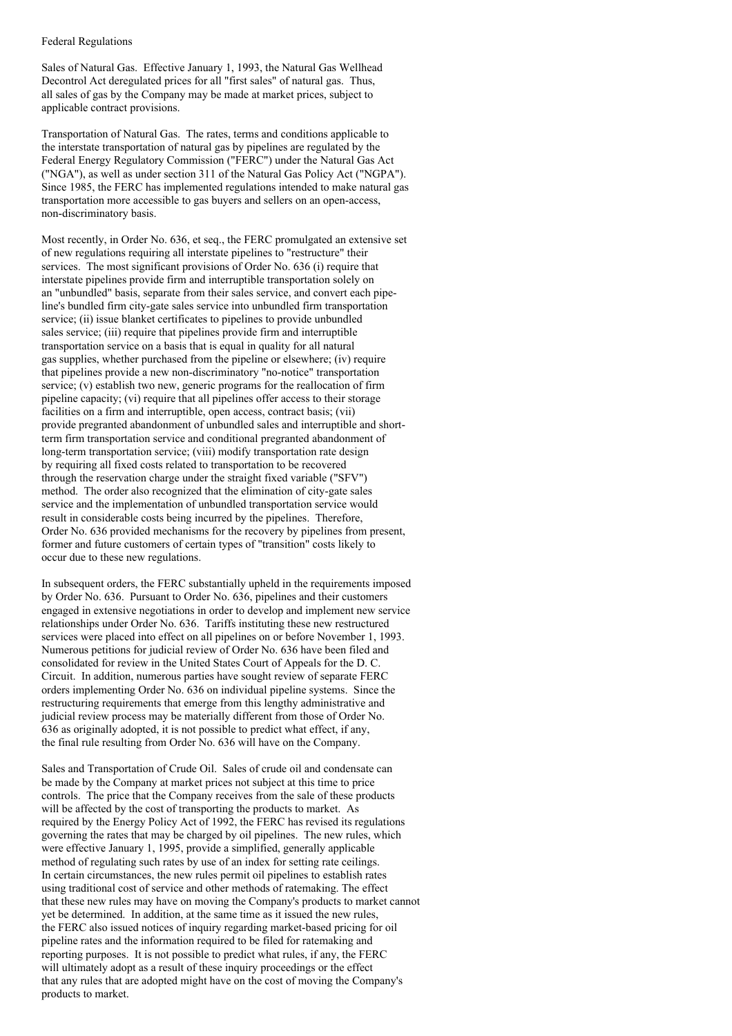Federal Regulations

Sales of Natural Gas. Effective January 1, 1993, the Natural Gas Wellhead Decontrol Act deregulated prices for all "first sales" of natural gas. Thus, all sales of gas by the Company may be made at market prices, subject to applicable contract provisions.

Transportation of Natural Gas. The rates, terms and conditions applicable to the interstate transportation of natural gas by pipelines are regulated by the Federal Energy Regulatory Commission ("FERC") under the Natural Gas Act ("NGA"), as well as under section 311 of the Natural Gas Policy Act ("NGPA"). Since 1985, the FERC has implemented regulations intended to make natural gas transportation more accessible to gas buyers and sellers on an open-access, non-discriminatory basis.

Most recently, in Order No. 636, et seq., the FERC promulgated an extensive set of new regulations requiring all interstate pipelines to "restructure" their services. The most significant provisions of Order No. 636 (i) require that interstate pipelines provide firm and interruptible transportation solely on an "unbundled" basis, separate from their sales service, and convert each pipeline's bundled firm city-gate sales service into unbundled firm transportation service; (ii) issue blanket certificates to pipelines to provide unbundled sales service; (iii) require that pipelines provide firm and interruptible transportation service on a basis that is equal in quality for all natural gas supplies, whether purchased from the pipeline or elsewhere; (iv) require that pipelines provide a new non-discriminatory "no-notice" transportation service; (v) establish two new, generic programs for the reallocation of firm pipeline capacity; (vi) require that all pipelines offer access to their storage facilities on a firm and interruptible, open access, contract basis; (vii) provide pregranted abandonment of unbundled sales and interruptible and short-term firm transportation service and conditional pregranted abandonment of long-term transportation service; (viii) modify transportation rate design by requiring all fixed costs related to transportation to be recovered through the reservation charge under the straight fixed variable ("SFV") method. The order also recognized that the elimination of city-gate sales service and the implementation of unbundled transportation service would result in considerable costs being incurred by the pipelines. Therefore, Order No. 636 provided mechanisms for the recovery by pipelines from present, former and future customers of certain types of "transition" costs likely to occur due to these new regulations.

In subsequent orders, the FERC substantially upheld in the requirements imposed by Order No. 636. Pursuant to Order No. 636, pipelines and their customers engaged in extensive negotiations in order to develop and implement new service relationships under Order No. 636. Tariffs instituting these new restructured services were placed into effect on all pipelines on or before November 1, 1993. Numerous petitions for judicial review of Order No. 636 have been filed and consolidated for review in the United States Court of Appeals for the D. C. Circuit. In addition, numerous parties have sought review of separate FERC orders implementing Order No. 636 on individual pipeline systems. Since the restructuring requirements that emerge from this lengthy administrative and judicial review process may be materially different from those of Order No. 636 as originally adopted, it is not possible to predict what effect, if any, the final rule resulting from Order No. 636 will have on the Company.

Sales and Transportation of Crude Oil. Sales of crude oil and condensate can be made by the Company at market prices not subject at this time to price controls. The price that the Company receives from the sale of these products will be affected by the cost of transporting the products to market. As required by the Energy Policy Act of 1992, the FERC has revised its regulations governing the rates that may be charged by oil pipelines. The new rules, which were effective January 1, 1995, provide a simplified, generally applicable method of regulating such rates by use of an index for setting rate ceilings. In certain circumstances, the new rules permit oil pipelines to establish rates using traditional cost of service and other methods of ratemaking. The effect that these new rules may have on moving the Company's products to market cannot yet be determined. In addition, at the same time as it issued the new rules, the FERC also issued notices of inquiry regarding market-based pricing for oil pipeline rates and the information required to be filed for ratemaking and reporting purposes. It is not possible to predict what rules, if any, the FERC will ultimately adopt as a result of these inquiry proceedings or the effect that any rules that are adopted might have on the cost of moving the Company's products to market.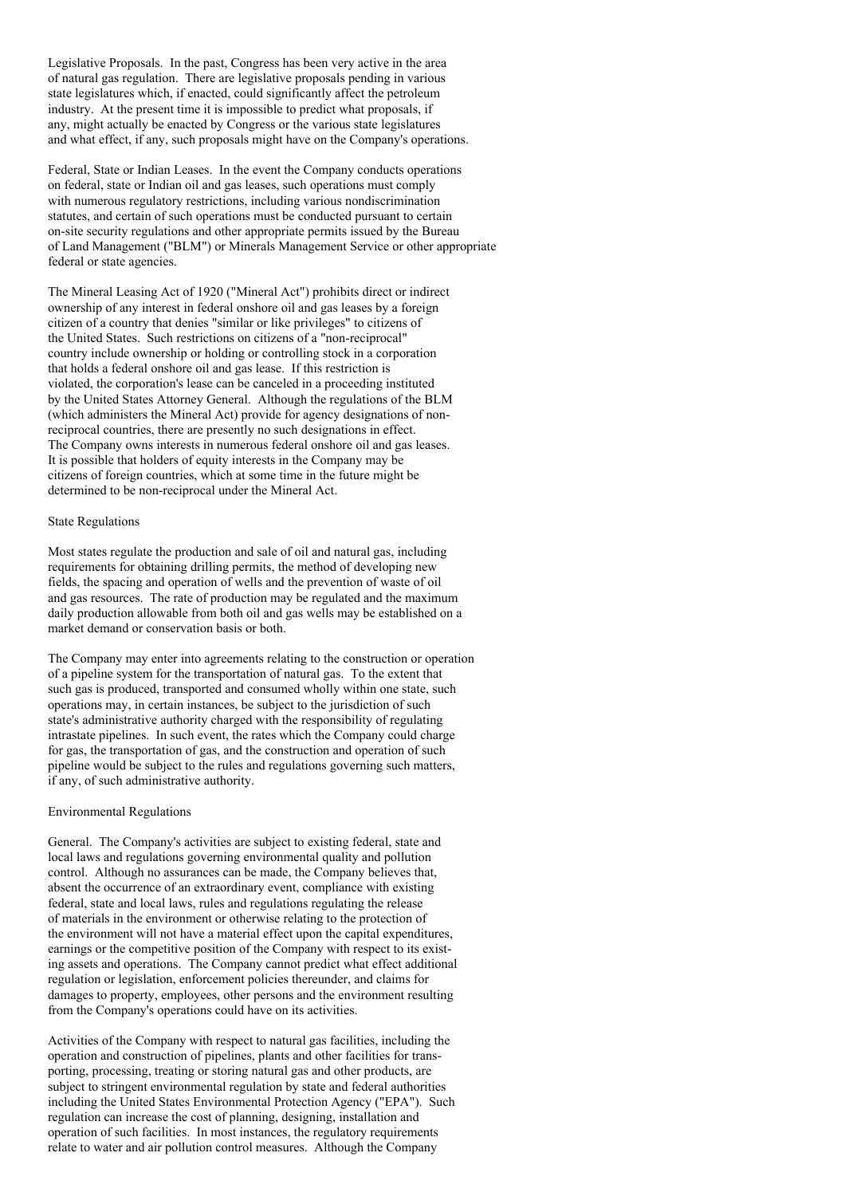Legislative Proposals. In the past, Congress has been very active in the area of natural gas regulation. There are legislative proposals pending in various state legislatures which, if enacted, could significantly affect the petroleum industry. At the present time it is impossible to predict what proposals, if any, might actually be enacted by Congress or the various state legislatures and what effect, if any, such proposals might have on the Company's operations.

Federal, State or Indian Leases. In the event the Company conducts operations on federal, state or Indian oil and gas leases, such operations must comply with numerous regulatory restrictions, including various nondiscrimination statutes, and certain of such operations must be conducted pursuant to certain on-site security regulations and other appropriate permits issued by the Bureau of Land Management ("BLM") or Minerals Management Service or other appropriate federal or state agencies.

The Mineral Leasing Act of 1920 ("Mineral Act") prohibits direct or indirect ownership of any interest in federal onshore oil and gas leases by a foreign citizen of a country that denies "similar or like privileges" to citizens of the United States. Such restrictions on citizens of a "non-reciprocal" country include ownership or holding or controlling stock in a corporation that holds a federal onshore oil and gas lease. If this restriction is violated, the corporation's lease can be canceled in a proceeding instituted by the United States Attorney General. Although the regulations of the BLM (which administers the Mineral Act) provide for agency designations of non-reciprocal countries, there are presently no such designations in effect. The Company owns interests in numerous federal onshore oil and gas leases. It is possible that holders of equity interests in the Company may be citizens of foreign countries, which at some time in the future might be determined to be non-reciprocal under the Mineral Act.

State Regulations

Most states regulate the production and sale of oil and natural gas, including requirements for obtaining drilling permits, the method of developing new fields, the spacing and operation of wells and the prevention of waste of oil and gas resources. The rate of production may be regulated and the maximum daily production allowable from both oil and gas wells may be established on a market demand or conservation basis or both.

The Company may enter into agreements relating to the construction or operation of a pipeline system for the transportation of natural gas. To the extent that such gas is produced, transported and consumed wholly within one state, such operations may, in certain instances, be subject to the jurisdiction of such state's administrative authority charged with the responsibility of regulating intrastate pipelines. In such event, the rates which the Company could charge for gas, the transportation of gas, and the construction and operation of such pipeline would be subject to the rules and regulations governing such matters, if any, of such administrative authority.

Environmental Regulations

General. The Company's activities are subject to existing federal, state and local laws and regulations governing environmental quality and pollution control. Although no assurances can be made, the Company believes that, absent the occurrence of an extraordinary event, compliance with existing federal, state and local laws, rules and regulations regulating the release of materials in the environment or otherwise relating to the protection of the environment will not have a material effect upon the capital expenditures, earnings or the competitive position of the Company with respect to its existing assets and operations. The Company cannot predict what effect additional regulation or legislation, enforcement policies thereunder, and claims for damages to property, employees, other persons and the environment resulting from the Company's operations could have on its activities.

Activities of the Company with respect to natural gas facilities, including the operation and construction of pipelines, plants and other facilities for transporting, processing, treating or storing natural gas and other products, are subject to stringent environmental regulation by state and federal authorities including the United States Environmental Protection Agency ("EPA"). Such regulation can increase the cost of planning, designing, installation and operation of such facilities. In most instances, the regulatory requirements relate to water and air pollution control measures. Although the Company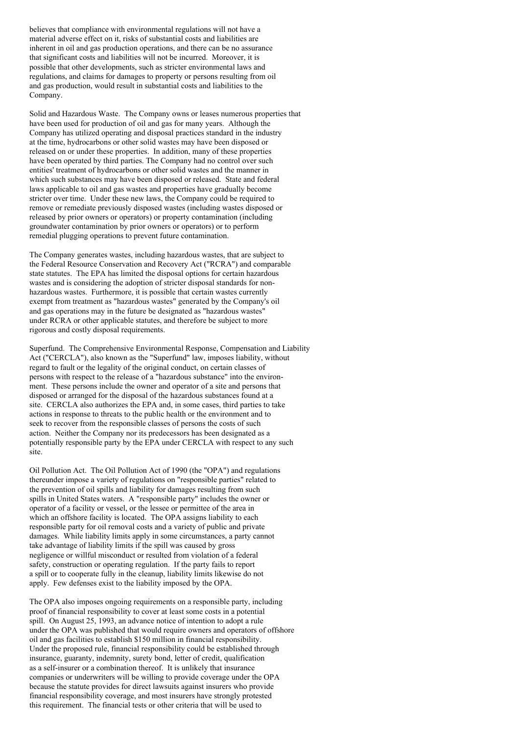believes that compliance with environmental regulations will not have a material adverse effect on it, risks of substantial costs and liabilities are inherent in oil and gas production operations, and there can be no assurance that significant costs and liabilities will not be incurred. Moreover, it is possible that other developments, such as stricter environmental laws and regulations, and claims for damages to property or persons resulting from oil and gas production, would result in substantial costs and liabilities to the Company.

Solid and Hazardous Waste. The Company owns or leases numerous properties that have been used for production of oil and gas for many years. Although the Company has utilized operating and disposal practices standard in the industry at the time, hydrocarbons or other solid wastes may have been disposed or released on or under these properties. In addition, many of these properties have been operated by third parties. The Company had no control over such entities' treatment of hydrocarbons or other solid wastes and the manner in which such substances may have been disposed or released. State and federal laws applicable to oil and gas wastes and properties have gradually become stricter over time. Under these new laws, the Company could be required to remove or remediate previously disposed wastes (including wastes disposed or released by prior owners or operators) or property contamination (including groundwater contamination by prior owners or operators) or to perform remedial plugging operations to prevent future contamination.

The Company generates wastes, including hazardous wastes, that are subject to the Federal Resource Conservation and Recovery Act ("RCRA") and comparable state statutes. The EPA has limited the disposal options for certain hazardous wastes and is considering the adoption of stricter disposal standards for non-hazardous wastes. Furthermore, it is possible that certain wastes currently exempt from treatment as "hazardous wastes" generated by the Company's oil and gas operations may in the future be designated as "hazardous wastes" under RCRA or other applicable statutes, and therefore be subject to more rigorous and costly disposal requirements.

Superfund. The Comprehensive Environmental Response, Compensation and Liability Act ("CERCLA"), also known as the "Superfund" law, imposes liability, without regard to fault or the legality of the original conduct, on certain classes of persons with respect to the release of a "hazardous substance" into the environment. These persons include the owner and operator of a site and persons that disposed or arranged for the disposal of the hazardous substances found at a site. CERCLA also authorizes the EPA and, in some cases, third parties to take actions in response to threats to the public health or the environment and to seek to recover from the responsible classes of persons the costs of such action. Neither the Company nor its predecessors has been designated as a potentially responsible party by the EPA under CERCLA with respect to any such site.

Oil Pollution Act. The Oil Pollution Act of 1990 (the "OPA") and regulations thereunder impose a variety of regulations on "responsible parties" related to the prevention of oil spills and liability for damages resulting from such spills in United States waters. A "responsible party" includes the owner or operator of a facility or vessel, or the lessee or permittee of the area in which an offshore facility is located. The OPA assigns liability to each responsible party for oil removal costs and a variety of public and private damages. While liability limits apply in some circumstances, a party cannot take advantage of liability limits if the spill was caused by gross negligence or willful misconduct or resulted from violation of a federal safety, construction or operating regulation. If the party fails to report a spill or to cooperate fully in the cleanup, liability limits likewise do not apply. Few defenses exist to the liability imposed by the OPA.

The OPA also imposes ongoing requirements on a responsible party, including proof of financial responsibility to cover at least some costs in a potential spill. On August 25, 1993, an advance notice of intention to adopt a rule under the OPA was published that would require owners and operators of offshore oil and gas facilities to establish $150 million in financial responsibility. Under the proposed rule, financial responsibility could be established through insurance, guaranty, indemnity, surety bond, letter of credit, qualification as a self-insurer or a combination thereof. It is unlikely that insurance companies or underwriters will be willing to provide coverage under the OPA because the statute provides for direct lawsuits against insurers who provide financial responsibility coverage, and most insurers have strongly protested this requirement. The financial tests or other criteria that will be used to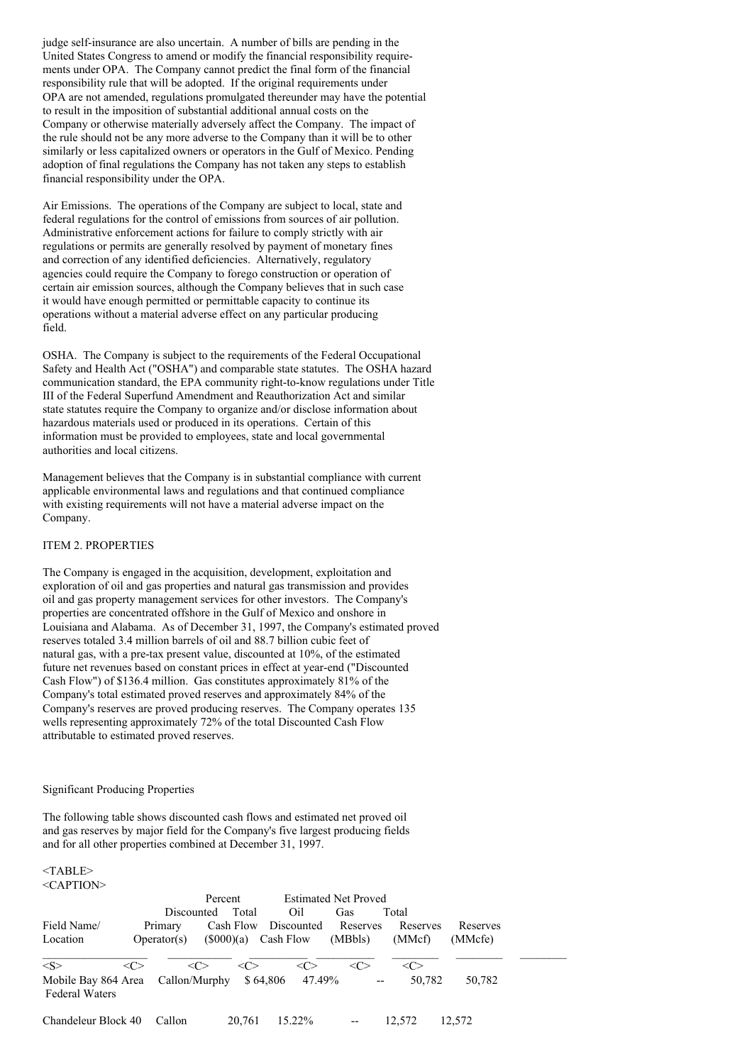judge self-insurance are also uncertain. A number of bills are pending in the United States Congress to amend or modify the financial responsibility requirements under OPA. The Company cannot predict the final form of the financial responsibility rule that will be adopted. If the original requirements under OPA are not amended, regulations promulgated thereunder may have the potential to result in the imposition of substantial additional annual costs on the Company or otherwise materially adversely affect the Company. The impact of the rule should not be any more adverse to the Company than it will be to other similarly or less capitalized owners or operators in the Gulf of Mexico. Pending adoption of final regulations the Company has not taken any steps to establish financial responsibility under the OPA.

Air Emissions. The operations of the Company are subject to local, state and federal regulations for the control of emissions from sources of air pollution. Administrative enforcement actions for failure to comply strictly with air regulations or permits are generally resolved by payment of monetary fines and correction of any identified deficiencies. Alternatively, regulatory agencies could require the Company to forego construction or operation of certain air emission sources, although the Company believes that in such case it would have enough permitted or permittable capacity to continue its operations without a material adverse effect on any particular producing field.

OSHA. The Company is subject to the requirements of the Federal Occupational Safety and Health Act ("OSHA") and comparable state statutes. The OSHA hazard communication standard, the EPA community right-to-know regulations under Title III of the Federal Superfund Amendment and Reauthorization Act and similar state statutes require the Company to organize and/or disclose information about hazardous materials used or produced in its operations. Certain of this information must be provided to employees, state and local governmental authorities and local citizens.

Management believes that the Company is in substantial compliance with current applicable environmental laws and regulations and that continued compliance with existing requirements will not have a material adverse impact on the Company.

## ITEM 2. PROPERTIES

The Company is engaged in the acquisition, development, exploitation and exploration of oil and gas properties and natural gas transmission and provides oil and gas property management services for other investors. The Company's properties are concentrated offshore in the Gulf of Mexico and onshore in Louisiana and Alabama. As of December 31, 1997, the Company's estimated proved reserves totaled 3.4 million barrels of oil and 88.7 billion cubic feet of natural gas, with a pre-tax present value, discounted at 10%, of the estimated future net revenues based on constant prices in effect at year-end ("Discounted Cash Flow") of $136.4 million. Gas constitutes approximately 81% of the Company's total estimated proved reserves and approximately 84% of the Company's reserves are proved producing reserves. The Company operates 135 wells representing approximately 72% of the total Discounted Cash Flow attributable to estimated proved reserves.

### Significant Producing Properties

The following table shows discounted cash flows and estimated net proved oil and gas reserves by major field for the Company's five largest producing fields and for all other properties combined at December 31, 1997.

| Field Name/ Location | Primary Operator(s) | Discounted Cash Flow ($000)(a) | Percent Total Discounted Cash Flow | Estimated Net Proved Oil Reserves (MBbls) | Gas Reserves (MMcf) | Total Reserves (MMcfe) |
|---|---|---|---|---|---|---|
| Mobile Bay 864 Area Federal Waters | Callon/Murphy | $ 64,806 | 47.49% | -- | 50,782 | 50,782 |
| Chandeleur Block 40 | Callon | 20,761 | 15.22% | -- | 12,572 | 12,572 |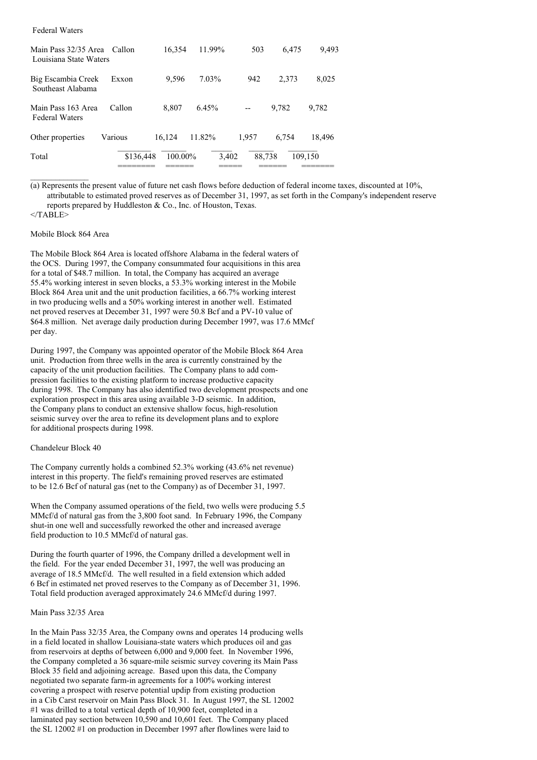| | | | | | | |
|---|---|---|---|---|---|---|
| Federal Waters | | | | | | |
| Main Pass 32/35 Area Louisiana State Waters | Callon | 16,354 | 11.99% | 503 | 6,475 | 9,493 |
| Big Escambia Creek Southeast Alabama | Exxon | 9,596 | 7.03% | 942 | 2,373 | 8,025 |
| Main Pass 163 Area Federal Waters | Callon | 8,807 | 6.45% | -- | 9,782 | 9,782 |
| Other properties | Various | 16,124 | 11.82% | 1,957 | 6,754 | 18,496 |
| Total | | $136,448 | 100.00% | 3,402 | 88,738 | 109,150 |

(a) Represents the present value of future net cash flows before deduction of federal income taxes, discounted at 10%, attributable to estimated proved reserves as of December 31, 1997, as set forth in the Company's independent reserve reports prepared by Huddleston & Co., Inc. of Houston, Texas.
</TABLE>

Mobile Block 864 Area

The Mobile Block 864 Area is located offshore Alabama in the federal waters of the OCS. During 1997, the Company consummated four acquisitions in this area for a total of $48.7 million. In total, the Company has acquired an average 55.4% working interest in seven blocks, a 53.3% working interest in the Mobile Block 864 Area unit and the unit production facilities, a 66.7% working interest in two producing wells and a 50% working interest in another well. Estimated net proved reserves at December 31, 1997 were 50.8 Bcf and a PV-10 value of $64.8 million. Net average daily production during December 1997, was 17.6 MMcf per day.

During 1997, the Company was appointed operator of the Mobile Block 864 Area unit. Production from three wells in the area is currently constrained by the capacity of the unit production facilities. The Company plans to add compression facilities to the existing platform to increase productive capacity during 1998. The Company has also identified two development prospects and one exploration prospect in this area using available 3-D seismic. In addition, the Company plans to conduct an extensive shallow focus, high-resolution seismic survey over the area to refine its development plans and to explore for additional prospects during 1998.

Chandeleur Block 40

The Company currently holds a combined 52.3% working (43.6% net revenue) interest in this property. The field's remaining proved reserves are estimated to be 12.6 Bcf of natural gas (net to the Company) as of December 31, 1997.

When the Company assumed operations of the field, two wells were producing 5.5 MMcf/d of natural gas from the 3,800 foot sand. In February 1996, the Company shut-in one well and successfully reworked the other and increased average field production to 10.5 MMcf/d of natural gas.

During the fourth quarter of 1996, the Company drilled a development well in the field. For the year ended December 31, 1997, the well was producing an average of 18.5 MMcf/d. The well resulted in a field extension which added 6 Bcf in estimated net proved reserves to the Company as of December 31, 1996. Total field production averaged approximately 24.6 MMcf/d during 1997.

Main Pass 32/35 Area

In the Main Pass 32/35 Area, the Company owns and operates 14 producing wells in a field located in shallow Louisiana-state waters which produces oil and gas from reservoirs at depths of between 6,000 and 9,000 feet. In November 1996, the Company completed a 36 square-mile seismic survey covering its Main Pass Block 35 field and adjoining acreage. Based upon this data, the Company negotiated two separate farm-in agreements for a 100% working interest covering a prospect with reserve potential updip from existing production in a Cib Carst reservoir on Main Pass Block 31. In August 1997, the SL 12002 #1 was drilled to a total vertical depth of 10,900 feet, completed in a laminated pay section between 10,590 and 10,601 feet. The Company placed the SL 12002 #1 on production in December 1997 after flowlines were laid to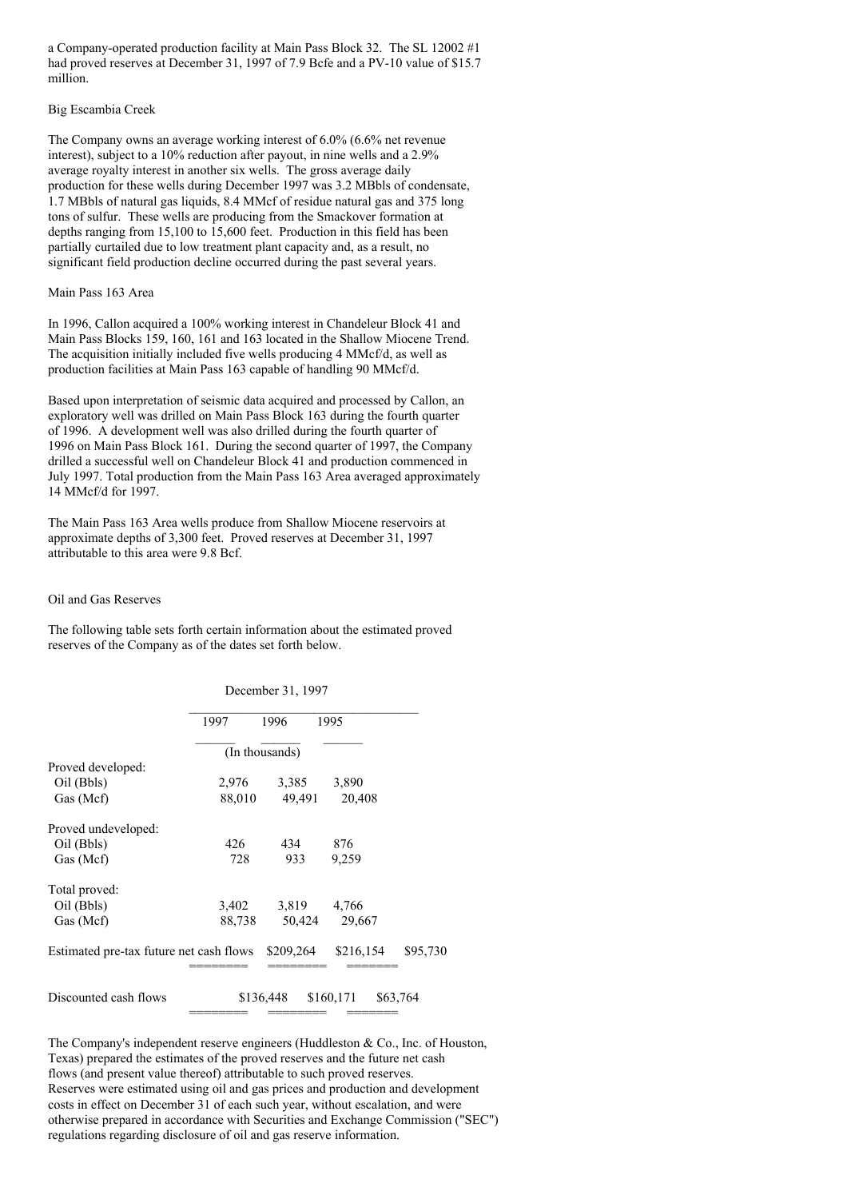a Company-operated production facility at Main Pass Block 32. The SL 12002 #1 had proved reserves at December 31, 1997 of 7.9 Bcfe and a PV-10 value of $15.7 million.

Big Escambia Creek

The Company owns an average working interest of 6.0% (6.6% net revenue interest), subject to a 10% reduction after payout, in nine wells and a 2.9% average royalty interest in another six wells. The gross average daily production for these wells during December 1997 was 3.2 MBbls of condensate, 1.7 MBbls of natural gas liquids, 8.4 MMcf of residue natural gas and 375 long tons of sulfur. These wells are producing from the Smackover formation at depths ranging from 15,100 to 15,600 feet. Production in this field has been partially curtailed due to low treatment plant capacity and, as a result, no significant field production decline occurred during the past several years.

Main Pass 163 Area

In 1996, Callon acquired a 100% working interest in Chandeleur Block 41 and Main Pass Blocks 159, 160, 161 and 163 located in the Shallow Miocene Trend. The acquisition initially included five wells producing 4 MMcf/d, as well as production facilities at Main Pass 163 capable of handling 90 MMcf/d.

Based upon interpretation of seismic data acquired and processed by Callon, an exploratory well was drilled on Main Pass Block 163 during the fourth quarter of 1996. A development well was also drilled during the fourth quarter of 1996 on Main Pass Block 161. During the second quarter of 1997, the Company drilled a successful well on Chandeleur Block 41 and production commenced in July 1997. Total production from the Main Pass 163 Area averaged approximately 14 MMcf/d for 1997.

The Main Pass 163 Area wells produce from Shallow Miocene reservoirs at approximate depths of 3,300 feet. Proved reserves at December 31, 1997 attributable to this area were 9.8 Bcf.

Oil and Gas Reserves

The following table sets forth certain information about the estimated proved reserves of the Company as of the dates set forth below.

| | December 31, 1997 | | |
|---|---|---|---|
| | 1997 | 1996 | 1995 |
| | (In thousands) | | |
| Proved developed: | | | |
| Oil (Bbls) | 2,976 | 3,385 | 3,890 |
| Gas (Mcf) | 88,010 | 49,491 | 20,408 |
| Proved undeveloped: | | | |
| Oil (Bbls) | 426 | 434 | 876 |
| Gas (Mcf) | 728 | 933 | 9,259 |
| Total proved: | | | |
| Oil (Bbls) | 3,402 | 3,819 | 4,766 |
| Gas (Mcf) | 88,738 | 50,424 | 29,667 |
| Estimated pre-tax future net cash flows | $209,264 | $216,154 | $95,730 |
| Discounted cash flows | $136,448 | $160,171 | $63,764 |

The Company's independent reserve engineers (Huddleston & Co., Inc. of Houston, Texas) prepared the estimates of the proved reserves and the future net cash flows (and present value thereof) attributable to such proved reserves. Reserves were estimated using oil and gas prices and production and development costs in effect on December 31 of each such year, without escalation, and were otherwise prepared in accordance with Securities and Exchange Commission ("SEC") regulations regarding disclosure of oil and gas reserve information.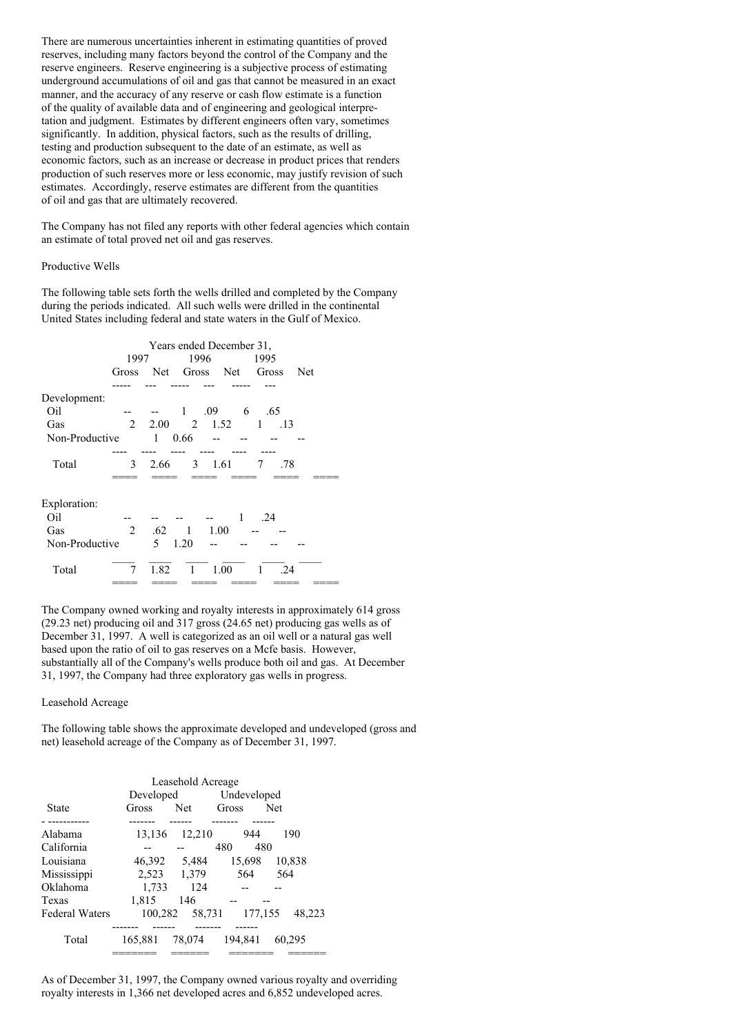There are numerous uncertainties inherent in estimating quantities of proved reserves, including many factors beyond the control of the Company and the reserve engineers. Reserve engineering is a subjective process of estimating underground accumulations of oil and gas that cannot be measured in an exact manner, and the accuracy of any reserve or cash flow estimate is a function of the quality of available data and of engineering and geological interpretation and judgment. Estimates by different engineers often vary, sometimes significantly. In addition, physical factors, such as the results of drilling, testing and production subsequent to the date of an estimate, as well as economic factors, such as an increase or decrease in product prices that renders production of such reserves more or less economic, may justify revision of such estimates. Accordingly, reserve estimates are different from the quantities of oil and gas that are ultimately recovered.

The Company has not filed any reports with other federal agencies which contain an estimate of total proved net oil and gas reserves.

Productive Wells

The following table sets forth the wells drilled and completed by the Company during the periods indicated. All such wells were drilled in the continental United States including federal and state waters in the Gulf of Mexico.

| | Years ended December 31, | | | | | |
|---|---|---|---|---|---|---|
| | 1997 | | 1996 | | 1995 | |
| | Gross | Net | Gross | Net | Gross | Net |
| Development: | | | | | | |
| Oil | -- | -- | 1 | .09 | 6 | .65 |
| Gas | 2 | 2.00 | 2 | 1.52 | 1 | .13 |
| Non-Productive | 1 | 0.66 | -- | -- | -- | -- |
| Total | 3 | 2.66 | 3 | 1.61 | 7 | .78 |
| Exploration: | | | | | | |
| Oil | -- | -- | -- | -- | 1 | .24 |
| Gas | 2 | .62 | 1 | 1.00 | -- | -- |
| Non-Productive | 5 | 1.20 | -- | -- | -- | -- |
| Total | 7 | 1.82 | 1 | 1.00 | 1 | .24 |

The Company owned working and royalty interests in approximately 614 gross (29.23 net) producing oil and 317 gross (24.65 net) producing gas wells as of December 31, 1997. A well is categorized as an oil well or a natural gas well based upon the ratio of oil to gas reserves on a Mcfe basis. However, substantially all of the Company's wells produce both oil and gas. At December 31, 1997, the Company had three exploratory gas wells in progress.

Leasehold Acreage

The following table shows the approximate developed and undeveloped (gross and net) leasehold acreage of the Company as of December 31, 1997.

| | Leasehold Acreage | | | |
|---|---|---|---|---|
| | Developed | | Undeveloped | |
| State | Gross | Net | Gross | Net |
| Alabama | 13,136 | 12,210 | 944 | 190 |
| California | -- | -- | 480 | 480 |
| Louisiana | 46,392 | 5,484 | 15,698 | 10,838 |
| Mississippi | 2,523 | 1,379 | 564 | 564 |
| Oklahoma | 1,733 | 124 | -- | -- |
| Texas | 1,815 | 146 | -- | -- |
| Federal Waters | 100,282 | 58,731 | 177,155 | 48,223 |
| Total | 165,881 | 78,074 | 194,841 | 60,295 |

As of December 31, 1997, the Company owned various royalty and overriding royalty interests in 1,366 net developed acres and 6,852 undeveloped acres.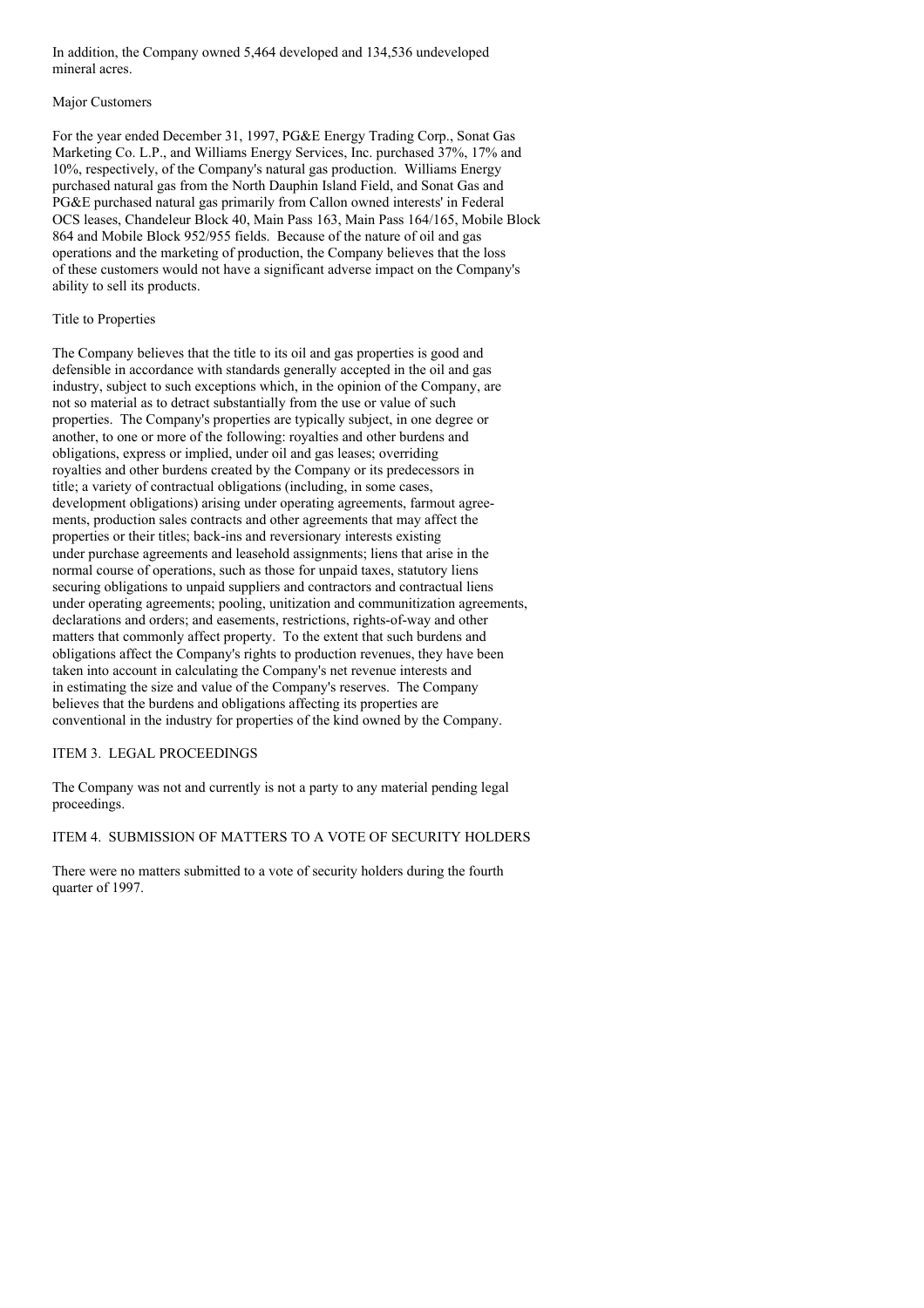In addition, the Company owned 5,464 developed and 134,536 undeveloped mineral acres.

### Major Customers

For the year ended December 31, 1997, PG&E Energy Trading Corp., Sonat Gas Marketing Co. L.P., and Williams Energy Services, Inc. purchased 37%, 17% and 10%, respectively, of the Company's natural gas production. Williams Energy purchased natural gas from the North Dauphin Island Field, and Sonat Gas and PG&E purchased natural gas primarily from Callon owned interests' in Federal OCS leases, Chandeleur Block 40, Main Pass 163, Main Pass 164/165, Mobile Block 864 and Mobile Block 952/955 fields. Because of the nature of oil and gas operations and the marketing of production, the Company believes that the loss of these customers would not have a significant adverse impact on the Company's ability to sell its products.

### Title to Properties

The Company believes that the title to its oil and gas properties is good and defensible in accordance with standards generally accepted in the oil and gas industry, subject to such exceptions which, in the opinion of the Company, are not so material as to detract substantially from the use or value of such properties. The Company's properties are typically subject, in one degree or another, to one or more of the following: royalties and other burdens and obligations, express or implied, under oil and gas leases; overriding royalties and other burdens created by the Company or its predecessors in title; a variety of contractual obligations (including, in some cases, development obligations) arising under operating agreements, farmout agreements, production sales contracts and other agreements that may affect the properties or their titles; back-ins and reversionary interests existing under purchase agreements and leasehold assignments; liens that arise in the normal course of operations, such as those for unpaid taxes, statutory liens securing obligations to unpaid suppliers and contractors and contractual liens under operating agreements; pooling, unitization and communitization agreements, declarations and orders; and easements, restrictions, rights-of-way and other matters that commonly affect property. To the extent that such burdens and obligations affect the Company's rights to production revenues, they have been taken into account in calculating the Company's net revenue interests and in estimating the size and value of the Company's reserves. The Company believes that the burdens and obligations affecting its properties are conventional in the industry for properties of the kind owned by the Company.

## ITEM 3. LEGAL PROCEEDINGS

The Company was not and currently is not a party to any material pending legal proceedings.

## ITEM 4. SUBMISSION OF MATTERS TO A VOTE OF SECURITY HOLDERS

There were no matters submitted to a vote of security holders during the fourth quarter of 1997.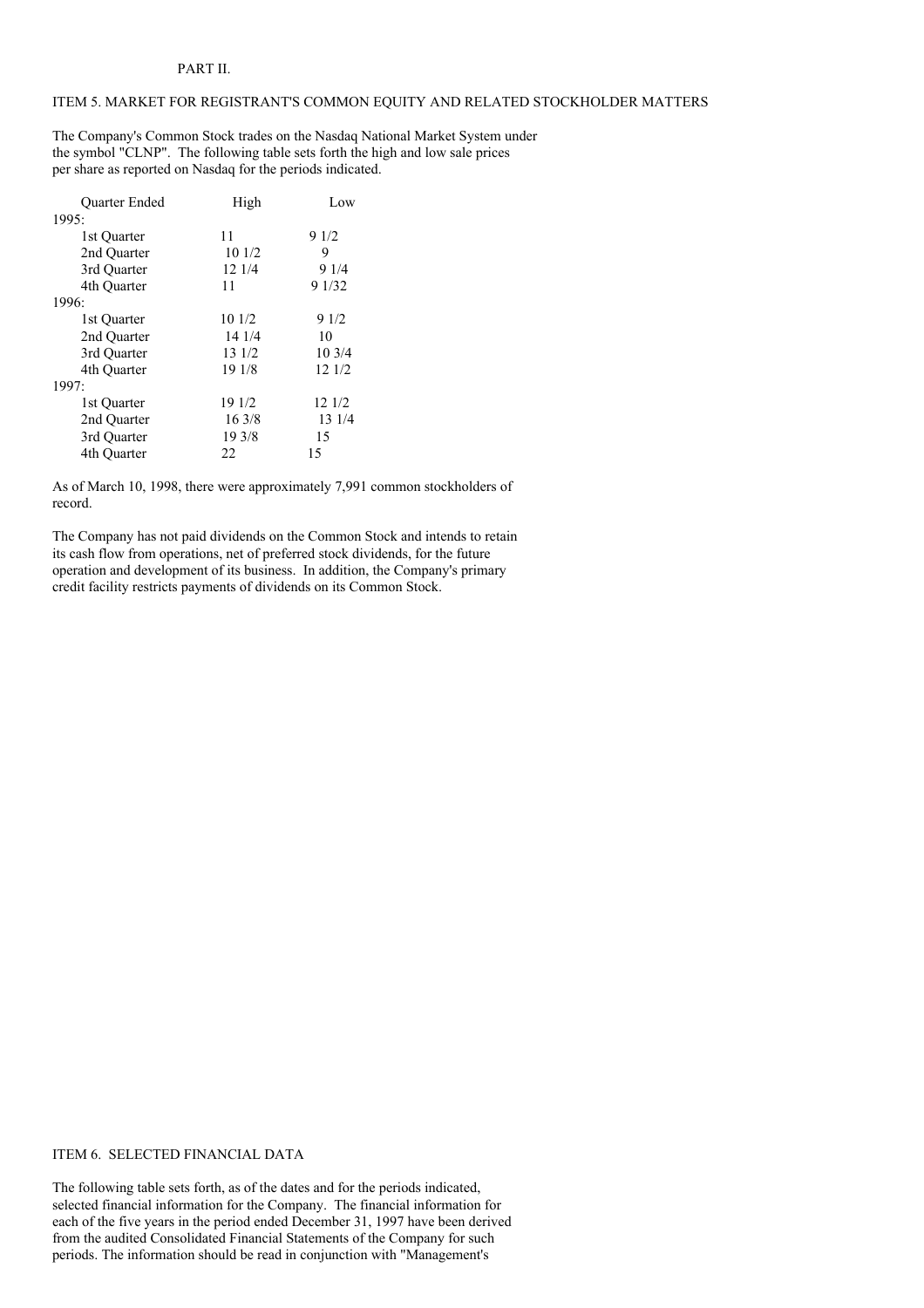PART II.

## ITEM 5. MARKET FOR REGISTRANT'S COMMON EQUITY AND RELATED STOCKHOLDER MATTERS

The Company's Common Stock trades on the Nasdaq National Market System under the symbol "CLNP". The following table sets forth the high and low sale prices per share as reported on Nasdaq for the periods indicated.

| Quarter Ended | High | Low |
|---|---|---|
| 1995: | | |
| 1st Quarter | 11 | 9 1/2 |
| 2nd Quarter | 10 1/2 | 9 |
| 3rd Quarter | 12 1/4 | 9 1/4 |
| 4th Quarter | 11 | 9 1/32 |
| 1996: | | |
| 1st Quarter | 10 1/2 | 9 1/2 |
| 2nd Quarter | 14 1/4 | 10 |
| 3rd Quarter | 13 1/2 | 10 3/4 |
| 4th Quarter | 19 1/8 | 12 1/2 |
| 1997: | | |
| 1st Quarter | 19 1/2 | 12 1/2 |
| 2nd Quarter | 16 3/8 | 13 1/4 |
| 3rd Quarter | 19 3/8 | 15 |
| 4th Quarter | 22 | 15 |

As of March 10, 1998, there were approximately 7,991 common stockholders of record.

The Company has not paid dividends on the Common Stock and intends to retain its cash flow from operations, net of preferred stock dividends, for the future operation and development of its business. In addition, the Company's primary credit facility restricts payments of dividends on its Common Stock.

## ITEM 6. SELECTED FINANCIAL DATA

The following table sets forth, as of the dates and for the periods indicated, selected financial information for the Company. The financial information for each of the five years in the period ended December 31, 1997 have been derived from the audited Consolidated Financial Statements of the Company for such periods. The information should be read in conjunction with "Management's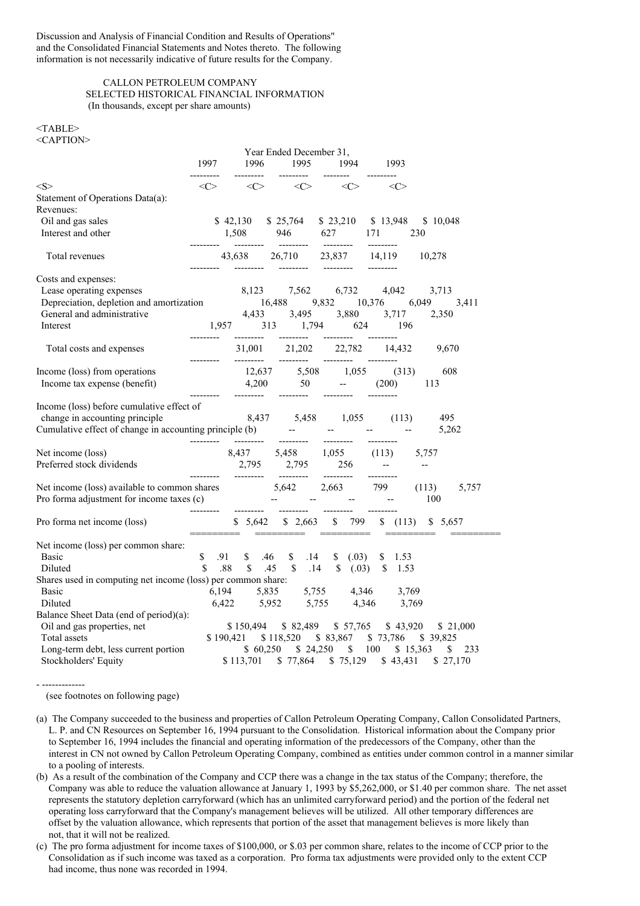Discussion and Analysis of Financial Condition and Results of Operations" and the Consolidated Financial Statements and Notes thereto. The following information is not necessarily indicative of future results for the Company.

CALLON PETROLEUM COMPANY
SELECTED HISTORICAL FINANCIAL INFORMATION
(In thousands, except per share amounts)

| | Year Ended December 31, | | | | |
|---|---|---|---|---|---|
| | 1997 | 1996 | 1995 | 1994 | 1993 |
| **Statement of Operations Data(a):** | | | | | |
| Revenues: | | | | | |
| Oil and gas sales | $ 42,130 | $ 25,764 | $ 23,210 | $ 13,948 | $ 10,048 |
| Interest and other | 1,508 | 946 | 627 | 171 | 230 |
| Total revenues | 43,638 | 26,710 | 23,837 | 14,119 | 10,278 |
| Costs and expenses: | | | | | |
| Lease operating expenses | 8,123 | 7,562 | 6,732 | 4,042 | 3,713 |
| Depreciation, depletion and amortization | 16,488 | 9,832 | 10,376 | 6,049 | 3,411 |
| General and administrative | 4,433 | 3,495 | 3,880 | 3,717 | 2,350 |
| Interest | 1,957 | 313 | 1,794 | 624 | 196 |
| Total costs and expenses | 31,001 | 21,202 | 22,782 | 14,432 | 9,670 |
| Income (loss) from operations | 12,637 | 5,508 | 1,055 | (313) | 608 |
| Income tax expense (benefit) | 4,200 | 50 | -- | (200) | 113 |
| Income (loss) before cumulative effect of change in accounting principle | 8,437 | 5,458 | 1,055 | (113) | 495 |
| Cumulative effect of change in accounting principle (b) | -- | -- | -- | -- | 5,262 |
| Net income (loss) | 8,437 | 5,458 | 1,055 | (113) | 5,757 |
| Preferred stock dividends | 2,795 | 2,795 | 256 | -- | -- |
| Net income (loss) available to common shares | 5,642 | 2,663 | 799 | (113) | 5,757 |
| Pro forma adjustment for income taxes (c) | -- | -- | -- | -- | 100 |
| Pro forma net income (loss) | $ 5,642 | $ 2,663 | $ 799 | $ (113) | $ 5,657 |
| Net income (loss) per common share: | | | | | |
| Basic | $ .91 | $ .46 | $ .14 | $ (.03) | $ 1.53 |
| Diluted | $ .88 | $ .45 | $ .14 | $ (.03) | $ 1.53 |
| Shares used in computing net income (loss) per common share: | | | | | |
| Basic | 6,194 | 5,835 | 5,755 | 4,346 | 3,769 |
| Diluted | 6,422 | 5,952 | 5,755 | 4,346 | 3,769 |
| **Balance Sheet Data (end of period)(a):** | | | | | |
| Oil and gas properties, net | $ 150,494 | $ 82,489 | $ 57,765 | $ 43,920 | $ 21,000 |
| Total assets | $ 190,421 | $ 118,520 | $ 83,867 | $ 73,786 | $ 39,825 |
| Long-term debt, less current portion | $ 60,250 | $ 24,250 | $ 100 | $ 15,363 | $ 233 |
| Stockholders' Equity | $ 113,701 | $ 77,864 | $ 75,129 | $ 43,431 | $ 27,170 |

(see footnotes on following page)

(a) The Company succeeded to the business and properties of Callon Petroleum Operating Company, Callon Consolidated Partners, L. P. and CN Resources on September 16, 1994 pursuant to the Consolidation. Historical information about the Company prior to September 16, 1994 includes the financial and operating information of the predecessors of the Company, other than the interest in CN not owned by Callon Petroleum Operating Company, combined as entities under common control in a manner similar to a pooling of interests.

(b) As a result of the combination of the Company and CCP there was a change in the tax status of the Company; therefore, the Company was able to reduce the valuation allowance at January 1, 1993 by $5,262,000, or $1.40 per common share. The net asset represents the statutory depletion carryforward (which has an unlimited carryforward period) and the portion of the federal net operating loss carryforward that the Company's management believes will be utilized. All other temporary differences are offset by the valuation allowance, which represents that portion of the asset that management believes is more likely than not, that it will not be realized.

(c) The pro forma adjustment for income taxes of $100,000, or $.03 per common share, relates to the income of CCP prior to the Consolidation as if such income was taxed as a corporation. Pro forma tax adjustments were provided only to the extent CCP had income, thus none was recorded in 1994.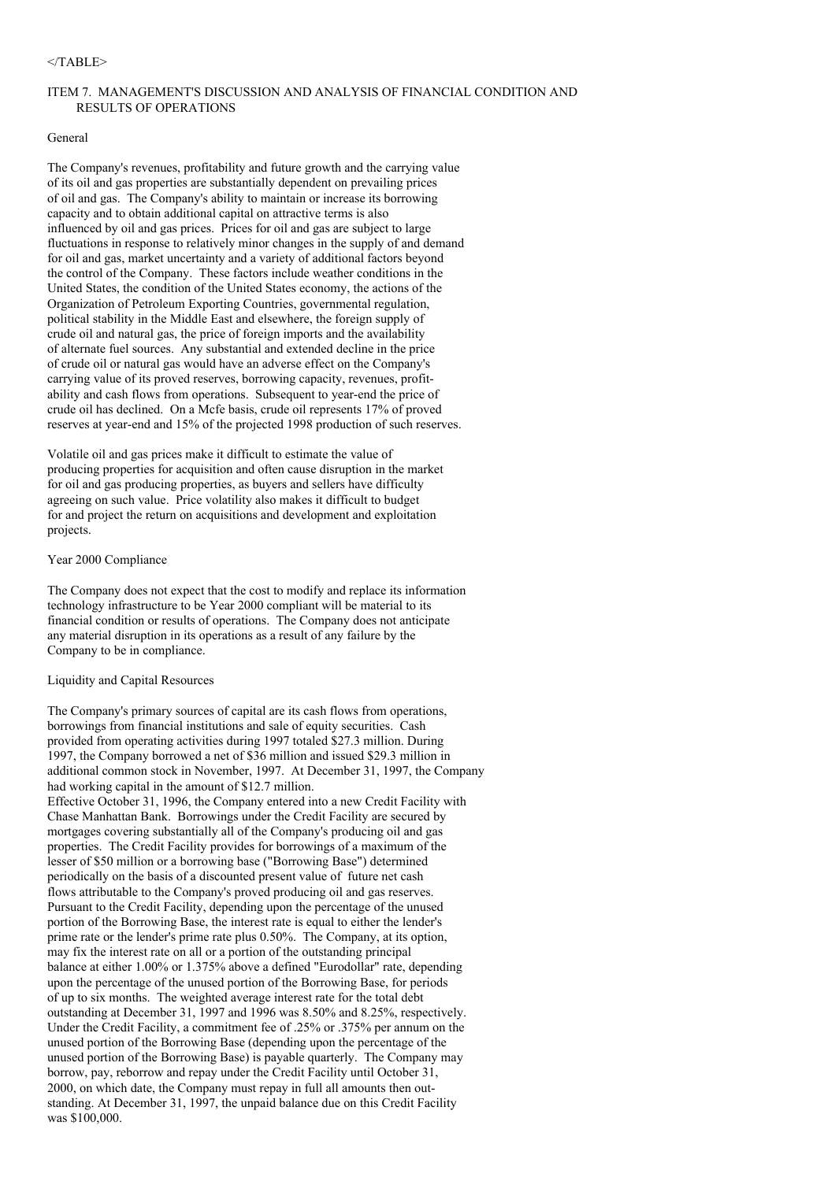</TABLE>

## ITEM 7. MANAGEMENT'S DISCUSSION AND ANALYSIS OF FINANCIAL CONDITION AND RESULTS OF OPERATIONS

### General

The Company's revenues, profitability and future growth and the carrying value of its oil and gas properties are substantially dependent on prevailing prices of oil and gas. The Company's ability to maintain or increase its borrowing capacity and to obtain additional capital on attractive terms is also influenced by oil and gas prices. Prices for oil and gas are subject to large fluctuations in response to relatively minor changes in the supply of and demand for oil and gas, market uncertainty and a variety of additional factors beyond the control of the Company. These factors include weather conditions in the United States, the condition of the United States economy, the actions of the Organization of Petroleum Exporting Countries, governmental regulation, political stability in the Middle East and elsewhere, the foreign supply of crude oil and natural gas, the price of foreign imports and the availability of alternate fuel sources. Any substantial and extended decline in the price of crude oil or natural gas would have an adverse effect on the Company's carrying value of its proved reserves, borrowing capacity, revenues, profitability and cash flows from operations. Subsequent to year-end the price of crude oil has declined. On a Mcfe basis, crude oil represents 17% of proved reserves at year-end and 15% of the projected 1998 production of such reserves.

Volatile oil and gas prices make it difficult to estimate the value of producing properties for acquisition and often cause disruption in the market for oil and gas producing properties, as buyers and sellers have difficulty agreeing on such value. Price volatility also makes it difficult to budget for and project the return on acquisitions and development and exploitation projects.

### Year 2000 Compliance

The Company does not expect that the cost to modify and replace its information technology infrastructure to be Year 2000 compliant will be material to its financial condition or results of operations. The Company does not anticipate any material disruption in its operations as a result of any failure by the Company to be in compliance.

### Liquidity and Capital Resources

The Company's primary sources of capital are its cash flows from operations, borrowings from financial institutions and sale of equity securities. Cash provided from operating activities during 1997 totaled $27.3 million. During 1997, the Company borrowed a net of $36 million and issued $29.3 million in additional common stock in November, 1997. At December 31, 1997, the Company had working capital in the amount of $12.7 million.

Effective October 31, 1996, the Company entered into a new Credit Facility with Chase Manhattan Bank. Borrowings under the Credit Facility are secured by mortgages covering substantially all of the Company's producing oil and gas properties. The Credit Facility provides for borrowings of a maximum of the lesser of $50 million or a borrowing base ("Borrowing Base") determined periodically on the basis of a discounted present value of future net cash flows attributable to the Company's proved producing oil and gas reserves. Pursuant to the Credit Facility, depending upon the percentage of the unused portion of the Borrowing Base, the interest rate is equal to either the lender's prime rate or the lender's prime rate plus 0.50%. The Company, at its option, may fix the interest rate on all or a portion of the outstanding principal balance at either 1.00% or 1.375% above a defined "Eurodollar" rate, depending upon the percentage of the unused portion of the Borrowing Base, for periods of up to six months. The weighted average interest rate for the total debt outstanding at December 31, 1997 and 1996 was 8.50% and 8.25%, respectively. Under the Credit Facility, a commitment fee of .25% or .375% per annum on the unused portion of the Borrowing Base (depending upon the percentage of the unused portion of the Borrowing Base) is payable quarterly. The Company may borrow, pay, reborrow and repay under the Credit Facility until October 31, 2000, on which date, the Company must repay in full all amounts then outstanding. At December 31, 1997, the unpaid balance due on this Credit Facility was $100,000.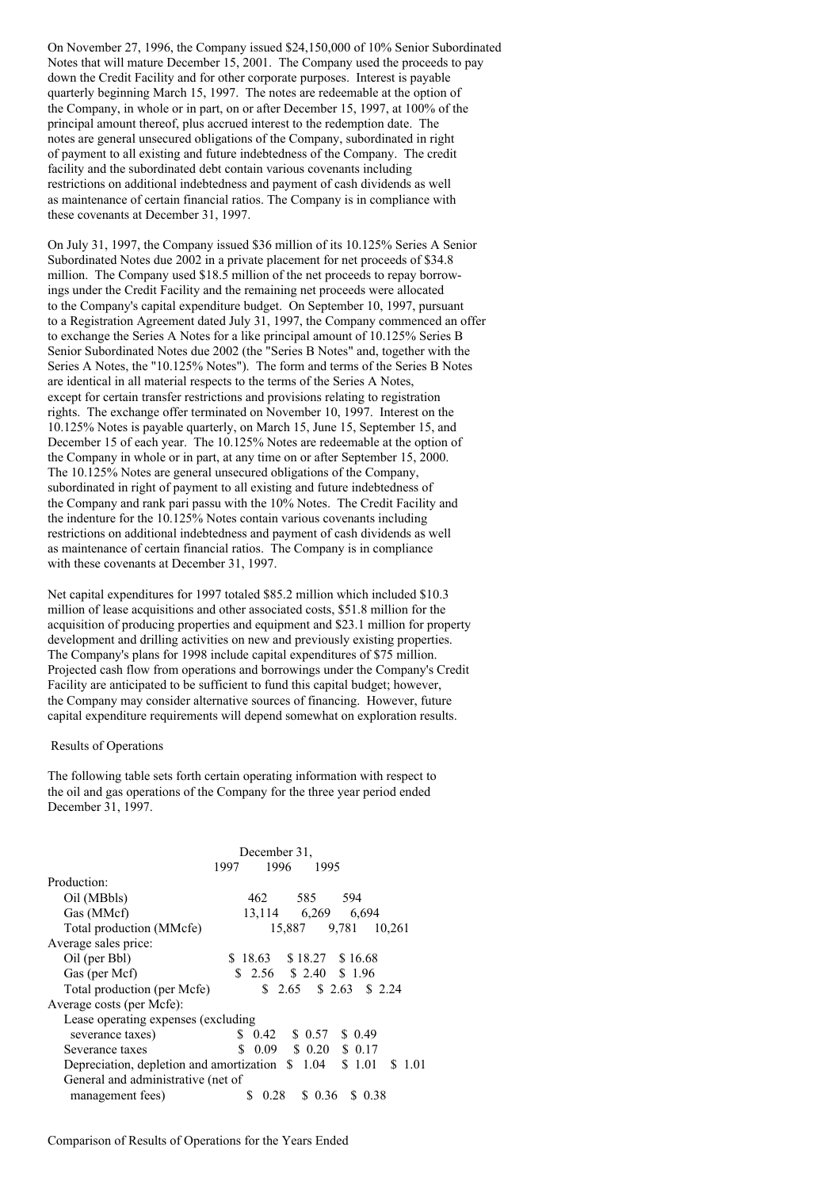On November 27, 1996, the Company issued $24,150,000 of 10% Senior Subordinated Notes that will mature December 15, 2001. The Company used the proceeds to pay down the Credit Facility and for other corporate purposes. Interest is payable quarterly beginning March 15, 1997. The notes are redeemable at the option of the Company, in whole or in part, on or after December 15, 1997, at 100% of the principal amount thereof, plus accrued interest to the redemption date. The notes are general unsecured obligations of the Company, subordinated in right of payment to all existing and future indebtedness of the Company. The credit facility and the subordinated debt contain various covenants including restrictions on additional indebtedness and payment of cash dividends as well as maintenance of certain financial ratios. The Company is in compliance with these covenants at December 31, 1997.

On July 31, 1997, the Company issued $36 million of its 10.125% Series A Senior Subordinated Notes due 2002 in a private placement for net proceeds of $34.8 million. The Company used $18.5 million of the net proceeds to repay borrowings under the Credit Facility and the remaining net proceeds were allocated to the Company's capital expenditure budget. On September 10, 1997, pursuant to a Registration Agreement dated July 31, 1997, the Company commenced an offer to exchange the Series A Notes for a like principal amount of 10.125% Series B Senior Subordinated Notes due 2002 (the "Series B Notes" and, together with the Series A Notes, the "10.125% Notes"). The form and terms of the Series B Notes are identical in all material respects to the terms of the Series A Notes, except for certain transfer restrictions and provisions relating to registration rights. The exchange offer terminated on November 10, 1997. Interest on the 10.125% Notes is payable quarterly, on March 15, June 15, September 15, and December 15 of each year. The 10.125% Notes are redeemable at the option of the Company in whole or in part, at any time on or after September 15, 2000. The 10.125% Notes are general unsecured obligations of the Company, subordinated in right of payment to all existing and future indebtedness of the Company and rank pari passu with the 10% Notes. The Credit Facility and the indenture for the 10.125% Notes contain various covenants including restrictions on additional indebtedness and payment of cash dividends as well as maintenance of certain financial ratios. The Company is in compliance with these covenants at December 31, 1997.

Net capital expenditures for 1997 totaled $85.2 million which included $10.3 million of lease acquisitions and other associated costs, $51.8 million for the acquisition of producing properties and equipment and $23.1 million for property development and drilling activities on new and previously existing properties. The Company's plans for 1998 include capital expenditures of $75 million. Projected cash flow from operations and borrowings under the Company's Credit Facility are anticipated to be sufficient to fund this capital budget; however, the Company may consider alternative sources of financing. However, future capital expenditure requirements will depend somewhat on exploration results.

## Results of Operations

The following table sets forth certain operating information with respect to the oil and gas operations of the Company for the three year period ended December 31, 1997.

| | December 31, | | |
|---|---|---|---|
| | 1997 | 1996 | 1995 |
| Production: | | | |
| Oil (MBbls) | 462 | 585 | 594 |
| Gas (MMcf) | 13,114 | 6,269 | 6,694 |
| Total production (MMcfe) | 15,887 | 9,781 | 10,261 |
| Average sales price: | | | |
| Oil (per Bbl) | $ 18.63 | $ 18.27 | $ 16.68 |
| Gas (per Mcf) | $ 2.56 | $ 2.40 | $ 1.96 |
| Total production (per Mcfe) | $ 2.65 | $ 2.63 | $ 2.24 |
| Average costs (per Mcfe): | | | |
| Lease operating expenses (excluding severance taxes) | $ 0.42 | $ 0.57 | $ 0.49 |
| Severance taxes | $ 0.09 | $ 0.20 | $ 0.17 |
| Depreciation, depletion and amortization | $ 1.04 | $ 1.01 | $ 1.01 |
| General and administrative (net of management fees) | $ 0.28 | $ 0.36 | $ 0.38 |

Comparison of Results of Operations for the Years Ended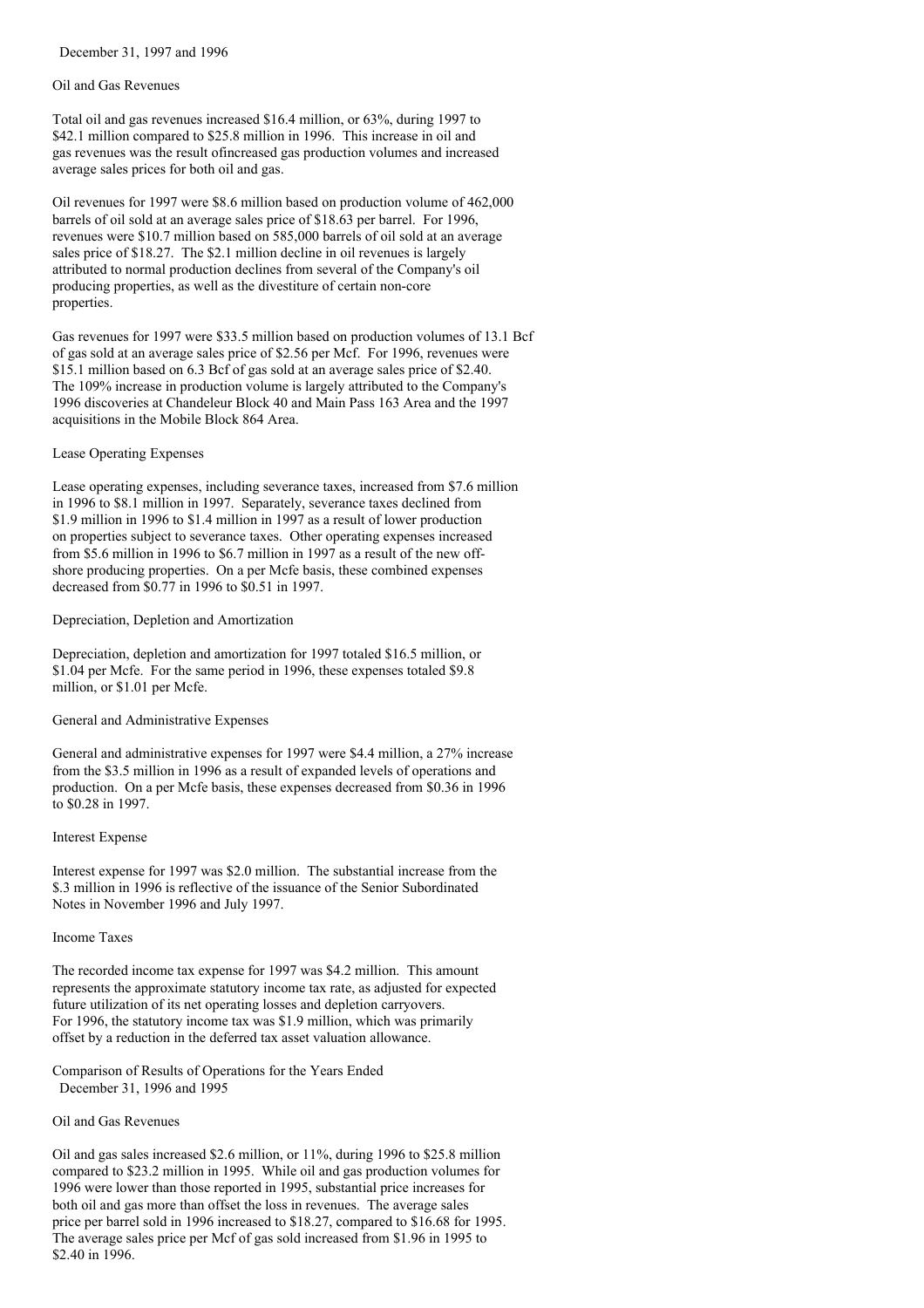December 31, 1997 and 1996

Oil and Gas Revenues

Total oil and gas revenues increased $16.4 million, or 63%, during 1997 to $42.1 million compared to $25.8 million in 1996. This increase in oil and gas revenues was the result ofincreased gas production volumes and increased average sales prices for both oil and gas.

Oil revenues for 1997 were $8.6 million based on production volume of 462,000 barrels of oil sold at an average sales price of $18.63 per barrel. For 1996, revenues were $10.7 million based on 585,000 barrels of oil sold at an average sales price of $18.27. The $2.1 million decline in oil revenues is largely attributed to normal production declines from several of the Company's oil producing properties, as well as the divestiture of certain non-core properties.

Gas revenues for 1997 were $33.5 million based on production volumes of 13.1 Bcf of gas sold at an average sales price of $2.56 per Mcf. For 1996, revenues were $15.1 million based on 6.3 Bcf of gas sold at an average sales price of $2.40. The 109% increase in production volume is largely attributed to the Company's 1996 discoveries at Chandeleur Block 40 and Main Pass 163 Area and the 1997 acquisitions in the Mobile Block 864 Area.

Lease Operating Expenses

Lease operating expenses, including severance taxes, increased from $7.6 million in 1996 to $8.1 million in 1997. Separately, severance taxes declined from $1.9 million in 1996 to $1.4 million in 1997 as a result of lower production on properties subject to severance taxes. Other operating expenses increased from $5.6 million in 1996 to $6.7 million in 1997 as a result of the new off-shore producing properties. On a per Mcfe basis, these combined expenses decreased from $0.77 in 1996 to $0.51 in 1997.

Depreciation, Depletion and Amortization

Depreciation, depletion and amortization for 1997 totaled $16.5 million, or $1.04 per Mcfe. For the same period in 1996, these expenses totaled $9.8 million, or $1.01 per Mcfe.

General and Administrative Expenses

General and administrative expenses for 1997 were $4.4 million, a 27% increase from the $3.5 million in 1996 as a result of expanded levels of operations and production. On a per Mcfe basis, these expenses decreased from $0.36 in 1996 to $0.28 in 1997.

Interest Expense

Interest expense for 1997 was $2.0 million. The substantial increase from the $.3 million in 1996 is reflective of the issuance of the Senior Subordinated Notes in November 1996 and July 1997.

Income Taxes

The recorded income tax expense for 1997 was $4.2 million. This amount represents the approximate statutory income tax rate, as adjusted for expected future utilization of its net operating losses and depletion carryovers. For 1996, the statutory income tax was $1.9 million, which was primarily offset by a reduction in the deferred tax asset valuation allowance.

Comparison of Results of Operations for the Years Ended December 31, 1996 and 1995

Oil and Gas Revenues

Oil and gas sales increased $2.6 million, or 11%, during 1996 to $25.8 million compared to $23.2 million in 1995. While oil and gas production volumes for 1996 were lower than those reported in 1995, substantial price increases for both oil and gas more than offset the loss in revenues. The average sales price per barrel sold in 1996 increased to $18.27, compared to $16.68 for 1995. The average sales price per Mcf of gas sold increased from $1.96 in 1995 to $2.40 in 1996.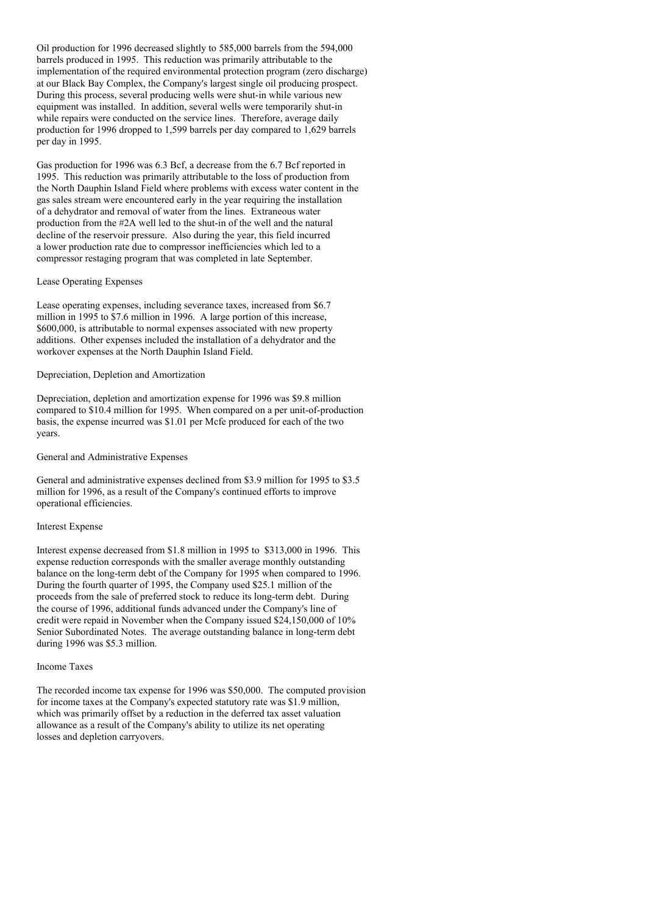Oil production for 1996 decreased slightly to 585,000 barrels from the 594,000 barrels produced in 1995. This reduction was primarily attributable to the implementation of the required environmental protection program (zero discharge) at our Black Bay Complex, the Company's largest single oil producing prospect. During this process, several producing wells were shut-in while various new equipment was installed. In addition, several wells were temporarily shut-in while repairs were conducted on the service lines. Therefore, average daily production for 1996 dropped to 1,599 barrels per day compared to 1,629 barrels per day in 1995.

Gas production for 1996 was 6.3 Bcf, a decrease from the 6.7 Bcf reported in 1995. This reduction was primarily attributable to the loss of production from the North Dauphin Island Field where problems with excess water content in the gas sales stream were encountered early in the year requiring the installation of a dehydrator and removal of water from the lines. Extraneous water production from the #2A well led to the shut-in of the well and the natural decline of the reservoir pressure. Also during the year, this field incurred a lower production rate due to compressor inefficiencies which led to a compressor restaging program that was completed in late September.

### Lease Operating Expenses

Lease operating expenses, including severance taxes, increased from $6.7 million in 1995 to $7.6 million in 1996. A large portion of this increase, $600,000, is attributable to normal expenses associated with new property additions. Other expenses included the installation of a dehydrator and the workover expenses at the North Dauphin Island Field.

### Depreciation, Depletion and Amortization

Depreciation, depletion and amortization expense for 1996 was $9.8 million compared to $10.4 million for 1995. When compared on a per unit-of-production basis, the expense incurred was $1.01 per Mcfe produced for each of the two years.

### General and Administrative Expenses

General and administrative expenses declined from $3.9 million for 1995 to $3.5 million for 1996, as a result of the Company's continued efforts to improve operational efficiencies.

### Interest Expense

Interest expense decreased from $1.8 million in 1995 to $313,000 in 1996. This expense reduction corresponds with the smaller average monthly outstanding balance on the long-term debt of the Company for 1995 when compared to 1996. During the fourth quarter of 1995, the Company used $25.1 million of the proceeds from the sale of preferred stock to reduce its long-term debt. During the course of 1996, additional funds advanced under the Company's line of credit were repaid in November when the Company issued $24,150,000 of 10% Senior Subordinated Notes. The average outstanding balance in long-term debt during 1996 was $5.3 million.

### Income Taxes

The recorded income tax expense for 1996 was $50,000. The computed provision for income taxes at the Company's expected statutory rate was $1.9 million, which was primarily offset by a reduction in the deferred tax asset valuation allowance as a result of the Company's ability to utilize its net operating losses and depletion carryovers.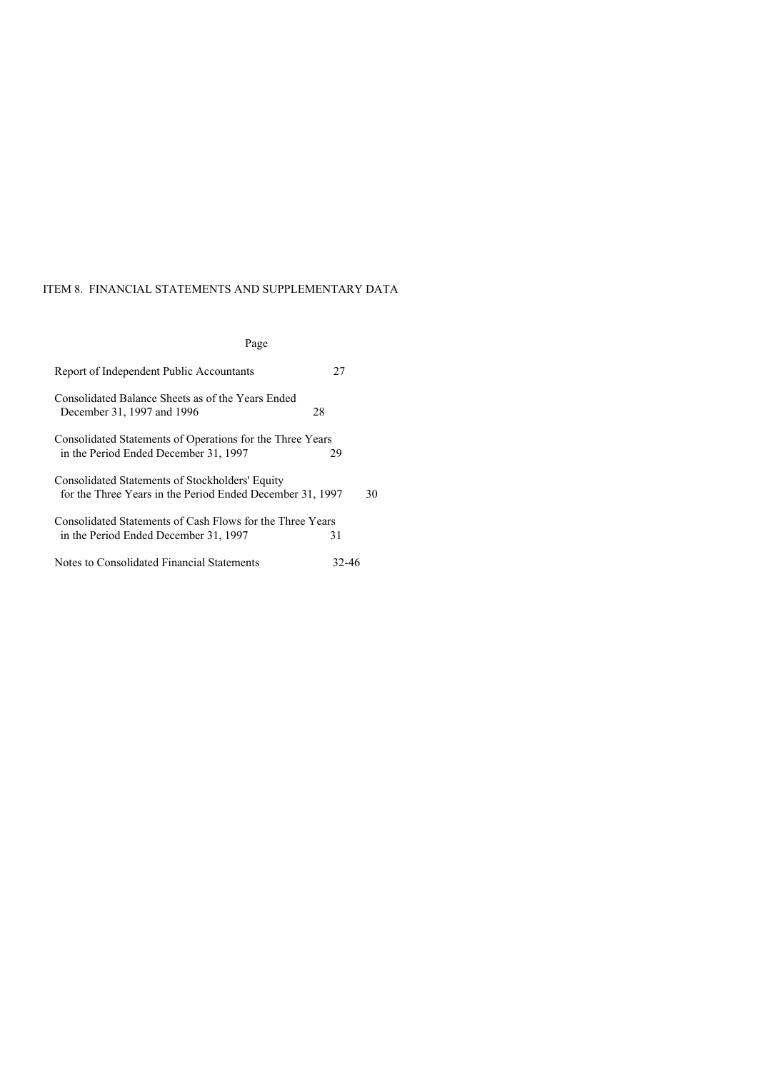ITEM 8. FINANCIAL STATEMENTS AND SUPPLEMENTARY DATA

| | Page |
|---|---|
| Report of Independent Public Accountants | 27 |
| Consolidated Balance Sheets as of the Years Ended December 31, 1997 and 1996 | 28 |
| Consolidated Statements of Operations for the Three Years in the Period Ended December 31, 1997 | 29 |
| Consolidated Statements of Stockholders' Equity for the Three Years in the Period Ended December 31, 1997 | 30 |
| Consolidated Statements of Cash Flows for the Three Years in the Period Ended December 31, 1997 | 31 |
| Notes to Consolidated Financial Statements | 32-46 |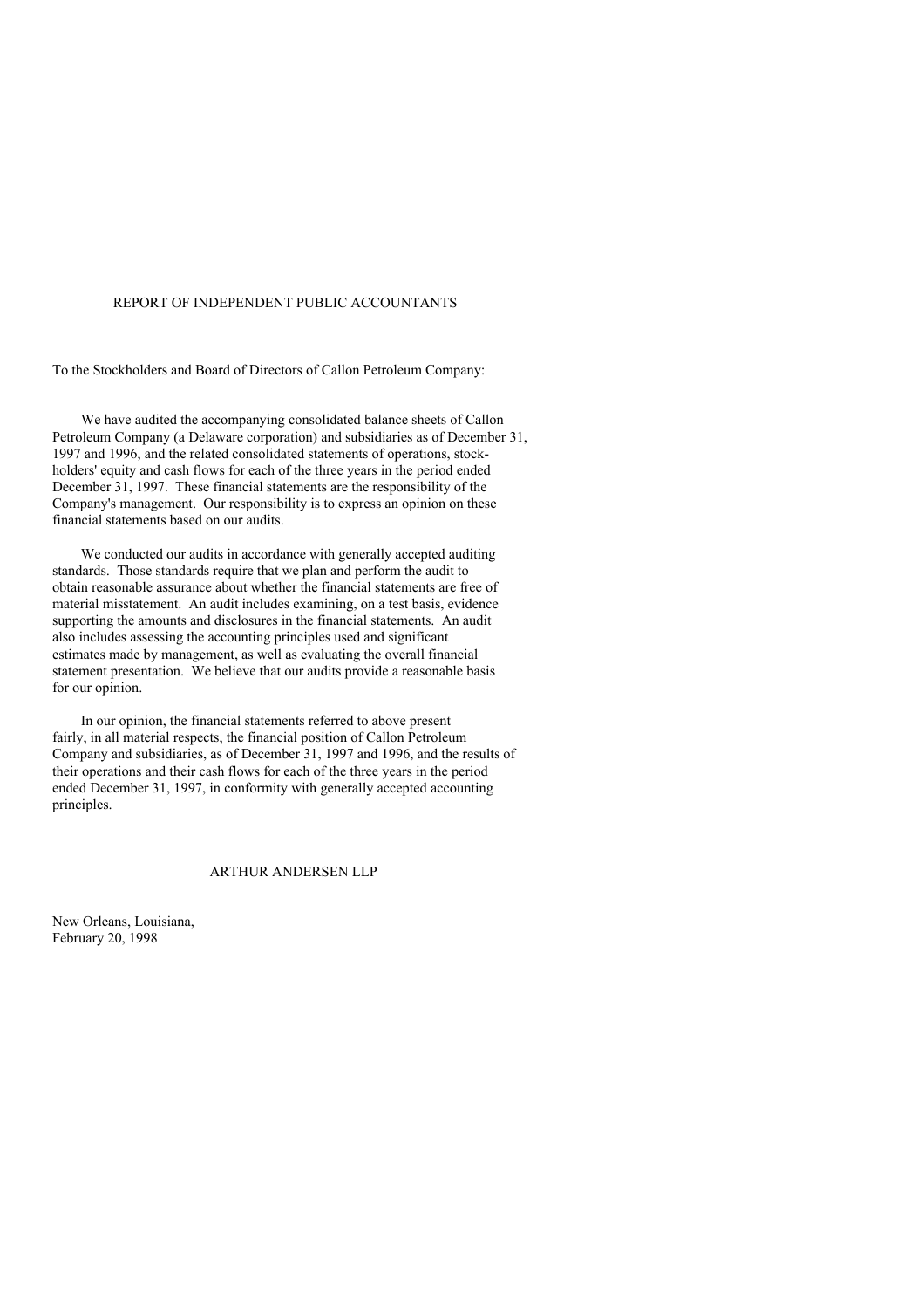# REPORT OF INDEPENDENT PUBLIC ACCOUNTANTS

To the Stockholders and Board of Directors of Callon Petroleum Company:

We have audited the accompanying consolidated balance sheets of Callon Petroleum Company (a Delaware corporation) and subsidiaries as of December 31, 1997 and 1996, and the related consolidated statements of operations, stockholders' equity and cash flows for each of the three years in the period ended December 31, 1997. These financial statements are the responsibility of the Company's management. Our responsibility is to express an opinion on these financial statements based on our audits.

We conducted our audits in accordance with generally accepted auditing standards. Those standards require that we plan and perform the audit to obtain reasonable assurance about whether the financial statements are free of material misstatement. An audit includes examining, on a test basis, evidence supporting the amounts and disclosures in the financial statements. An audit also includes assessing the accounting principles used and significant estimates made by management, as well as evaluating the overall financial statement presentation. We believe that our audits provide a reasonable basis for our opinion.

In our opinion, the financial statements referred to above present fairly, in all material respects, the financial position of Callon Petroleum Company and subsidiaries, as of December 31, 1997 and 1996, and the results of their operations and their cash flows for each of the three years in the period ended December 31, 1997, in conformity with generally accepted accounting principles.

ARTHUR ANDERSEN LLP

New Orleans, Louisiana,
February 20, 1998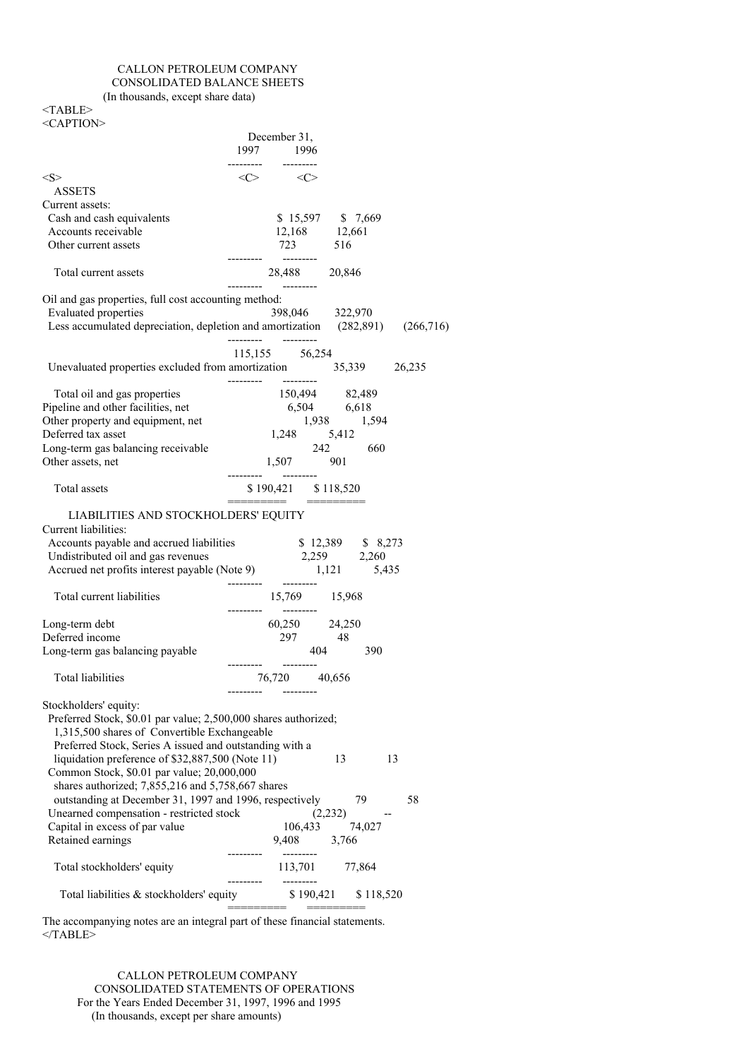CALLON PETROLEUM COMPANY
CONSOLIDATED BALANCE SHEETS
(In thousands, except share data)

| | December 31, 1997 | December 31, 1996 |
|---|---|---|
| **ASSETS** | | |
| Current assets: | | |
| Cash and cash equivalents | $ 15,597 | $ 7,669 |
| Accounts receivable | 12,168 | 12,661 |
| Other current assets | 723 | 516 |
| Total current assets | 28,488 | 20,846 |
| Oil and gas properties, full cost accounting method: | | |
| Evaluated properties | 398,046 | 322,970 |
| Less accumulated depreciation, depletion and amortization | (282,891) | (266,716) |
| | 115,155 | 56,254 |
| Unevaluated properties excluded from amortization | 35,339 | 26,235 |
| Total oil and gas properties | 150,494 | 82,489 |
| Pipeline and other facilities, net | 6,504 | 6,618 |
| Other property and equipment, net | 1,938 | 1,594 |
| Deferred tax asset | 1,248 | 5,412 |
| Long-term gas balancing receivable | 242 | 660 |
| Other assets, net | 1,507 | 901 |
| Total assets | $ 190,421 | $ 118,520 |
| **LIABILITIES AND STOCKHOLDERS' EQUITY** | | |
| Current liabilities: | | |
| Accounts payable and accrued liabilities | $ 12,389 | $ 8,273 |
| Undistributed oil and gas revenues | 2,259 | 2,260 |
| Accrued net profits interest payable (Note 9) | 1,121 | 5,435 |
| Total current liabilities | 15,769 | 15,968 |
| Long-term debt | 60,250 | 24,250 |
| Deferred income | 297 | 48 |
| Long-term gas balancing payable | 404 | 390 |
| Total liabilities | 76,720 | 40,656 |
| Stockholders' equity: | | |
| Preferred Stock, $0.01 par value; 2,500,000 shares authorized; 1,315,500 shares of Convertible Exchangeable Preferred Stock, Series A issued and outstanding with a liquidation preference of $32,887,500 (Note 11) | 13 | 13 |
| Common Stock, $0.01 par value; 20,000,000 shares authorized; 7,855,216 and 5,758,667 shares outstanding at December 31, 1997 and 1996, respectively | 79 | 58 |
| Unearned compensation - restricted stock | (2,232) | -- |
| Capital in excess of par value | 106,433 | 74,027 |
| Retained earnings | 9,408 | 3,766 |
| Total stockholders' equity | 113,701 | 77,864 |
| Total liabilities & stockholders' equity | $ 190,421 | $ 118,520 |

The accompanying notes are an integral part of these financial statements.

CALLON PETROLEUM COMPANY
CONSOLIDATED STATEMENTS OF OPERATIONS
For the Years Ended December 31, 1997, 1996 and 1995
(In thousands, except per share amounts)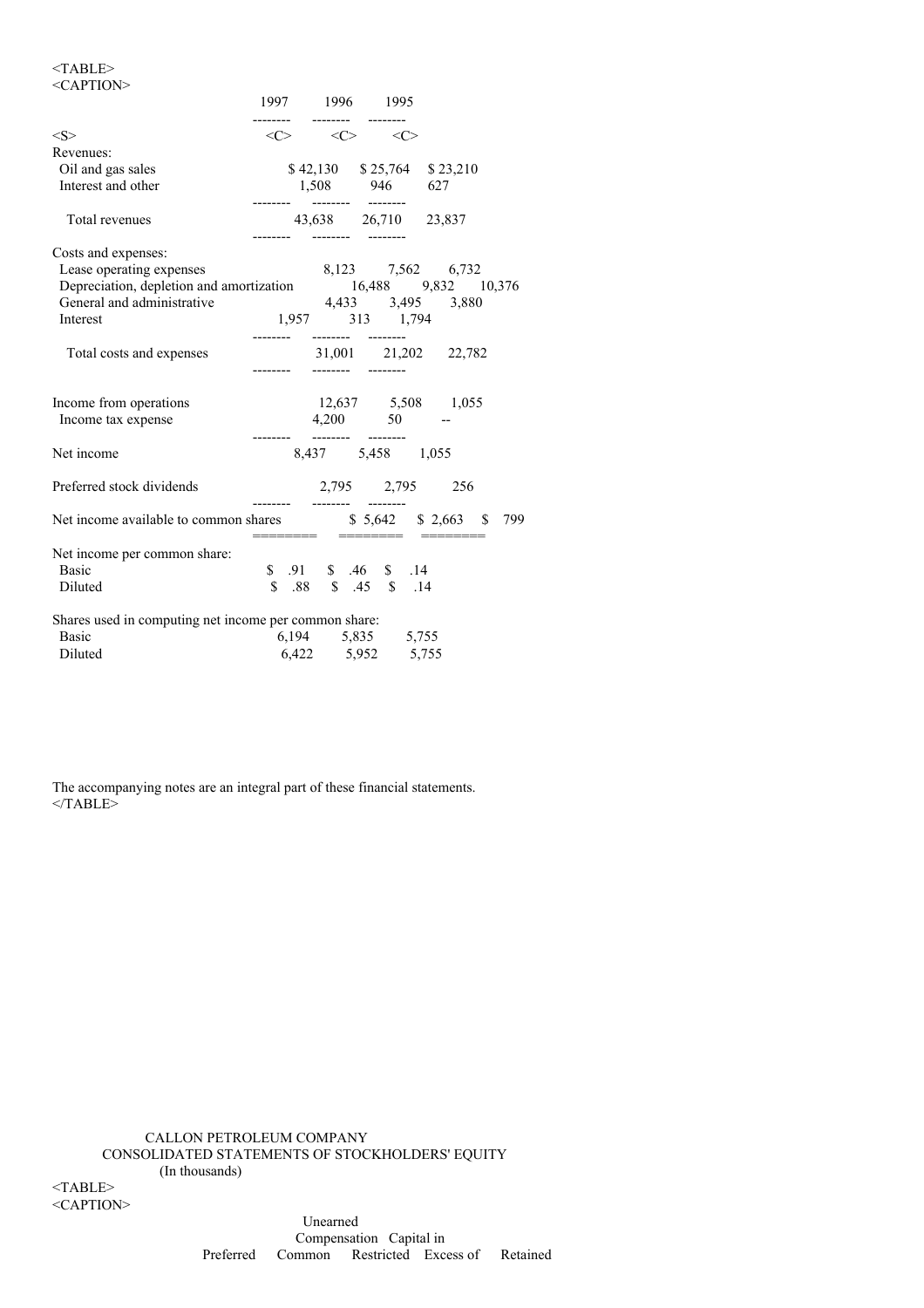| | 1997 | 1996 | 1995 |
|---|---|---|---|
| Revenues: | | | |
| Oil and gas sales | $ 42,130 | $ 25,764 | $ 23,210 |
| Interest and other | 1,508 | 946 | 627 |
| Total revenues | 43,638 | 26,710 | 23,837 |
| Costs and expenses: | | | |
| Lease operating expenses | 8,123 | 7,562 | 6,732 |
| Depreciation, depletion and amortization | 16,488 | 9,832 | 10,376 |
| General and administrative | 4,433 | 3,495 | 3,880 |
| Interest | 1,957 | 313 | 1,794 |
| Total costs and expenses | 31,001 | 21,202 | 22,782 |
| Income from operations | 12,637 | 5,508 | 1,055 |
| Income tax expense | 4,200 | 50 | -- |
| Net income | 8,437 | 5,458 | 1,055 |
| Preferred stock dividends | 2,795 | 2,795 | 256 |
| Net income available to common shares | $ 5,642 | $ 2,663 | $ 799 |
| Net income per common share: | | | |
| Basic | $ .91 | $ .46 | $ .14 |
| Diluted | $ .88 | $ .45 | $ .14 |
| Shares used in computing net income per common share: | | | |
| Basic | 6,194 | 5,835 | 5,755 |
| Diluted | 6,422 | 5,952 | 5,755 |

The accompanying notes are an integral part of these financial statements.

CALLON PETROLEUM COMPANY
CONSOLIDATED STATEMENTS OF STOCKHOLDERS' EQUITY
(In thousands)

| | Preferred | Common | Unearned Compensation Restricted | Capital in Excess of | Retained |
|---|---|---|---|---|---|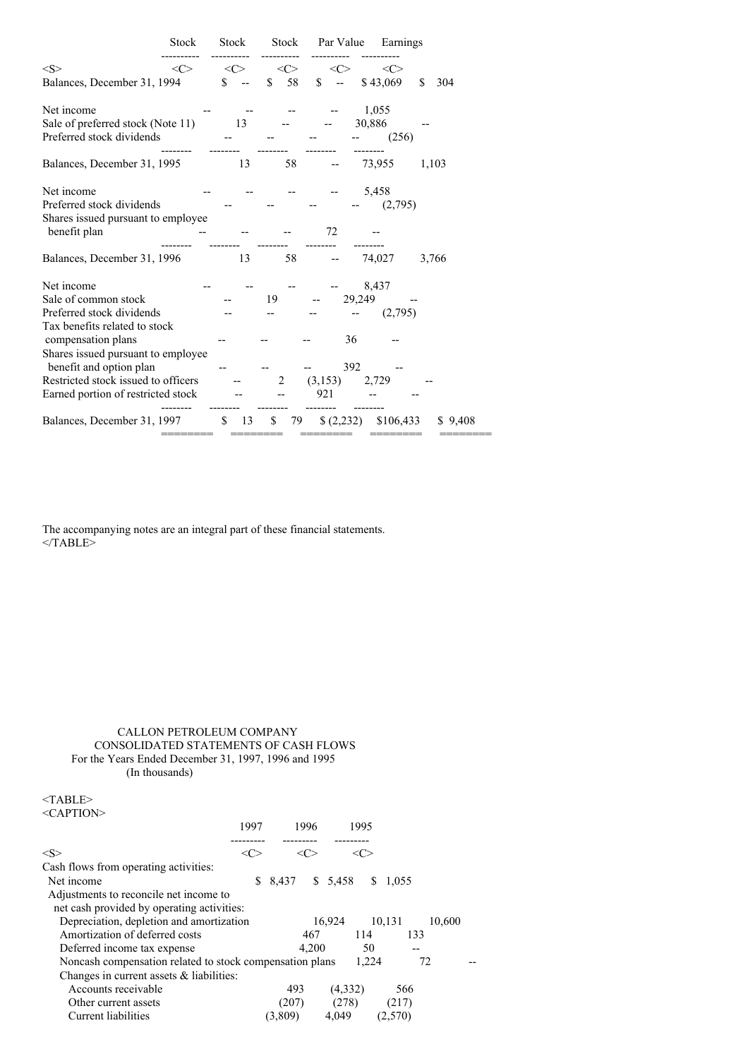| | Stock | Stock | Stock | Par Value | Earnings |
|---|---|---|---|---|---|
| Balances, December 31, 1994 | $ -- | $ 58 | $ -- | $ 43,069 | $ 304 |
| Net income | -- | -- | -- | -- | 1,055 |
| Sale of preferred stock (Note 11) | 13 | -- | -- | 30,886 | -- |
| Preferred stock dividends | -- | -- | -- | -- | (256) |
| Balances, December 31, 1995 | 13 | 58 | -- | 73,955 | 1,103 |
| Net income | -- | -- | -- | -- | 5,458 |
| Preferred stock dividends | -- | -- | -- | -- | (2,795) |
| Shares issued pursuant to employee benefit plan | -- | -- | -- | 72 | -- |
| Balances, December 31, 1996 | 13 | 58 | -- | 74,027 | 3,766 |
| Net income | -- | -- | -- | -- | 8,437 |
| Sale of common stock | -- | 19 | -- | 29,249 | -- |
| Preferred stock dividends | -- | -- | -- | -- | (2,795) |
| Tax benefits related to stock compensation plans | -- | -- | -- | 36 | -- |
| Shares issued pursuant to employee benefit and option plan | -- | -- | -- | 392 | -- |
| Restricted stock issued to officers | -- | 2 | (3,153) | 2,729 | -- |
| Earned portion of restricted stock | -- | -- | 921 | -- | -- |
| Balances, December 31, 1997 | $ 13 | $ 79 | $ (2,232) | $106,433 | $ 9,408 |

The accompanying notes are an integral part of these financial statements.

CALLON PETROLEUM COMPANY
CONSOLIDATED STATEMENTS OF CASH FLOWS
For the Years Ended December 31, 1997, 1996 and 1995
(In thousands)

| | 1997 | 1996 | 1995 |
|---|---|---|---|
| Cash flows from operating activities: | | | |
| Net income | $ 8,437 | $ 5,458 | $ 1,055 |
| Adjustments to reconcile net income to net cash provided by operating activities: | | | |
| Depreciation, depletion and amortization | 16,924 | 10,131 | 10,600 |
| Amortization of deferred costs | 467 | 114 | 133 |
| Deferred income tax expense | 4,200 | 50 | -- |
| Noncash compensation related to stock compensation plans | 1,224 | 72 | -- |
| Changes in current assets & liabilities: | | | |
| Accounts receivable | 493 | (4,332) | 566 |
| Other current assets | (207) | (278) | (217) |
| Current liabilities | (3,809) | 4,049 | (2,570) |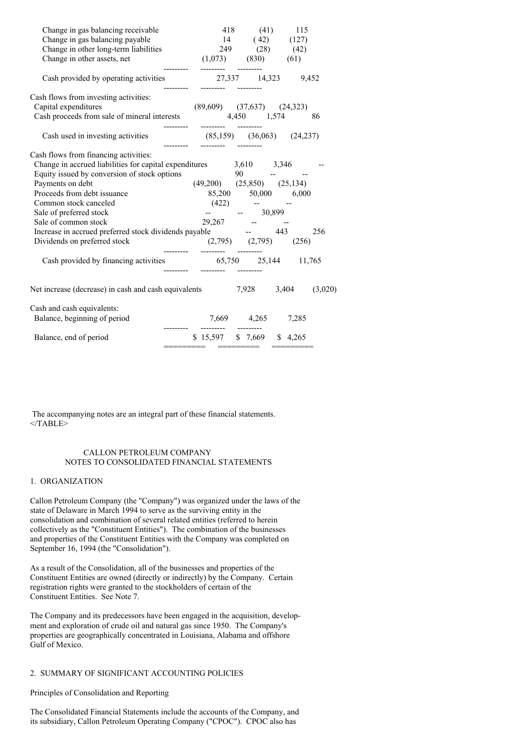| | | | |
|---|---|---|---|
| Change in gas balancing receivable | 418 | (41) | 115 |
| Change in gas balancing payable | 14 | (42) | (127) |
| Change in other long-term liabilities | 249 | (28) | (42) |
| Change in other assets, net | (1,073) | (830) | (61) |
| Cash provided by operating activities | 27,337 | 14,323 | 9,452 |
| Cash flows from investing activities: | | | |
| Capital expenditures | (89,609) | (37,637) | (24,323) |
| Cash proceeds from sale of mineral interests | 4,450 | 1,574 | 86 |
| Cash used in investing activities | (85,159) | (36,063) | (24,237) |
| Cash flows from financing activities: | | | |
| Change in accrued liabilities for capital expenditures | 3,610 | 3,346 | -- |
| Equity issued by conversion of stock options | 90 | -- | -- |
| Payments on debt | (49,200) | (25,850) | (25,134) |
| Proceeds from debt issuance | 85,200 | 50,000 | 6,000 |
| Common stock canceled | (422) | -- | -- |
| Sale of preferred stock | -- | -- | 30,899 |
| Sale of common stock | 29,267 | -- | -- |
| Increase in accrued preferred stock dividends payable | -- | 443 | 256 |
| Dividends on preferred stock | (2,795) | (2,795) | (256) |
| Cash provided by financing activities | 65,750 | 25,144 | 11,765 |
| Net increase (decrease) in cash and cash equivalents | 7,928 | 3,404 | (3,020) |
| Cash and cash equivalents: | | | |
| Balance, beginning of period | 7,669 | 4,265 | 7,285 |
| Balance, end of period | $ 15,597 | $ 7,669 | $ 4,265 |

The accompanying notes are an integral part of these financial statements.

CALLON PETROLEUM COMPANY
NOTES TO CONSOLIDATED FINANCIAL STATEMENTS

## 1. ORGANIZATION

Callon Petroleum Company (the "Company") was organized under the laws of the state of Delaware in March 1994 to serve as the surviving entity in the consolidation and combination of several related entities (referred to herein collectively as the "Constituent Entities"). The combination of the businesses and properties of the Constituent Entities with the Company was completed on September 16, 1994 (the "Consolidation").

As a result of the Consolidation, all of the businesses and properties of the Constituent Entities are owned (directly or indirectly) by the Company. Certain registration rights were granted to the stockholders of certain of the Constituent Entities. See Note 7.

The Company and its predecessors have been engaged in the acquisition, development and exploration of crude oil and natural gas since 1950. The Company's properties are geographically concentrated in Louisiana, Alabama and offshore Gulf of Mexico.

## 2. SUMMARY OF SIGNIFICANT ACCOUNTING POLICIES

Principles of Consolidation and Reporting

The Consolidated Financial Statements include the accounts of the Company, and its subsidiary, Callon Petroleum Operating Company ("CPOC"). CPOC also has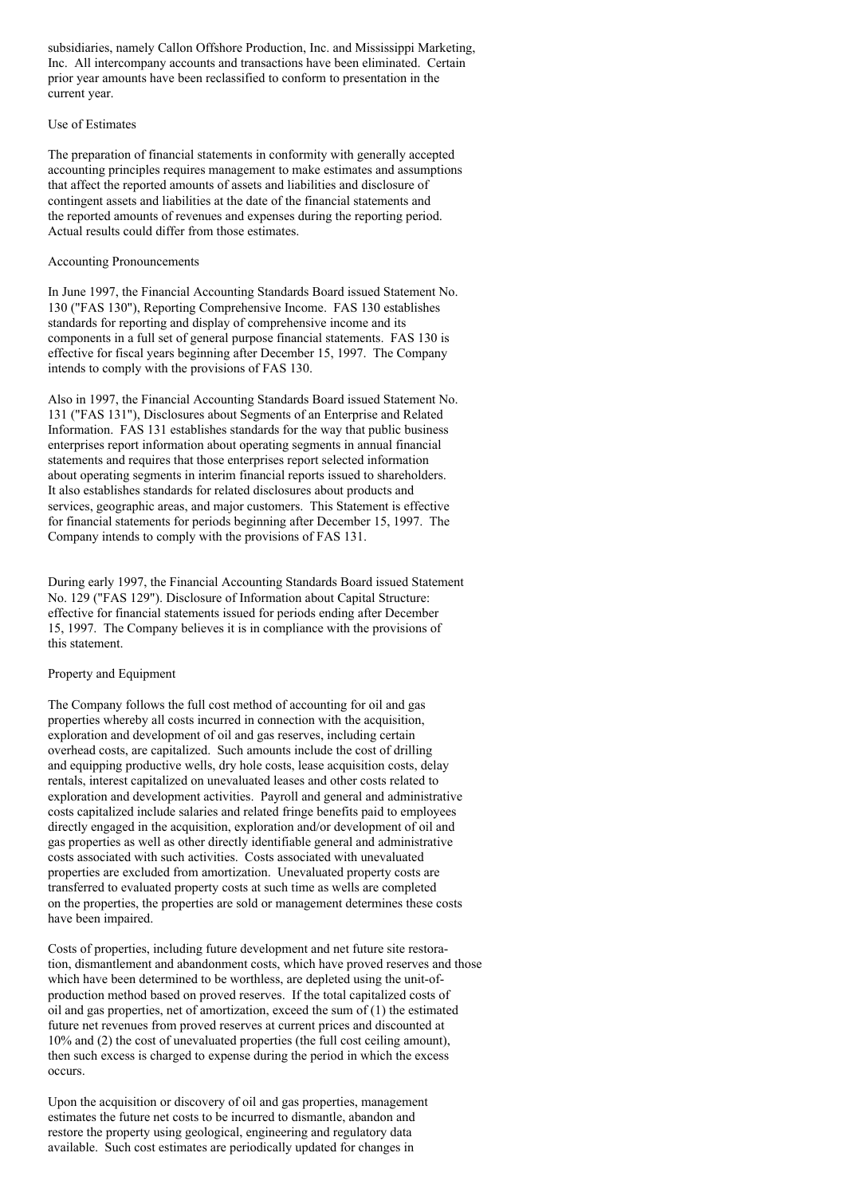subsidiaries, namely Callon Offshore Production, Inc. and Mississippi Marketing, Inc. All intercompany accounts and transactions have been eliminated. Certain prior year amounts have been reclassified to conform to presentation in the current year.

### Use of Estimates

The preparation of financial statements in conformity with generally accepted accounting principles requires management to make estimates and assumptions that affect the reported amounts of assets and liabilities and disclosure of contingent assets and liabilities at the date of the financial statements and the reported amounts of revenues and expenses during the reporting period. Actual results could differ from those estimates.

### Accounting Pronouncements

In June 1997, the Financial Accounting Standards Board issued Statement No. 130 ("FAS 130"), Reporting Comprehensive Income. FAS 130 establishes standards for reporting and display of comprehensive income and its components in a full set of general purpose financial statements. FAS 130 is effective for fiscal years beginning after December 15, 1997. The Company intends to comply with the provisions of FAS 130.

Also in 1997, the Financial Accounting Standards Board issued Statement No. 131 ("FAS 131"), Disclosures about Segments of an Enterprise and Related Information. FAS 131 establishes standards for the way that public business enterprises report information about operating segments in annual financial statements and requires that those enterprises report selected information about operating segments in interim financial reports issued to shareholders. It also establishes standards for related disclosures about products and services, geographic areas, and major customers. This Statement is effective for financial statements for periods beginning after December 15, 1997. The Company intends to comply with the provisions of FAS 131.

During early 1997, the Financial Accounting Standards Board issued Statement No. 129 ("FAS 129"). Disclosure of Information about Capital Structure: effective for financial statements issued for periods ending after December 15, 1997. The Company believes it is in compliance with the provisions of this statement.

### Property and Equipment

The Company follows the full cost method of accounting for oil and gas properties whereby all costs incurred in connection with the acquisition, exploration and development of oil and gas reserves, including certain overhead costs, are capitalized. Such amounts include the cost of drilling and equipping productive wells, dry hole costs, lease acquisition costs, delay rentals, interest capitalized on unevaluated leases and other costs related to exploration and development activities. Payroll and general and administrative costs capitalized include salaries and related fringe benefits paid to employees directly engaged in the acquisition, exploration and/or development of oil and gas properties as well as other directly identifiable general and administrative costs associated with such activities. Costs associated with unevaluated properties are excluded from amortization. Unevaluated property costs are transferred to evaluated property costs at such time as wells are completed on the properties, the properties are sold or management determines these costs have been impaired.

Costs of properties, including future development and net future site restoration, dismantlement and abandonment costs, which have proved reserves and those which have been determined to be worthless, are depleted using the unit-of-production method based on proved reserves. If the total capitalized costs of oil and gas properties, net of amortization, exceed the sum of (1) the estimated future net revenues from proved reserves at current prices and discounted at 10% and (2) the cost of unevaluated properties (the full cost ceiling amount), then such excess is charged to expense during the period in which the excess occurs.

Upon the acquisition or discovery of oil and gas properties, management estimates the future net costs to be incurred to dismantle, abandon and restore the property using geological, engineering and regulatory data available. Such cost estimates are periodically updated for changes in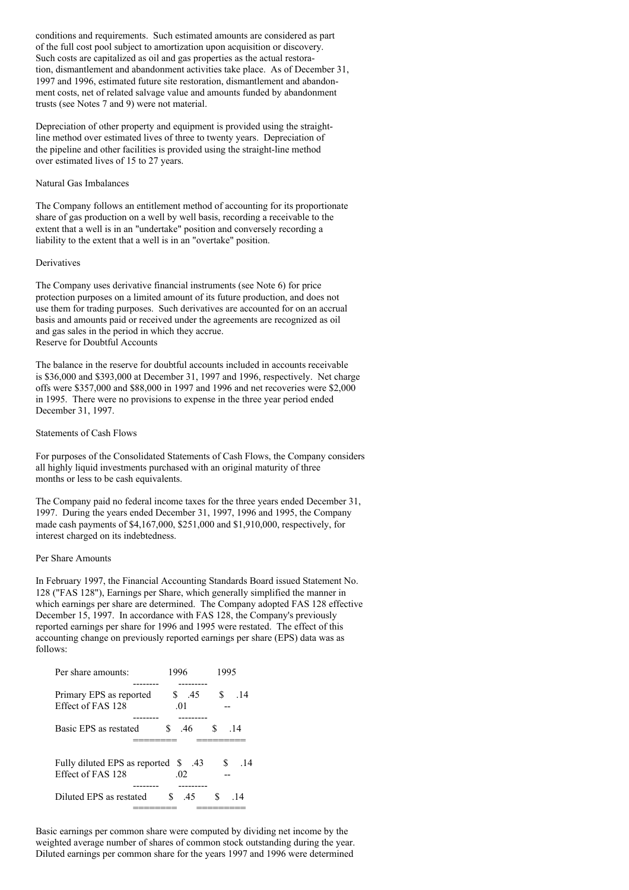conditions and requirements. Such estimated amounts are considered as part of the full cost pool subject to amortization upon acquisition or discovery. Such costs are capitalized as oil and gas properties as the actual restoration, dismantlement and abandonment activities take place. As of December 31, 1997 and 1996, estimated future site restoration, dismantlement and abandonment costs, net of related salvage value and amounts funded by abandonment trusts (see Notes 7 and 9) were not material.

Depreciation of other property and equipment is provided using the straight-line method over estimated lives of three to twenty years. Depreciation of the pipeline and other facilities is provided using the straight-line method over estimated lives of 15 to 27 years.

Natural Gas Imbalances

The Company follows an entitlement method of accounting for its proportionate share of gas production on a well by well basis, recording a receivable to the extent that a well is in an "undertake" position and conversely recording a liability to the extent that a well is in an "overtake" position.

Derivatives

The Company uses derivative financial instruments (see Note 6) for price protection purposes on a limited amount of its future production, and does not use them for trading purposes. Such derivatives are accounted for on an accrual basis and amounts paid or received under the agreements are recognized as oil and gas sales in the period in which they accrue.

Reserve for Doubtful Accounts

The balance in the reserve for doubtful accounts included in accounts receivable is $36,000 and $393,000 at December 31, 1997 and 1996, respectively. Net charge offs were $357,000 and $88,000 in 1997 and 1996 and net recoveries were $2,000 in 1995. There were no provisions to expense in the three year period ended December 31, 1997.

Statements of Cash Flows

For purposes of the Consolidated Statements of Cash Flows, the Company considers all highly liquid investments purchased with an original maturity of three months or less to be cash equivalents.

The Company paid no federal income taxes for the three years ended December 31, 1997. During the years ended December 31, 1997, 1996 and 1995, the Company made cash payments of $4,167,000, $251,000 and $1,910,000, respectively, for interest charged on its indebtedness.

Per Share Amounts

In February 1997, the Financial Accounting Standards Board issued Statement No. 128 ("FAS 128"), Earnings per Share, which generally simplified the manner in which earnings per share are determined. The Company adopted FAS 128 effective December 15, 1997. In accordance with FAS 128, the Company's previously reported earnings per share for 1996 and 1995 were restated. The effect of this accounting change on previously reported earnings per share (EPS) data was as follows:

| Per share amounts: | 1996 | 1995 |
|---|---|---|
| Primary EPS as reported | $ .45 | $ .14 |
| Effect of FAS 128 | .01 | -- |
| Basic EPS as restated | $ .46 | $ .14 |
| | | |
| Fully diluted EPS as reported | $ .43 | $ .14 |
| Effect of FAS 128 | .02 | -- |
| Diluted EPS as restated | $ .45 | $ .14 |

Basic earnings per common share were computed by dividing net income by the weighted average number of shares of common stock outstanding during the year. Diluted earnings per common share for the years 1997 and 1996 were determined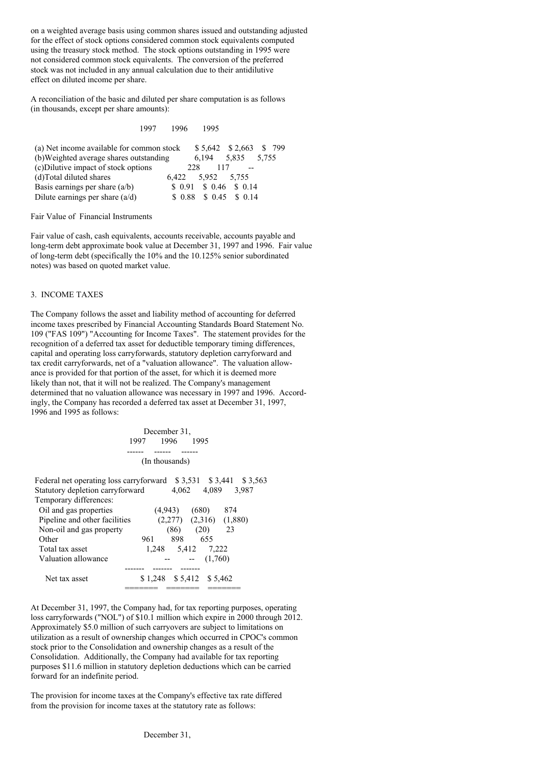on a weighted average basis using common shares issued and outstanding adjusted for the effect of stock options considered common stock equivalents computed using the treasury stock method. The stock options outstanding in 1995 were not considered common stock equivalents. The conversion of the preferred stock was not included in any annual calculation due to their antidilutive effect on diluted income per share.

A reconciliation of the basic and diluted per share computation is as follows (in thousands, except per share amounts):

| | 1997 | 1996 | 1995 |
|---|---|---|---|
| (a) Net income available for common stock | $ 5,642 | $ 2,663 | $ 799 |
| (b)Weighted average shares outstanding | 6,194 | 5,835 | 5,755 |
| (c)Dilutive impact of stock options | 228 | 117 | -- |
| (d)Total diluted shares | 6,422 | 5,952 | 5,755 |
| Basis earnings per share (a/b) | $ 0.91 | $ 0.46 | $ 0.14 |
| Dilute earnings per share (a/d) | $ 0.88 | $ 0.45 | $ 0.14 |

Fair Value of Financial Instruments

Fair value of cash, cash equivalents, accounts receivable, accounts payable and long-term debt approximate book value at December 31, 1997 and 1996. Fair value of long-term debt (specifically the 10% and the 10.125% senior subordinated notes) was based on quoted market value.

3. INCOME TAXES

The Company follows the asset and liability method of accounting for deferred income taxes prescribed by Financial Accounting Standards Board Statement No. 109 ("FAS 109") "Accounting for Income Taxes". The statement provides for the recognition of a deferred tax asset for deductible temporary timing differences, capital and operating loss carryforwards, statutory depletion carryforward and tax credit carryforwards, net of a "valuation allowance". The valuation allowance is provided for that portion of the asset, for which it is deemed more likely than not, that it will not be realized. The Company's management determined that no valuation allowance was necessary in 1997 and 1996. Accordingly, the Company has recorded a deferred tax asset at December 31, 1997, 1996 and 1995 as follows:

| | December 31, | | |
|---|---|---|---|
| | 1997 | 1996 | 1995 |
| | (In thousands) | | |
| Federal net operating loss carryforward | $ 3,531 | $ 3,441 | $ 3,563 |
| Statutory depletion carryforward | 4,062 | 4,089 | 3,987 |
| Temporary differences: | | | |
| Oil and gas properties | (4,943) | (680) | 874 |
| Pipeline and other facilities | (2,277) | (2,316) | (1,880) |
| Non-oil and gas property | (86) | (20) | 23 |
| Other | 961 | 898 | 655 |
| Total tax asset | 1,248 | 5,412 | 7,222 |
| Valuation allowance | -- | -- | (1,760) |
| Net tax asset | $ 1,248 | $ 5,412 | $ 5,462 |

At December 31, 1997, the Company had, for tax reporting purposes, operating loss carryforwards ("NOL") of $10.1 million which expire in 2000 through 2012. Approximately $5.0 million of such carryovers are subject to limitations on utilization as a result of ownership changes which occurred in CPOC's common stock prior to the Consolidation and ownership changes as a result of the Consolidation. Additionally, the Company had available for tax reporting purposes $11.6 million in statutory depletion deductions which can be carried forward for an indefinite period.

The provision for income taxes at the Company's effective tax rate differed from the provision for income taxes at the statutory rate as follows:

December 31,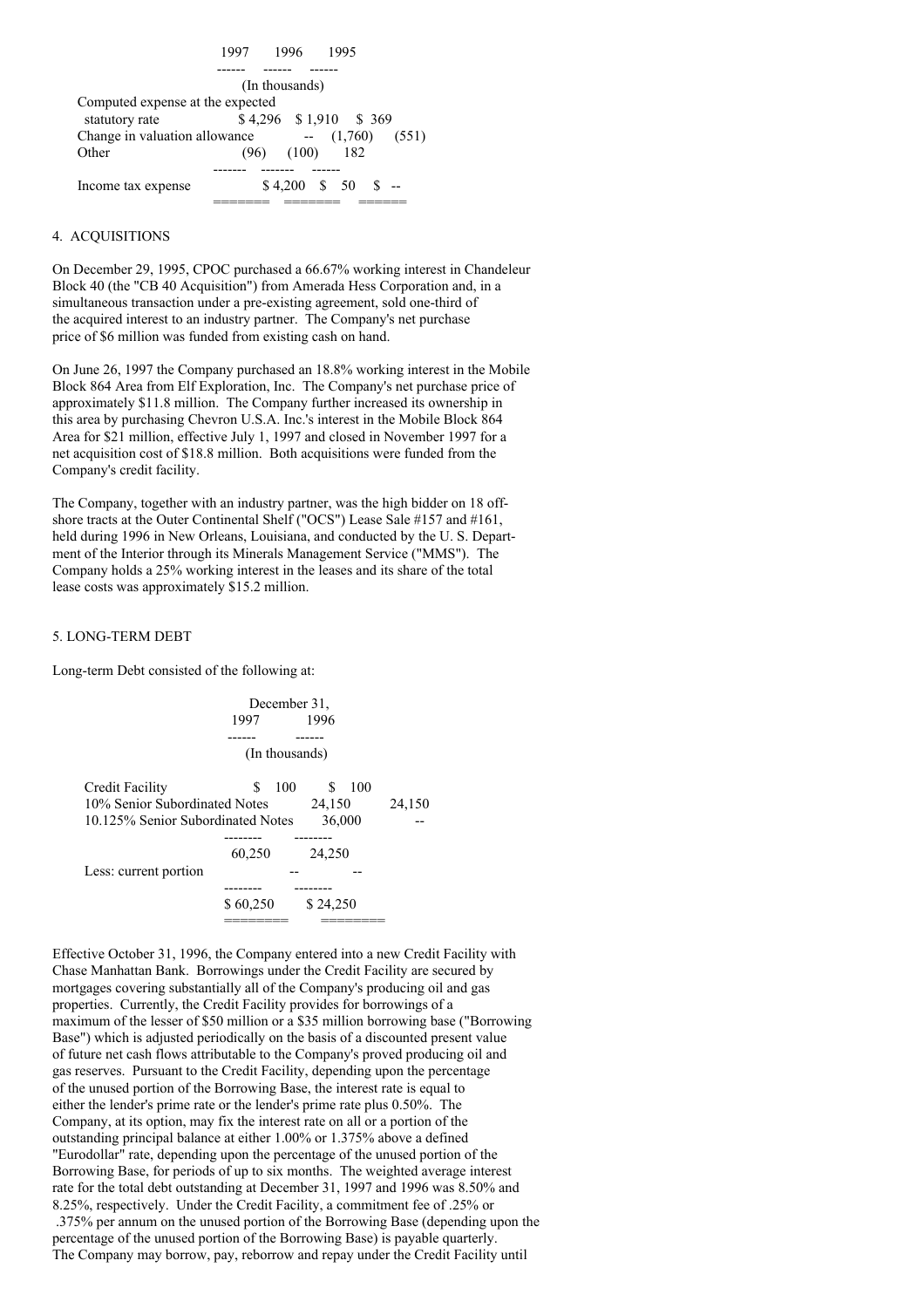| | 1997 | 1996 | 1995 |
|---|---|---|---|
| | (In thousands) | | |
| Computed expense at the expected statutory rate | $ 4,296 | $ 1,910 | $ 369 |
| Change in valuation allowance | -- | (1,760) | (551) |
| Other | (96) | (100) | 182 |
| Income tax expense | $ 4,200 | $ 50 | $ -- |

## 4. ACQUISITIONS

On December 29, 1995, CPOC purchased a 66.67% working interest in Chandeleur Block 40 (the "CB 40 Acquisition") from Amerada Hess Corporation and, in a simultaneous transaction under a pre-existing agreement, sold one-third of the acquired interest to an industry partner. The Company's net purchase price of $6 million was funded from existing cash on hand.

On June 26, 1997 the Company purchased an 18.8% working interest in the Mobile Block 864 Area from Elf Exploration, Inc. The Company's net purchase price of approximately $11.8 million. The Company further increased its ownership in this area by purchasing Chevron U.S.A. Inc.'s interest in the Mobile Block 864 Area for $21 million, effective July 1, 1997 and closed in November 1997 for a net acquisition cost of $18.8 million. Both acquisitions were funded from the Company's credit facility.

The Company, together with an industry partner, was the high bidder on 18 off-shore tracts at the Outer Continental Shelf ("OCS") Lease Sale #157 and #161, held during 1996 in New Orleans, Louisiana, and conducted by the U. S. Department of the Interior through its Minerals Management Service ("MMS"). The Company holds a 25% working interest in the leases and its share of the total lease costs was approximately $15.2 million.

## 5. LONG-TERM DEBT

Long-term Debt consisted of the following at:

| | December 31, 1997 | December 31, 1996 |
|---|---|---|
| | (In thousands) | |
| Credit Facility | $ 100 | $ 100 |
| 10% Senior Subordinated Notes | 24,150 | 24,150 |
| 10.125% Senior Subordinated Notes | 36,000 | -- |
| | 60,250 | 24,250 |
| Less: current portion | -- | -- |
| | $ 60,250 | $ 24,250 |

Effective October 31, 1996, the Company entered into a new Credit Facility with Chase Manhattan Bank. Borrowings under the Credit Facility are secured by mortgages covering substantially all of the Company's producing oil and gas properties. Currently, the Credit Facility provides for borrowings of a maximum of the lesser of $50 million or a $35 million borrowing base ("Borrowing Base") which is adjusted periodically on the basis of a discounted present value of future net cash flows attributable to the Company's proved producing oil and gas reserves. Pursuant to the Credit Facility, depending upon the percentage of the unused portion of the Borrowing Base, the interest rate is equal to either the lender's prime rate or the lender's prime rate plus 0.50%. The Company, at its option, may fix the interest rate on all or a portion of the outstanding principal balance at either 1.00% or 1.375% above a defined "Eurodollar" rate, depending upon the percentage of the unused portion of the Borrowing Base, for periods of up to six months. The weighted average interest rate for the total debt outstanding at December 31, 1997 and 1996 was 8.50% and 8.25%, respectively. Under the Credit Facility, a commitment fee of .25% or .375% per annum on the unused portion of the Borrowing Base (depending upon the percentage of the unused portion of the Borrowing Base) is payable quarterly. The Company may borrow, pay, reborrow and repay under the Credit Facility until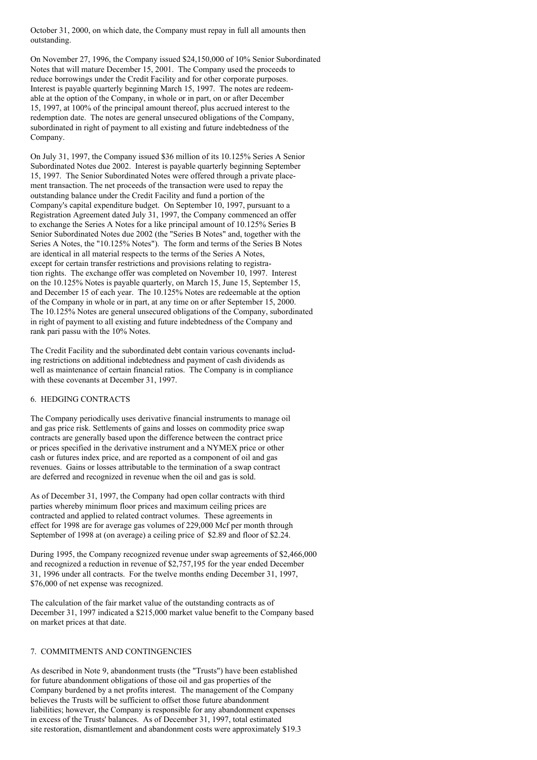October 31, 2000, on which date, the Company must repay in full all amounts then outstanding.

On November 27, 1996, the Company issued $24,150,000 of 10% Senior Subordinated Notes that will mature December 15, 2001. The Company used the proceeds to reduce borrowings under the Credit Facility and for other corporate purposes. Interest is payable quarterly beginning March 15, 1997. The notes are redeemable at the option of the Company, in whole or in part, on or after December 15, 1997, at 100% of the principal amount thereof, plus accrued interest to the redemption date. The notes are general unsecured obligations of the Company, subordinated in right of payment to all existing and future indebtedness of the Company.

On July 31, 1997, the Company issued $36 million of its 10.125% Series A Senior Subordinated Notes due 2002. Interest is payable quarterly beginning September 15, 1997. The Senior Subordinated Notes were offered through a private placement transaction. The net proceeds of the transaction were used to repay the outstanding balance under the Credit Facility and fund a portion of the Company's capital expenditure budget. On September 10, 1997, pursuant to a Registration Agreement dated July 31, 1997, the Company commenced an offer to exchange the Series A Notes for a like principal amount of 10.125% Series B Senior Subordinated Notes due 2002 (the "Series B Notes" and, together with the Series A Notes, the "10.125% Notes"). The form and terms of the Series B Notes are identical in all material respects to the terms of the Series A Notes, except for certain transfer restrictions and provisions relating to registration rights. The exchange offer was completed on November 10, 1997. Interest on the 10.125% Notes is payable quarterly, on March 15, June 15, September 15, and December 15 of each year. The 10.125% Notes are redeemable at the option of the Company in whole or in part, at any time on or after September 15, 2000. The 10.125% Notes are general unsecured obligations of the Company, subordinated in right of payment to all existing and future indebtedness of the Company and rank pari passu with the 10% Notes.

The Credit Facility and the subordinated debt contain various covenants including restrictions on additional indebtedness and payment of cash dividends as well as maintenance of certain financial ratios. The Company is in compliance with these covenants at December 31, 1997.

## 6. HEDGING CONTRACTS

The Company periodically uses derivative financial instruments to manage oil and gas price risk. Settlements of gains and losses on commodity price swap contracts are generally based upon the difference between the contract price or prices specified in the derivative instrument and a NYMEX price or other cash or futures index price, and are reported as a component of oil and gas revenues. Gains or losses attributable to the termination of a swap contract are deferred and recognized in revenue when the oil and gas is sold.

As of December 31, 1997, the Company had open collar contracts with third parties whereby minimum floor prices and maximum ceiling prices are contracted and applied to related contract volumes. These agreements in effect for 1998 are for average gas volumes of 229,000 Mcf per month through September of 1998 at (on average) a ceiling price of $2.89 and floor of $2.24.

During 1995, the Company recognized revenue under swap agreements of $2,466,000 and recognized a reduction in revenue of $2,757,195 for the year ended December 31, 1996 under all contracts. For the twelve months ending December 31, 1997, $76,000 of net expense was recognized.

The calculation of the fair market value of the outstanding contracts as of December 31, 1997 indicated a $215,000 market value benefit to the Company based on market prices at that date.

## 7. COMMITMENTS AND CONTINGENCIES

As described in Note 9, abandonment trusts (the "Trusts") have been established for future abandonment obligations of those oil and gas properties of the Company burdened by a net profits interest. The management of the Company believes the Trusts will be sufficient to offset those future abandonment liabilities; however, the Company is responsible for any abandonment expenses in excess of the Trusts' balances. As of December 31, 1997, total estimated site restoration, dismantlement and abandonment costs were approximately $19.3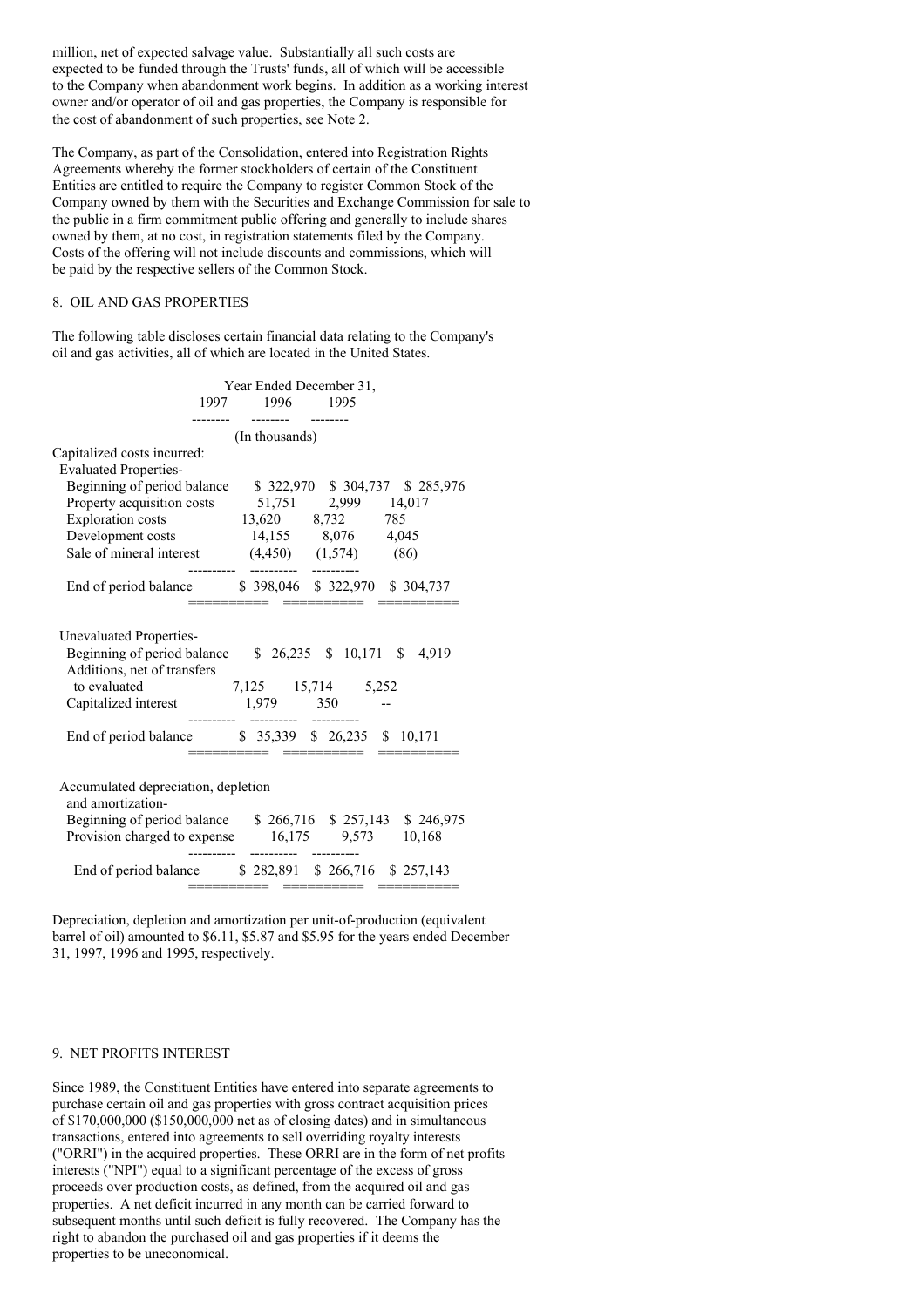million, net of expected salvage value. Substantially all such costs are expected to be funded through the Trusts' funds, all of which will be accessible to the Company when abandonment work begins. In addition as a working interest owner and/or operator of oil and gas properties, the Company is responsible for the cost of abandonment of such properties, see Note 2.

The Company, as part of the Consolidation, entered into Registration Rights Agreements whereby the former stockholders of certain of the Constituent Entities are entitled to require the Company to register Common Stock of the Company owned by them with the Securities and Exchange Commission for sale to the public in a firm commitment public offering and generally to include shares owned by them, at no cost, in registration statements filed by the Company. Costs of the offering will not include discounts and commissions, which will be paid by the respective sellers of the Common Stock.

## 8. OIL AND GAS PROPERTIES

The following table discloses certain financial data relating to the Company's oil and gas activities, all of which are located in the United States.

| | Year Ended December 31, 1997 | 1996 | 1995 |
|---|---|---|---|
| | (In thousands) | | |
| Capitalized costs incurred: | | | |
| Evaluated Properties- | | | |
| Beginning of period balance | $ 322,970 | $ 304,737 | $ 285,976 |
| Property acquisition costs | 51,751 | 2,999 | 14,017 |
| Exploration costs | 13,620 | 8,732 | 785 |
| Development costs | 14,155 | 8,076 | 4,045 |
| Sale of mineral interest | (4,450) | (1,574) | (86) |
| End of period balance | $ 398,046 | $ 322,970 | $ 304,737 |
| Unevaluated Properties- | | | |
| Beginning of period balance | $ 26,235 | $ 10,171 | $ 4,919 |
| Additions, net of transfers to evaluated | 7,125 | 15,714 | 5,252 |
| Capitalized interest | 1,979 | 350 | -- |
| End of period balance | $ 35,339 | $ 26,235 | $ 10,171 |
| Accumulated depreciation, depletion and amortization- | | | |
| Beginning of period balance | $ 266,716 | $ 257,143 | $ 246,975 |
| Provision charged to expense | 16,175 | 9,573 | 10,168 |
| End of period balance | $ 282,891 | $ 266,716 | $ 257,143 |

Depreciation, depletion and amortization per unit-of-production (equivalent barrel of oil) amounted to $6.11, $5.87 and $5.95 for the years ended December 31, 1997, 1996 and 1995, respectively.

## 9. NET PROFITS INTEREST

Since 1989, the Constituent Entities have entered into separate agreements to purchase certain oil and gas properties with gross contract acquisition prices of $170,000,000 ($150,000,000 net as of closing dates) and in simultaneous transactions, entered into agreements to sell overriding royalty interests ("ORRI") in the acquired properties. These ORRI are in the form of net profits interests ("NPI") equal to a significant percentage of the excess of gross proceeds over production costs, as defined, from the acquired oil and gas properties. A net deficit incurred in any month can be carried forward to subsequent months until such deficit is fully recovered. The Company has the right to abandon the purchased oil and gas properties if it deems the properties to be uneconomical.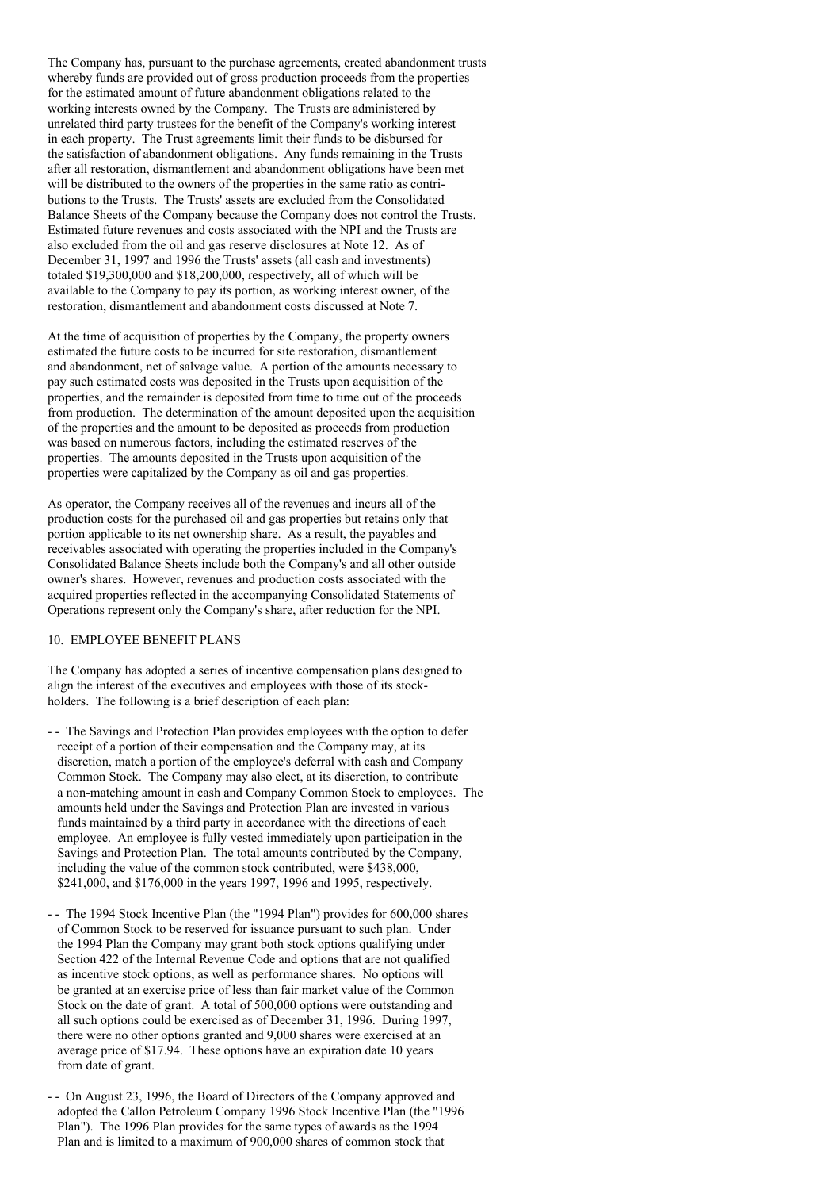The Company has, pursuant to the purchase agreements, created abandonment trusts whereby funds are provided out of gross production proceeds from the properties for the estimated amount of future abandonment obligations related to the working interests owned by the Company. The Trusts are administered by unrelated third party trustees for the benefit of the Company's working interest in each property. The Trust agreements limit their funds to be disbursed for the satisfaction of abandonment obligations. Any funds remaining in the Trusts after all restoration, dismantlement and abandonment obligations have been met will be distributed to the owners of the properties in the same ratio as contributions to the Trusts. The Trusts' assets are excluded from the Consolidated Balance Sheets of the Company because the Company does not control the Trusts. Estimated future revenues and costs associated with the NPI and the Trusts are also excluded from the oil and gas reserve disclosures at Note 12. As of December 31, 1997 and 1996 the Trusts' assets (all cash and investments) totaled $19,300,000 and $18,200,000, respectively, all of which will be available to the Company to pay its portion, as working interest owner, of the restoration, dismantlement and abandonment costs discussed at Note 7.

At the time of acquisition of properties by the Company, the property owners estimated the future costs to be incurred for site restoration, dismantlement and abandonment, net of salvage value. A portion of the amounts necessary to pay such estimated costs was deposited in the Trusts upon acquisition of the properties, and the remainder is deposited from time to time out of the proceeds from production. The determination of the amount deposited upon the acquisition of the properties and the amount to be deposited as proceeds from production was based on numerous factors, including the estimated reserves of the properties. The amounts deposited in the Trusts upon acquisition of the properties were capitalized by the Company as oil and gas properties.

As operator, the Company receives all of the revenues and incurs all of the production costs for the purchased oil and gas properties but retains only that portion applicable to its net ownership share. As a result, the payables and receivables associated with operating the properties included in the Company's Consolidated Balance Sheets include both the Company's and all other outside owner's shares. However, revenues and production costs associated with the acquired properties reflected in the accompanying Consolidated Statements of Operations represent only the Company's share, after reduction for the NPI.

## 10. EMPLOYEE BENEFIT PLANS

The Company has adopted a series of incentive compensation plans designed to align the interest of the executives and employees with those of its stockholders. The following is a brief description of each plan:

- The Savings and Protection Plan provides employees with the option to defer receipt of a portion of their compensation and the Company may, at its discretion, match a portion of the employee's deferral with cash and Company Common Stock. The Company may also elect, at its discretion, to contribute a non-matching amount in cash and Company Common Stock to employees. The amounts held under the Savings and Protection Plan are invested in various funds maintained by a third party in accordance with the directions of each employee. An employee is fully vested immediately upon participation in the Savings and Protection Plan. The total amounts contributed by the Company, including the value of the common stock contributed, were $438,000, $241,000, and $176,000 in the years 1997, 1996 and 1995, respectively.

- The 1994 Stock Incentive Plan (the "1994 Plan") provides for 600,000 shares of Common Stock to be reserved for issuance pursuant to such plan. Under the 1994 Plan the Company may grant both stock options qualifying under Section 422 of the Internal Revenue Code and options that are not qualified as incentive stock options, as well as performance shares. No options will be granted at an exercise price of less than fair market value of the Common Stock on the date of grant. A total of 500,000 options were outstanding and all such options could be exercised as of December 31, 1996. During 1997, there were no other options granted and 9,000 shares were exercised at an average price of $17.94. These options have an expiration date 10 years from date of grant.

- On August 23, 1996, the Board of Directors of the Company approved and adopted the Callon Petroleum Company 1996 Stock Incentive Plan (the "1996 Plan"). The 1996 Plan provides for the same types of awards as the 1994 Plan and is limited to a maximum of 900,000 shares of common stock that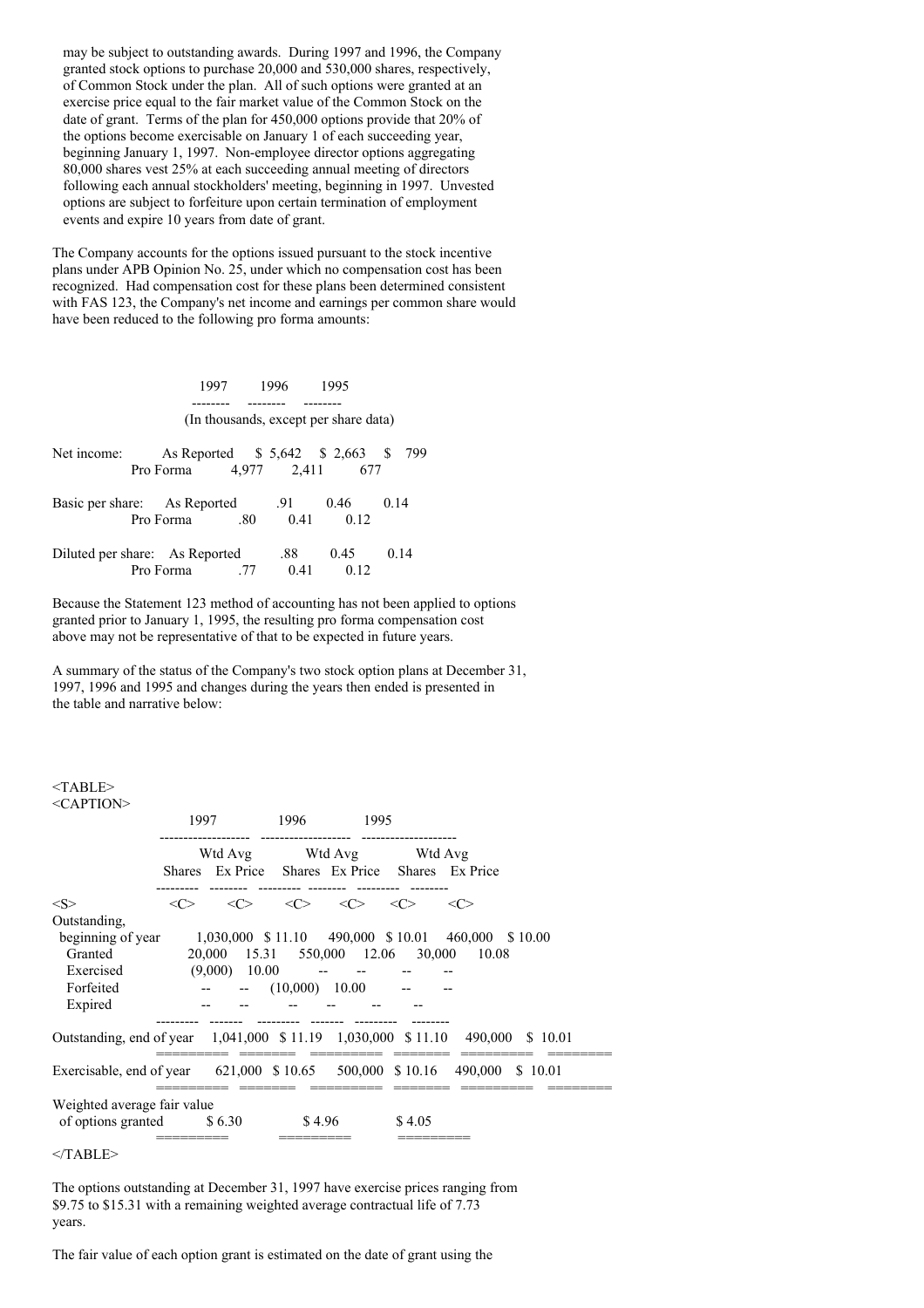may be subject to outstanding awards. During 1997 and 1996, the Company granted stock options to purchase 20,000 and 530,000 shares, respectively, of Common Stock under the plan. All of such options were granted at an exercise price equal to the fair market value of the Common Stock on the date of grant. Terms of the plan for 450,000 options provide that 20% of the options become exercisable on January 1 of each succeeding year, beginning January 1, 1997. Non-employee director options aggregating 80,000 shares vest 25% at each succeeding annual meeting of directors following each annual stockholders' meeting, beginning in 1997. Unvested options are subject to forfeiture upon certain termination of employment events and expire 10 years from date of grant.

The Company accounts for the options issued pursuant to the stock incentive plans under APB Opinion No. 25, under which no compensation cost has been recognized. Had compensation cost for these plans been determined consistent with FAS 123, the Company's net income and earnings per common share would have been reduced to the following pro forma amounts:

| | | 1997 | 1996 | 1995 |
|---|---|---|---|---|
| | | (In thousands, except per share data) | | |
| Net income: | As Reported | $ 5,642 | $ 2,663 | $ 799 |
| | Pro Forma | 4,977 | 2,411 | 677 |
| Basic per share: | As Reported | .91 | 0.46 | 0.14 |
| | Pro Forma | .80 | 0.41 | 0.12 |
| Diluted per share: | As Reported | .88 | 0.45 | 0.14 |
| | Pro Forma | .77 | 0.41 | 0.12 |

Because the Statement 123 method of accounting has not been applied to options granted prior to January 1, 1995, the resulting pro forma compensation cost above may not be representative of that to be expected in future years.

A summary of the status of the Company's two stock option plans at December 31, 1997, 1996 and 1995 and changes during the years then ended is presented in the table and narrative below:

| | 1997 | | 1996 | | 1995 | |
|---|---|---|---|---|---|---|
| | Shares | Wtd Avg Ex Price | Shares | Wtd Avg Ex Price | Shares | Wtd Avg Ex Price |
| Outstanding, beginning of year | 1,030,000 | $ 11.10 | 490,000 | $ 10.01 | 460,000 | $ 10.00 |
| Granted | 20,000 | 15.31 | 550,000 | 12.06 | 30,000 | 10.08 |
| Exercised | (9,000) | 10.00 | -- | -- | -- | -- |
| Forfeited | -- | -- | (10,000) | 10.00 | -- | -- |
| Expired | -- | -- | -- | -- | -- | -- |
| Outstanding, end of year | 1,041,000 | $ 11.19 | 1,030,000 | $ 11.10 | 490,000 | $ 10.01 |
| Exercisable, end of year | 621,000 | $ 10.65 | 500,000 | $ 10.16 | 490,000 | $ 10.01 |
| Weighted average fair value of options granted | $ 6.30 | | $ 4.96 | | $ 4.05 | |

The options outstanding at December 31, 1997 have exercise prices ranging from $9.75 to $15.31 with a remaining weighted average contractual life of 7.73 years.

The fair value of each option grant is estimated on the date of grant using the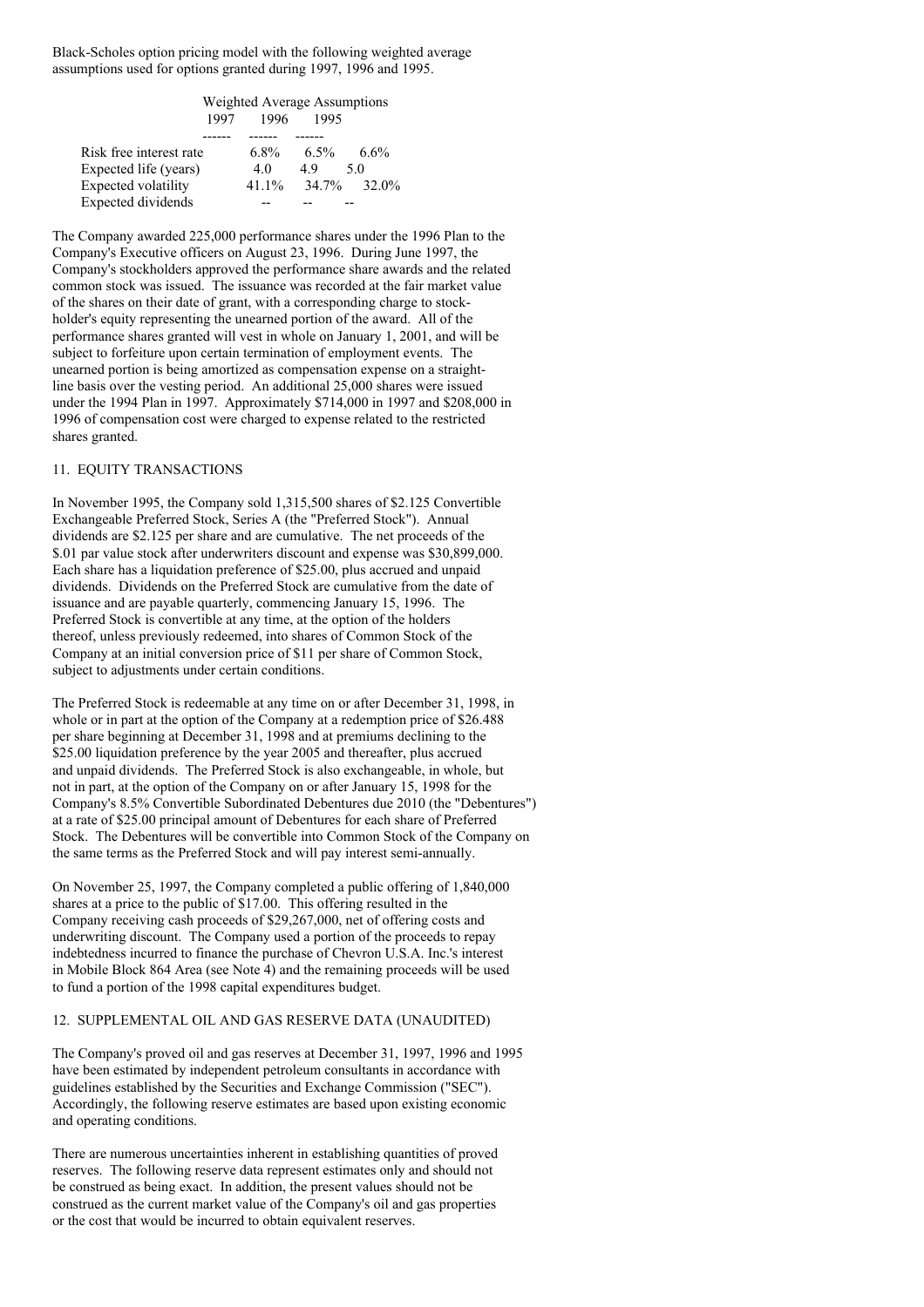Black-Scholes option pricing model with the following weighted average assumptions used for options granted during 1997, 1996 and 1995.

| | Weighted Average Assumptions | | |
|---|---|---|---|
| | 1997 | 1996 | 1995 |
| Risk free interest rate | 6.8% | 6.5% | 6.6% |
| Expected life (years) | 4.0 | 4.9 | 5.0 |
| Expected volatility | 41.1% | 34.7% | 32.0% |
| Expected dividends | -- | -- | -- |

The Company awarded 225,000 performance shares under the 1996 Plan to the Company's Executive officers on August 23, 1996. During June 1997, the Company's stockholders approved the performance share awards and the related common stock was issued. The issuance was recorded at the fair market value of the shares on their date of grant, with a corresponding charge to stockholder's equity representing the unearned portion of the award. All of the performance shares granted will vest in whole on January 1, 2001, and will be subject to forfeiture upon certain termination of employment events. The unearned portion is being amortized as compensation expense on a straight-line basis over the vesting period. An additional 25,000 shares were issued under the 1994 Plan in 1997. Approximately $714,000 in 1997 and $208,000 in 1996 of compensation cost were charged to expense related to the restricted shares granted.

## 11. EQUITY TRANSACTIONS

In November 1995, the Company sold 1,315,500 shares of $2.125 Convertible Exchangeable Preferred Stock, Series A (the "Preferred Stock"). Annual dividends are $2.125 per share and are cumulative. The net proceeds of the $.01 par value stock after underwriters discount and expense was $30,899,000. Each share has a liquidation preference of $25.00, plus accrued and unpaid dividends. Dividends on the Preferred Stock are cumulative from the date of issuance and are payable quarterly, commencing January 15, 1996. The Preferred Stock is convertible at any time, at the option of the holders thereof, unless previously redeemed, into shares of Common Stock of the Company at an initial conversion price of $11 per share of Common Stock, subject to adjustments under certain conditions.

The Preferred Stock is redeemable at any time on or after December 31, 1998, in whole or in part at the option of the Company at a redemption price of $26.488 per share beginning at December 31, 1998 and at premiums declining to the $25.00 liquidation preference by the year 2005 and thereafter, plus accrued and unpaid dividends. The Preferred Stock is also exchangeable, in whole, but not in part, at the option of the Company on or after January 15, 1998 for the Company's 8.5% Convertible Subordinated Debentures due 2010 (the "Debentures") at a rate of $25.00 principal amount of Debentures for each share of Preferred Stock. The Debentures will be convertible into Common Stock of the Company on the same terms as the Preferred Stock and will pay interest semi-annually.

On November 25, 1997, the Company completed a public offering of 1,840,000 shares at a price to the public of $17.00. This offering resulted in the Company receiving cash proceeds of $29,267,000, net of offering costs and underwriting discount. The Company used a portion of the proceeds to repay indebtedness incurred to finance the purchase of Chevron U.S.A. Inc.'s interest in Mobile Block 864 Area (see Note 4) and the remaining proceeds will be used to fund a portion of the 1998 capital expenditures budget.

## 12. SUPPLEMENTAL OIL AND GAS RESERVE DATA (UNAUDITED)

The Company's proved oil and gas reserves at December 31, 1997, 1996 and 1995 have been estimated by independent petroleum consultants in accordance with guidelines established by the Securities and Exchange Commission ("SEC"). Accordingly, the following reserve estimates are based upon existing economic and operating conditions.

There are numerous uncertainties inherent in establishing quantities of proved reserves. The following reserve data represent estimates only and should not be construed as being exact. In addition, the present values should not be construed as the current market value of the Company's oil and gas properties or the cost that would be incurred to obtain equivalent reserves.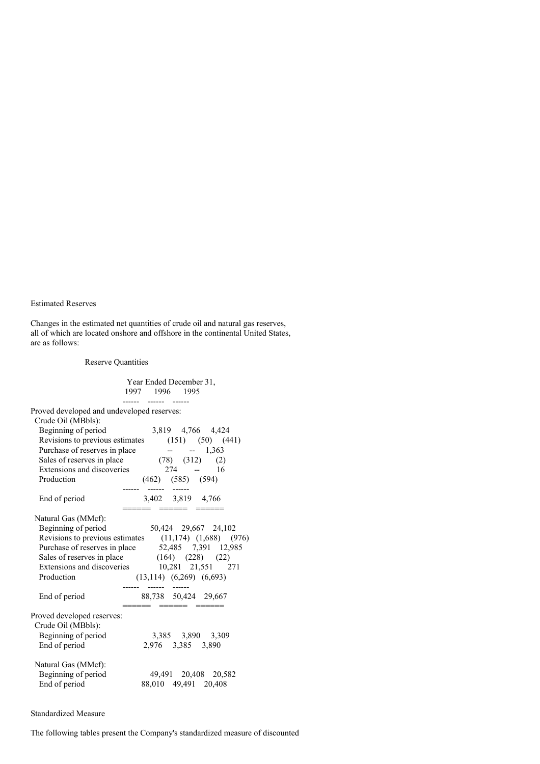Estimated Reserves

Changes in the estimated net quantities of crude oil and natural gas reserves, all of which are located onshore and offshore in the continental United States, are as follows:

Reserve Quantities

| | Year Ended December 31, 1997 | 1996 | 1995 |
|---|---|---|---|
| Proved developed and undeveloped reserves: | | | |
| Crude Oil (MBbls): | | | |
| Beginning of period | 3,819 | 4,766 | 4,424 |
| Revisions to previous estimates | (151) | (50) | (441) |
| Purchase of reserves in place | -- | -- | 1,363 |
| Sales of reserves in place | (78) | (312) | (2) |
| Extensions and discoveries | 274 | -- | 16 |
| Production | (462) | (585) | (594) |
| End of period | 3,402 | 3,819 | 4,766 |
| Natural Gas (MMcf): | | | |
| Beginning of period | 50,424 | 29,667 | 24,102 |
| Revisions to previous estimates | (11,174) | (1,688) | (976) |
| Purchase of reserves in place | 52,485 | 7,391 | 12,985 |
| Sales of reserves in place | (164) | (228) | (22) |
| Extensions and discoveries | 10,281 | 21,551 | 271 |
| Production | (13,114) | (6,269) | (6,693) |
| End of period | 88,738 | 50,424 | 29,667 |
| Proved developed reserves: | | | |
| Crude Oil (MBbls): | | | |
| Beginning of period | 3,385 | 3,890 | 3,309 |
| End of period | 2,976 | 3,385 | 3,890 |
| Natural Gas (MMcf): | | | |
| Beginning of period | 49,491 | 20,408 | 20,582 |
| End of period | 88,010 | 49,491 | 20,408 |

Standardized Measure

The following tables present the Company's standardized measure of discounted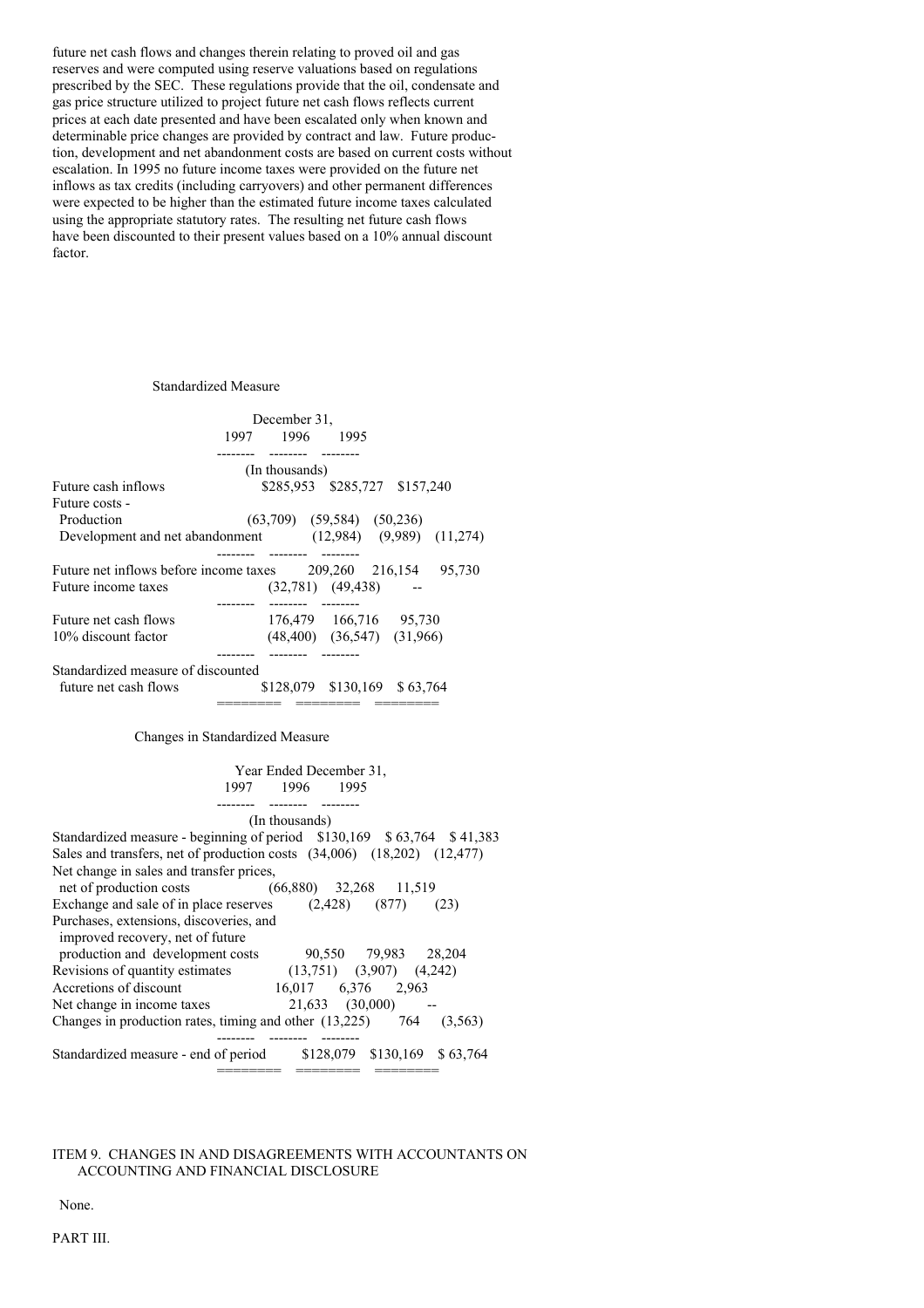future net cash flows and changes therein relating to proved oil and gas reserves and were computed using reserve valuations based on regulations prescribed by the SEC. These regulations provide that the oil, condensate and gas price structure utilized to project future net cash flows reflects current prices at each date presented and have been escalated only when known and determinable price changes are provided by contract and law. Future production, development and net abandonment costs are based on current costs without escalation. In 1995 no future income taxes were provided on the future net inflows as tax credits (including carryovers) and other permanent differences were expected to be higher than the estimated future income taxes calculated using the appropriate statutory rates. The resulting net future cash flows have been discounted to their present values based on a 10% annual discount factor.

Standardized Measure

| | December 31, 1997 | 1996 | 1995 |
|---|---|---|---|
| | (In thousands) | | |
| Future cash inflows | $285,953 | $285,727 | $157,240 |
| Future costs - | | | |
| Production | (63,709) | (59,584) | (50,236) |
| Development and net abandonment | (12,984) | (9,989) | (11,274) |
| Future net inflows before income taxes | 209,260 | 216,154 | 95,730 |
| Future income taxes | (32,781) | (49,438) | -- |
| Future net cash flows | 176,479 | 166,716 | 95,730 |
| 10% discount factor | (48,400) | (36,547) | (31,966) |
| Standardized measure of discounted future net cash flows | $128,079 | $130,169 | $ 63,764 |

Changes in Standardized Measure

| | Year Ended December 31, 1997 | 1996 | 1995 |
|---|---|---|---|
| | (In thousands) | | |
| Standardized measure - beginning of period | $130,169 | $ 63,764 | $ 41,383 |
| Sales and transfers, net of production costs | (34,006) | (18,202) | (12,477) |
| Net change in sales and transfer prices, net of production costs | (66,880) | 32,268 | 11,519 |
| Exchange and sale of in place reserves | (2,428) | (877) | (23) |
| Purchases, extensions, discoveries, and improved recovery, net of future production and development costs | 90,550 | 79,983 | 28,204 |
| Revisions of quantity estimates | (13,751) | (3,907) | (4,242) |
| Accretions of discount | 16,017 | 6,376 | 2,963 |
| Net change in income taxes | 21,633 | (30,000) | -- |
| Changes in production rates, timing and other | (13,225) | 764 | (3,563) |
| Standardized measure - end of period | $128,079 | $130,169 | $ 63,764 |

ITEM 9. CHANGES IN AND DISAGREEMENTS WITH ACCOUNTANTS ON ACCOUNTING AND FINANCIAL DISCLOSURE

None.

PART III.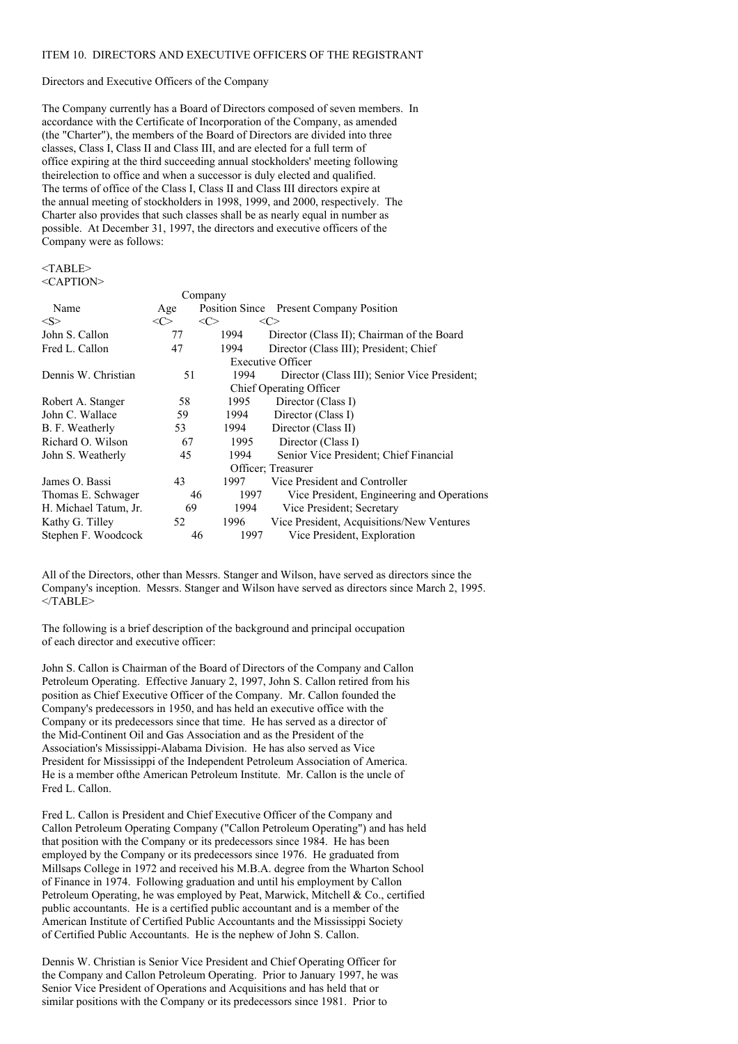ITEM 10. DIRECTORS AND EXECUTIVE OFFICERS OF THE REGISTRANT

Directors and Executive Officers of the Company

The Company currently has a Board of Directors composed of seven members. In accordance with the Certificate of Incorporation of the Company, as amended (the "Charter"), the members of the Board of Directors are divided into three classes, Class I, Class II and Class III, and are elected for a full term of office expiring at the third succeeding annual stockholders' meeting following theirelection to office and when a successor is duly elected and qualified. The terms of office of the Class I, Class II and Class III directors expire at the annual meeting of stockholders in 1998, 1999, and 2000, respectively. The Charter also provides that such classes shall be as nearly equal in number as possible. At December 31, 1997, the directors and executive officers of the Company were as follows:

| Name | Age | Company Position Since | Present Company Position |
|---|---|---|---|
| John S. Callon | 77 | 1994 | Director (Class II); Chairman of the Board |
| Fred L. Callon | 47 | 1994 | Director (Class III); President; Chief Executive Officer |
| Dennis W. Christian | 51 | 1994 | Director (Class III); Senior Vice President; Chief Operating Officer |
| Robert A. Stanger | 58 | 1995 | Director (Class I) |
| John C. Wallace | 59 | 1994 | Director (Class I) |
| B. F. Weatherly | 53 | 1994 | Director (Class II) |
| Richard O. Wilson | 67 | 1995 | Director (Class I) |
| John S. Weatherly | 45 | 1994 | Senior Vice President; Chief Financial Officer; Treasurer |
| James O. Bassi | 43 | 1997 | Vice President and Controller |
| Thomas E. Schwager | 46 | 1997 | Vice President, Engineering and Operations |
| H. Michael Tatum, Jr. | 69 | 1994 | Vice President; Secretary |
| Kathy G. Tilley | 52 | 1996 | Vice President, Acquisitions/New Ventures |
| Stephen F. Woodcock | 46 | 1997 | Vice President, Exploration |

All of the Directors, other than Messrs. Stanger and Wilson, have served as directors since the Company's inception. Messrs. Stanger and Wilson have served as directors since March 2, 1995.

The following is a brief description of the background and principal occupation of each director and executive officer:

John S. Callon is Chairman of the Board of Directors of the Company and Callon Petroleum Operating. Effective January 2, 1997, John S. Callon retired from his position as Chief Executive Officer of the Company. Mr. Callon founded the Company's predecessors in 1950, and has held an executive office with the Company or its predecessors since that time. He has served as a director of the Mid-Continent Oil and Gas Association and as the President of the Association's Mississippi-Alabama Division. He has also served as Vice President for Mississippi of the Independent Petroleum Association of America. He is a member ofthe American Petroleum Institute. Mr. Callon is the uncle of Fred L. Callon.

Fred L. Callon is President and Chief Executive Officer of the Company and Callon Petroleum Operating Company ("Callon Petroleum Operating") and has held that position with the Company or its predecessors since 1984. He has been employed by the Company or its predecessors since 1976. He graduated from Millsaps College in 1972 and received his M.B.A. degree from the Wharton School of Finance in 1974. Following graduation and until his employment by Callon Petroleum Operating, he was employed by Peat, Marwick, Mitchell & Co., certified public accountants. He is a certified public accountant and is a member of the American Institute of Certified Public Accountants and the Mississippi Society of Certified Public Accountants. He is the nephew of John S. Callon.

Dennis W. Christian is Senior Vice President and Chief Operating Officer for the Company and Callon Petroleum Operating. Prior to January 1997, he was Senior Vice President of Operations and Acquisitions and has held that or similar positions with the Company or its predecessors since 1981. Prior to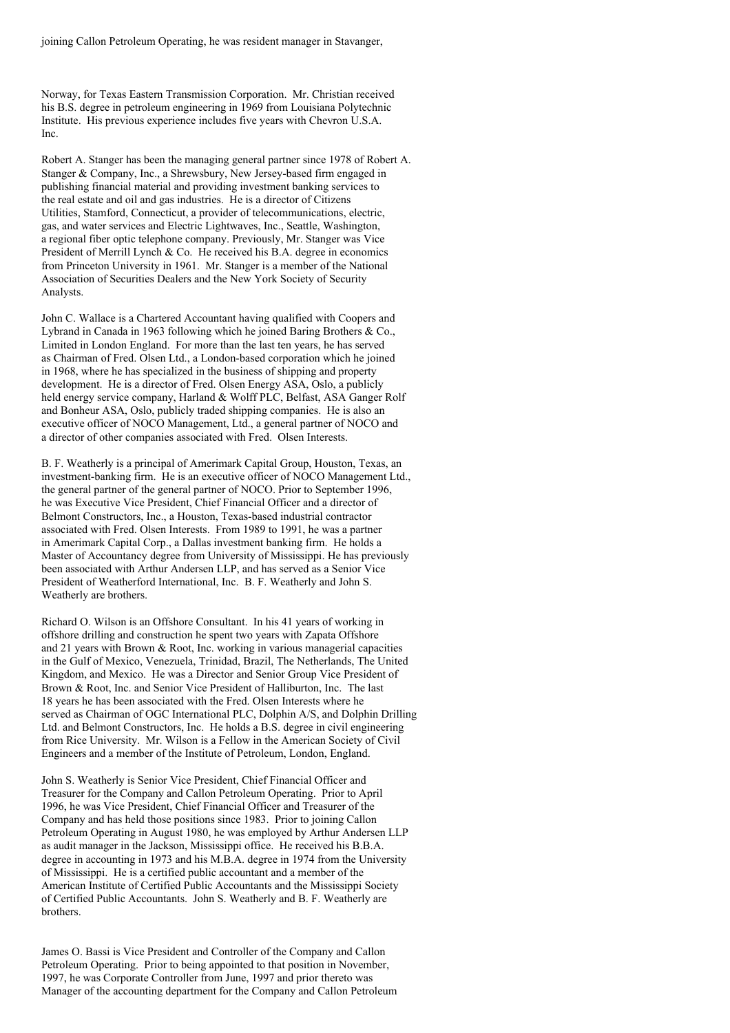joining Callon Petroleum Operating, he was resident manager in Stavanger,

Norway, for Texas Eastern Transmission Corporation. Mr. Christian received his B.S. degree in petroleum engineering in 1969 from Louisiana Polytechnic Institute. His previous experience includes five years with Chevron U.S.A. Inc.

Robert A. Stanger has been the managing general partner since 1978 of Robert A. Stanger & Company, Inc., a Shrewsbury, New Jersey-based firm engaged in publishing financial material and providing investment banking services to the real estate and oil and gas industries. He is a director of Citizens Utilities, Stamford, Connecticut, a provider of telecommunications, electric, gas, and water services and Electric Lightwaves, Inc., Seattle, Washington, a regional fiber optic telephone company. Previously, Mr. Stanger was Vice President of Merrill Lynch & Co. He received his B.A. degree in economics from Princeton University in 1961. Mr. Stanger is a member of the National Association of Securities Dealers and the New York Society of Security Analysts.

John C. Wallace is a Chartered Accountant having qualified with Coopers and Lybrand in Canada in 1963 following which he joined Baring Brothers & Co., Limited in London England. For more than the last ten years, he has served as Chairman of Fred. Olsen Ltd., a London-based corporation which he joined in 1968, where he has specialized in the business of shipping and property development. He is a director of Fred. Olsen Energy ASA, Oslo, a publicly held energy service company, Harland & Wolff PLC, Belfast, ASA Ganger Rolf and Bonheur ASA, Oslo, publicly traded shipping companies. He is also an executive officer of NOCO Management, Ltd., a general partner of NOCO and a director of other companies associated with Fred. Olsen Interests.

B. F. Weatherly is a principal of Amerimark Capital Group, Houston, Texas, an investment-banking firm. He is an executive officer of NOCO Management Ltd., the general partner of the general partner of NOCO. Prior to September 1996, he was Executive Vice President, Chief Financial Officer and a director of Belmont Constructors, Inc., a Houston, Texas-based industrial contractor associated with Fred. Olsen Interests. From 1989 to 1991, he was a partner in Amerimark Capital Corp., a Dallas investment banking firm. He holds a Master of Accountancy degree from University of Mississippi. He has previously been associated with Arthur Andersen LLP, and has served as a Senior Vice President of Weatherford International, Inc. B. F. Weatherly and John S. Weatherly are brothers.

Richard O. Wilson is an Offshore Consultant. In his 41 years of working in offshore drilling and construction he spent two years with Zapata Offshore and 21 years with Brown & Root, Inc. working in various managerial capacities in the Gulf of Mexico, Venezuela, Trinidad, Brazil, The Netherlands, The United Kingdom, and Mexico. He was a Director and Senior Group Vice President of Brown & Root, Inc. and Senior Vice President of Halliburton, Inc. The last 18 years he has been associated with the Fred. Olsen Interests where he served as Chairman of OGC International PLC, Dolphin A/S, and Dolphin Drilling Ltd. and Belmont Constructors, Inc. He holds a B.S. degree in civil engineering from Rice University. Mr. Wilson is a Fellow in the American Society of Civil Engineers and a member of the Institute of Petroleum, London, England.

John S. Weatherly is Senior Vice President, Chief Financial Officer and Treasurer for the Company and Callon Petroleum Operating. Prior to April 1996, he was Vice President, Chief Financial Officer and Treasurer of the Company and has held those positions since 1983. Prior to joining Callon Petroleum Operating in August 1980, he was employed by Arthur Andersen LLP as audit manager in the Jackson, Mississippi office. He received his B.B.A. degree in accounting in 1973 and his M.B.A. degree in 1974 from the University of Mississippi. He is a certified public accountant and a member of the American Institute of Certified Public Accountants and the Mississippi Society of Certified Public Accountants. John S. Weatherly and B. F. Weatherly are brothers.

James O. Bassi is Vice President and Controller of the Company and Callon Petroleum Operating. Prior to being appointed to that position in November, 1997, he was Corporate Controller from June, 1997 and prior thereto was Manager of the accounting department for the Company and Callon Petroleum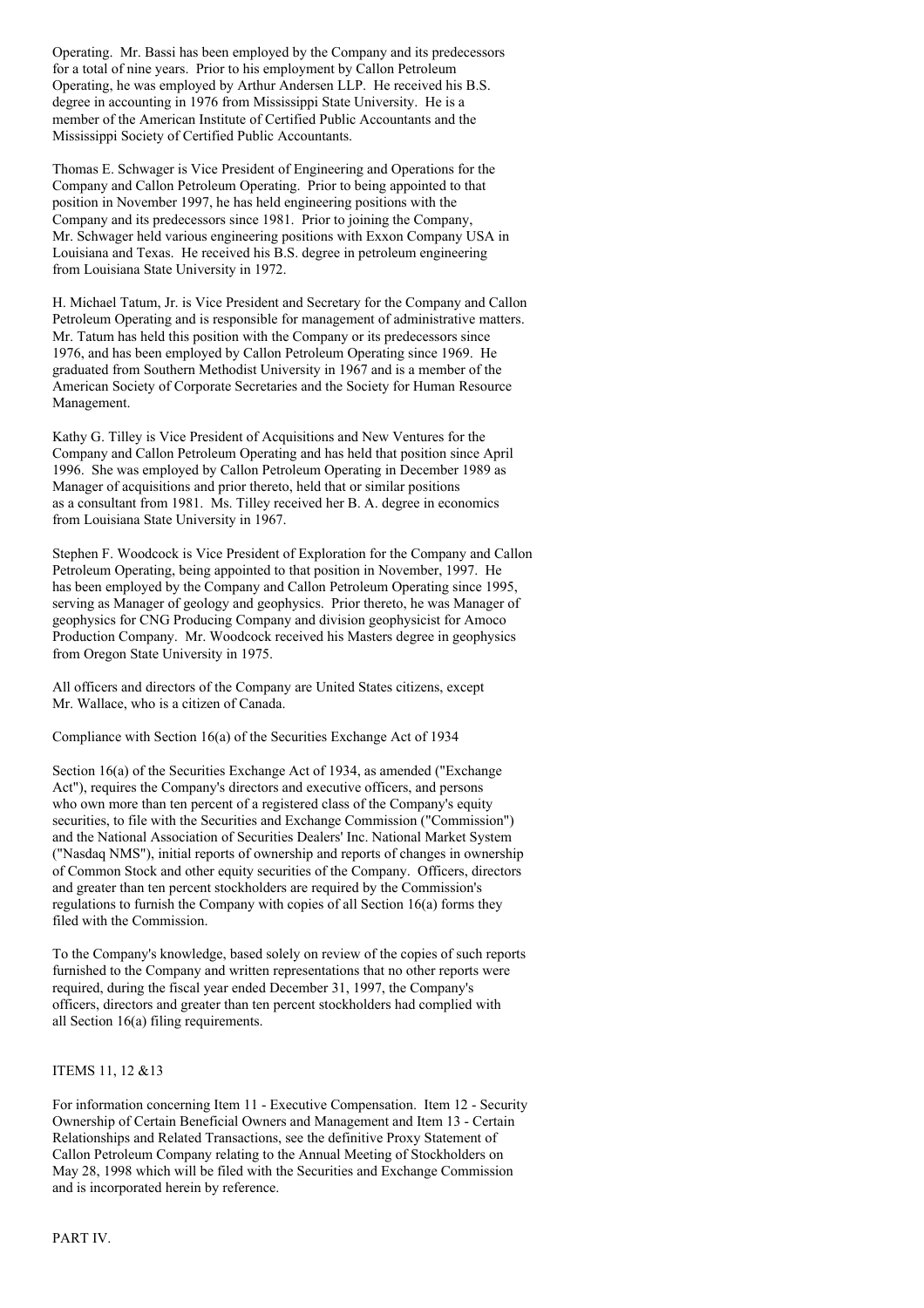Operating. Mr. Bassi has been employed by the Company and its predecessors for a total of nine years. Prior to his employment by Callon Petroleum Operating, he was employed by Arthur Andersen LLP. He received his B.S. degree in accounting in 1976 from Mississippi State University. He is a member of the American Institute of Certified Public Accountants and the Mississippi Society of Certified Public Accountants.

Thomas E. Schwager is Vice President of Engineering and Operations for the Company and Callon Petroleum Operating. Prior to being appointed to that position in November 1997, he has held engineering positions with the Company and its predecessors since 1981. Prior to joining the Company, Mr. Schwager held various engineering positions with Exxon Company USA in Louisiana and Texas. He received his B.S. degree in petroleum engineering from Louisiana State University in 1972.

H. Michael Tatum, Jr. is Vice President and Secretary for the Company and Callon Petroleum Operating and is responsible for management of administrative matters. Mr. Tatum has held this position with the Company or its predecessors since 1976, and has been employed by Callon Petroleum Operating since 1969. He graduated from Southern Methodist University in 1967 and is a member of the American Society of Corporate Secretaries and the Society for Human Resource Management.

Kathy G. Tilley is Vice President of Acquisitions and New Ventures for the Company and Callon Petroleum Operating and has held that position since April 1996. She was employed by Callon Petroleum Operating in December 1989 as Manager of acquisitions and prior thereto, held that or similar positions as a consultant from 1981. Ms. Tilley received her B. A. degree in economics from Louisiana State University in 1967.

Stephen F. Woodcock is Vice President of Exploration for the Company and Callon Petroleum Operating, being appointed to that position in November, 1997. He has been employed by the Company and Callon Petroleum Operating since 1995, serving as Manager of geology and geophysics. Prior thereto, he was Manager of geophysics for CNG Producing Company and division geophysicist for Amoco Production Company. Mr. Woodcock received his Masters degree in geophysics from Oregon State University in 1975.

All officers and directors of the Company are United States citizens, except Mr. Wallace, who is a citizen of Canada.

Compliance with Section 16(a) of the Securities Exchange Act of 1934

Section 16(a) of the Securities Exchange Act of 1934, as amended ("Exchange Act"), requires the Company's directors and executive officers, and persons who own more than ten percent of a registered class of the Company's equity securities, to file with the Securities and Exchange Commission ("Commission") and the National Association of Securities Dealers' Inc. National Market System ("Nasdaq NMS"), initial reports of ownership and reports of changes in ownership of Common Stock and other equity securities of the Company. Officers, directors and greater than ten percent stockholders are required by the Commission's regulations to furnish the Company with copies of all Section 16(a) forms they filed with the Commission.

To the Company's knowledge, based solely on review of the copies of such reports furnished to the Company and written representations that no other reports were required, during the fiscal year ended December 31, 1997, the Company's officers, directors and greater than ten percent stockholders had complied with all Section 16(a) filing requirements.

ITEMS 11, 12 &13

For information concerning Item 11 - Executive Compensation. Item 12 - Security Ownership of Certain Beneficial Owners and Management and Item 13 - Certain Relationships and Related Transactions, see the definitive Proxy Statement of Callon Petroleum Company relating to the Annual Meeting of Stockholders on May 28, 1998 which will be filed with the Securities and Exchange Commission and is incorporated herein by reference.

PART IV.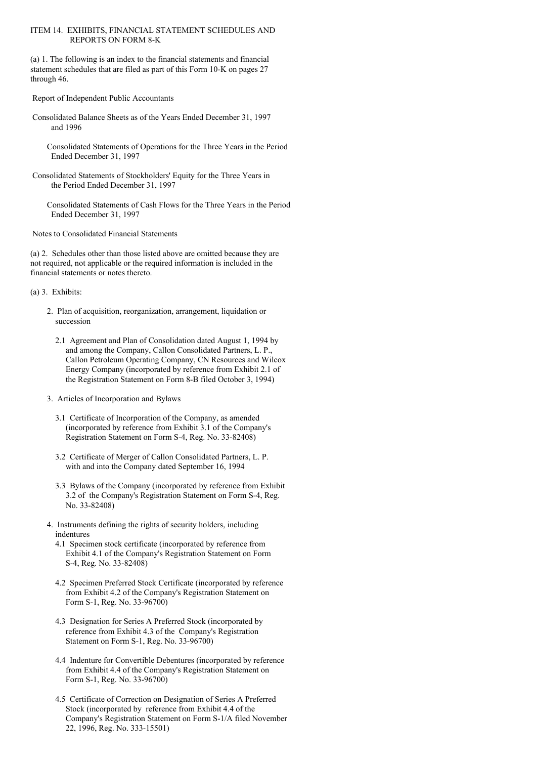## ITEM 14. EXHIBITS, FINANCIAL STATEMENT SCHEDULES AND REPORTS ON FORM 8-K

(a) 1. The following is an index to the financial statements and financial statement schedules that are filed as part of this Form 10-K on pages 27 through 46.

Report of Independent Public Accountants

Consolidated Balance Sheets as of the Years Ended December 31, 1997 and 1996

Consolidated Statements of Operations for the Three Years in the Period Ended December 31, 1997

Consolidated Statements of Stockholders' Equity for the Three Years in the Period Ended December 31, 1997

Consolidated Statements of Cash Flows for the Three Years in the Period Ended December 31, 1997

Notes to Consolidated Financial Statements

(a) 2. Schedules other than those listed above are omitted because they are not required, not applicable or the required information is included in the financial statements or notes thereto.

(a) 3. Exhibits:

2. Plan of acquisition, reorganization, arrangement, liquidation or succession

   2.1 Agreement and Plan of Consolidation dated August 1, 1994 by and among the Company, Callon Consolidated Partners, L. P., Callon Petroleum Operating Company, CN Resources and Wilcox Energy Company (incorporated by reference from Exhibit 2.1 of the Registration Statement on Form 8-B filed October 3, 1994)

3. Articles of Incorporation and Bylaws

   3.1 Certificate of Incorporation of the Company, as amended (incorporated by reference from Exhibit 3.1 of the Company's Registration Statement on Form S-4, Reg. No. 33-82408)

   3.2 Certificate of Merger of Callon Consolidated Partners, L. P. with and into the Company dated September 16, 1994

   3.3 Bylaws of the Company (incorporated by reference from Exhibit 3.2 of the Company's Registration Statement on Form S-4, Reg. No. 33-82408)

4. Instruments defining the rights of security holders, including indentures

   4.1 Specimen stock certificate (incorporated by reference from Exhibit 4.1 of the Company's Registration Statement on Form S-4, Reg. No. 33-82408)

   4.2 Specimen Preferred Stock Certificate (incorporated by reference from Exhibit 4.2 of the Company's Registration Statement on Form S-1, Reg. No. 33-96700)

   4.3 Designation for Series A Preferred Stock (incorporated by reference from Exhibit 4.3 of the Company's Registration Statement on Form S-1, Reg. No. 33-96700)

   4.4 Indenture for Convertible Debentures (incorporated by reference from Exhibit 4.4 of the Company's Registration Statement on Form S-1, Reg. No. 33-96700)

   4.5 Certificate of Correction on Designation of Series A Preferred Stock (incorporated by reference from Exhibit 4.4 of the Company's Registration Statement on Form S-1/A filed November 22, 1996, Reg. No. 333-15501)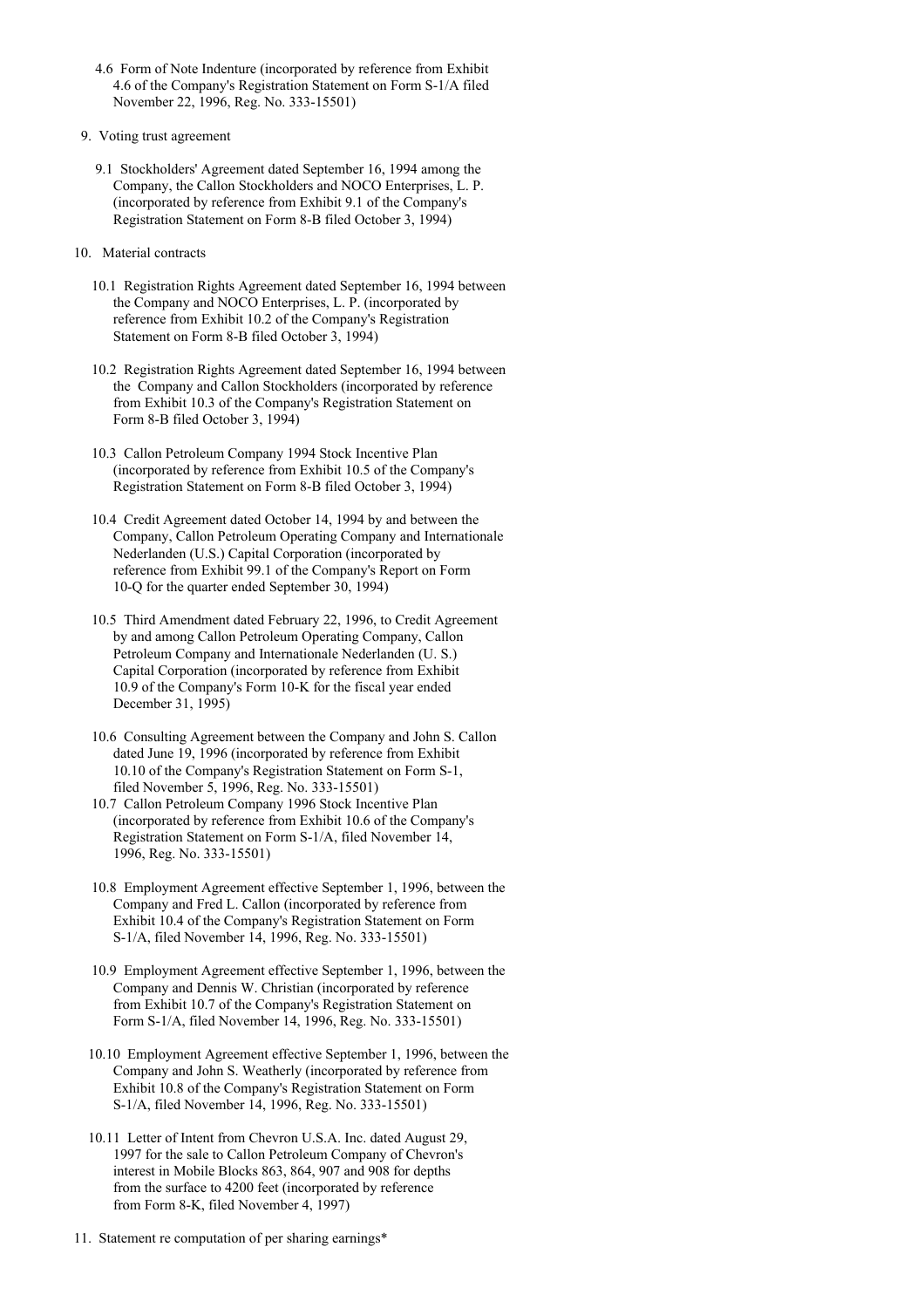4.6 Form of Note Indenture (incorporated by reference from Exhibit 4.6 of the Company's Registration Statement on Form S-1/A filed November 22, 1996, Reg. No. 333-15501)

9. Voting trust agreement

9.1 Stockholders' Agreement dated September 16, 1994 among the Company, the Callon Stockholders and NOCO Enterprises, L. P. (incorporated by reference from Exhibit 9.1 of the Company's Registration Statement on Form 8-B filed October 3, 1994)

10. Material contracts

10.1 Registration Rights Agreement dated September 16, 1994 between the Company and NOCO Enterprises, L. P. (incorporated by reference from Exhibit 10.2 of the Company's Registration Statement on Form 8-B filed October 3, 1994)

10.2 Registration Rights Agreement dated September 16, 1994 between the Company and Callon Stockholders (incorporated by reference from Exhibit 10.3 of the Company's Registration Statement on Form 8-B filed October 3, 1994)

10.3 Callon Petroleum Company 1994 Stock Incentive Plan (incorporated by reference from Exhibit 10.5 of the Company's Registration Statement on Form 8-B filed October 3, 1994)

10.4 Credit Agreement dated October 14, 1994 by and between the Company, Callon Petroleum Operating Company and Internationale Nederlanden (U.S.) Capital Corporation (incorporated by reference from Exhibit 99.1 of the Company's Report on Form 10-Q for the quarter ended September 30, 1994)

10.5 Third Amendment dated February 22, 1996, to Credit Agreement by and among Callon Petroleum Operating Company, Callon Petroleum Company and Internationale Nederlanden (U. S.) Capital Corporation (incorporated by reference from Exhibit 10.9 of the Company's Form 10-K for the fiscal year ended December 31, 1995)

10.6 Consulting Agreement between the Company and John S. Callon dated June 19, 1996 (incorporated by reference from Exhibit 10.10 of the Company's Registration Statement on Form S-1, filed November 5, 1996, Reg. No. 333-15501)

10.7 Callon Petroleum Company 1996 Stock Incentive Plan (incorporated by reference from Exhibit 10.6 of the Company's Registration Statement on Form S-1/A, filed November 14, 1996, Reg. No. 333-15501)

10.8 Employment Agreement effective September 1, 1996, between the Company and Fred L. Callon (incorporated by reference from Exhibit 10.4 of the Company's Registration Statement on Form S-1/A, filed November 14, 1996, Reg. No. 333-15501)

10.9 Employment Agreement effective September 1, 1996, between the Company and Dennis W. Christian (incorporated by reference from Exhibit 10.7 of the Company's Registration Statement on Form S-1/A, filed November 14, 1996, Reg. No. 333-15501)

10.10 Employment Agreement effective September 1, 1996, between the Company and John S. Weatherly (incorporated by reference from Exhibit 10.8 of the Company's Registration Statement on Form S-1/A, filed November 14, 1996, Reg. No. 333-15501)

10.11 Letter of Intent from Chevron U.S.A. Inc. dated August 29, 1997 for the sale to Callon Petroleum Company of Chevron's interest in Mobile Blocks 863, 864, 907 and 908 for depths from the surface to 4200 feet (incorporated by reference from Form 8-K, filed November 4, 1997)

11. Statement re computation of per sharing earnings*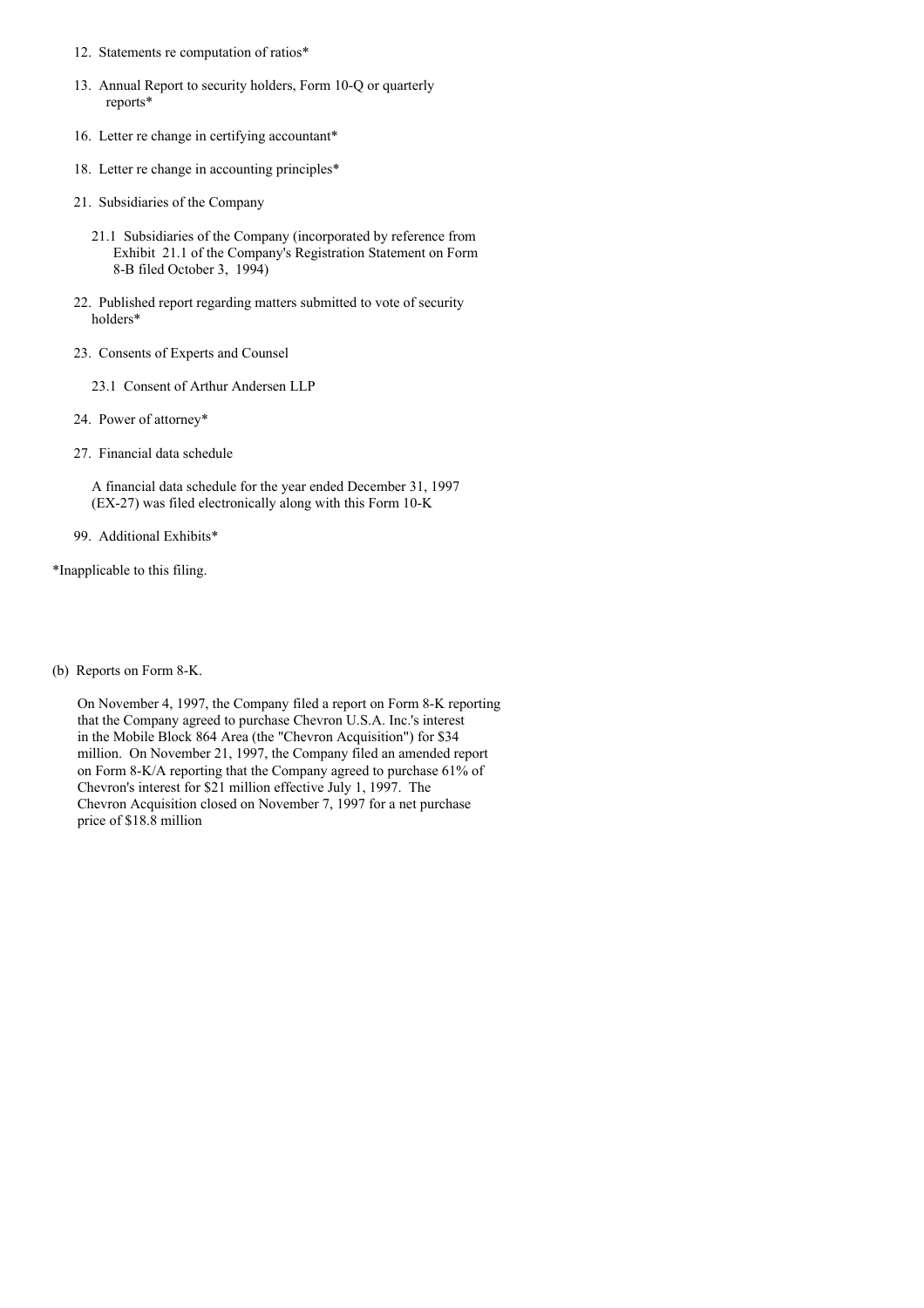12. Statements re computation of ratios*

13. Annual Report to security holders, Form 10-Q or quarterly reports*

16. Letter re change in certifying accountant*

18. Letter re change in accounting principles*

21. Subsidiaries of the Company

    21.1 Subsidiaries of the Company (incorporated by reference from Exhibit 21.1 of the Company's Registration Statement on Form 8-B filed October 3, 1994)

22. Published report regarding matters submitted to vote of security holders*

23. Consents of Experts and Counsel

    23.1 Consent of Arthur Andersen LLP

24. Power of attorney*

27. Financial data schedule

    A financial data schedule for the year ended December 31, 1997 (EX-27) was filed electronically along with this Form 10-K

99. Additional Exhibits*

*Inapplicable to this filing.

(b) Reports on Form 8-K.

On November 4, 1997, the Company filed a report on Form 8-K reporting that the Company agreed to purchase Chevron U.S.A. Inc.'s interest in the Mobile Block 864 Area (the "Chevron Acquisition") for $34 million. On November 21, 1997, the Company filed an amended report on Form 8-K/A reporting that the Company agreed to purchase 61% of Chevron's interest for $21 million effective July 1, 1997. The Chevron Acquisition closed on November 7, 1997 for a net purchase price of $18.8 million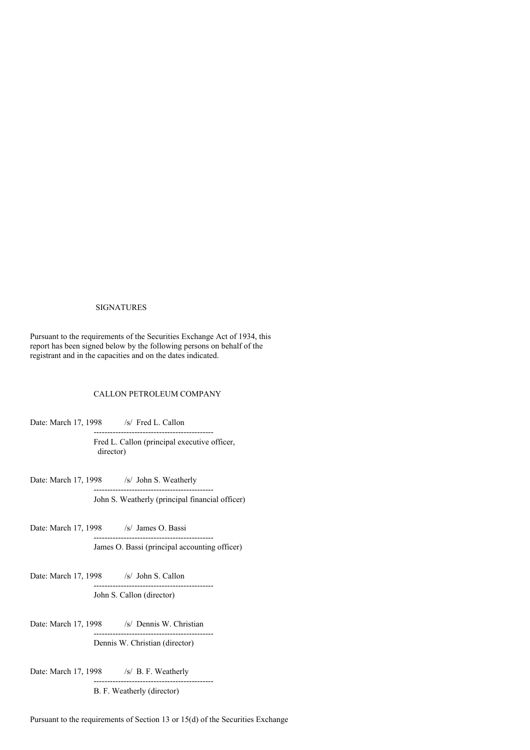SIGNATURES

Pursuant to the requirements of the Securities Exchange Act of 1934, this report has been signed below by the following persons on behalf of the registrant and in the capacities and on the dates indicated.

CALLON PETROLEUM COMPANY

Date: March 17, 1998 /s/ Fred L. Callon

Fred L. Callon (principal executive officer, director)

Date: March 17, 1998 /s/ John S. Weatherly

John S. Weatherly (principal financial officer)

Date: March 17, 1998 /s/ James O. Bassi

James O. Bassi (principal accounting officer)

Date: March 17, 1998 /s/ John S. Callon

John S. Callon (director)

Date: March 17, 1998 /s/ Dennis W. Christian

Dennis W. Christian (director)

Date: March 17, 1998 /s/ B. F. Weatherly

B. F. Weatherly (director)

Pursuant to the requirements of Section 13 or 15(d) of the Securities Exchange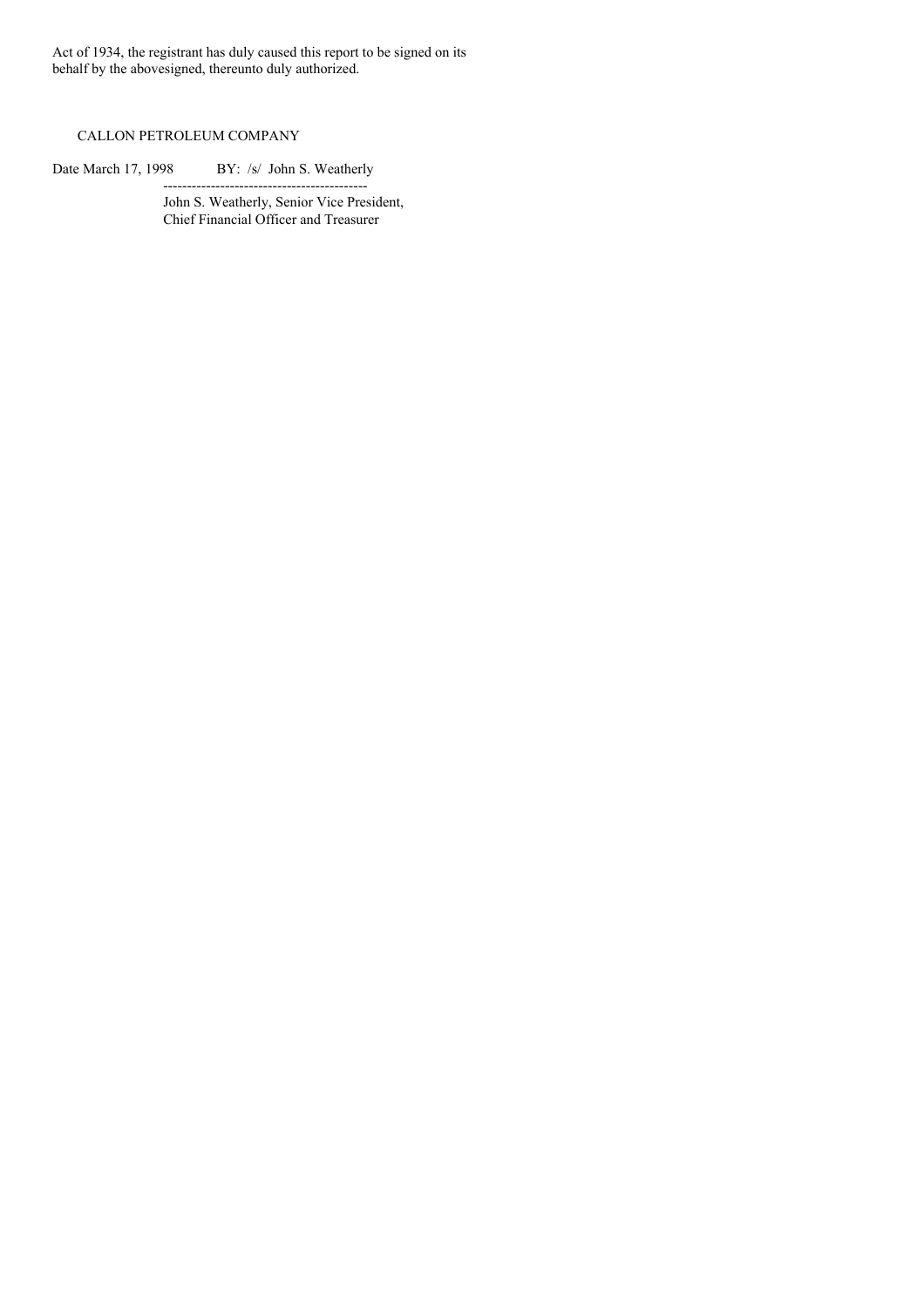Act of 1934, the registrant has duly caused this report to be signed on its behalf by the abovesigned, thereunto duly authorized.

CALLON PETROLEUM COMPANY

Date March 17, 1998 BY: /s/ John S. Weatherly

-------------------------------------------

John S. Weatherly, Senior Vice President,
Chief Financial Officer and Treasurer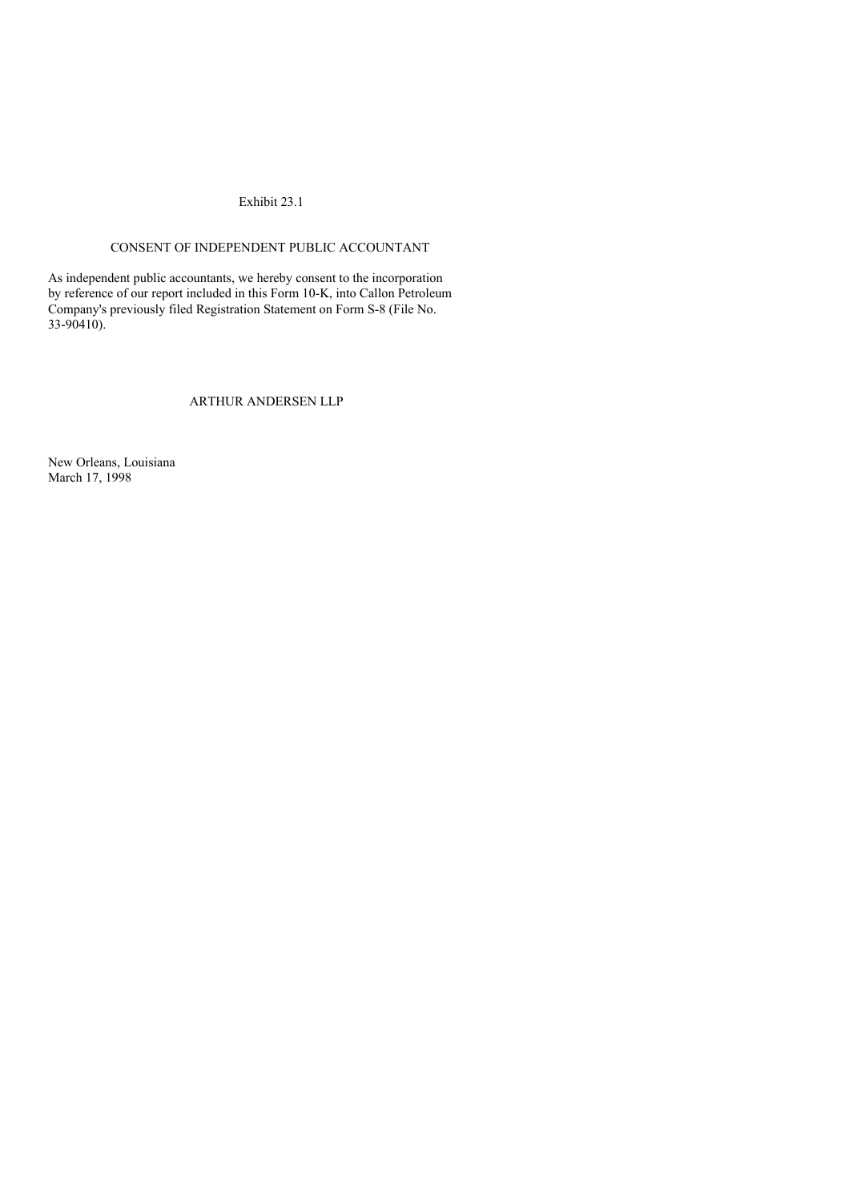Exhibit 23.1

## CONSENT OF INDEPENDENT PUBLIC ACCOUNTANT

As independent public accountants, we hereby consent to the incorporation by reference of our report included in this Form 10-K, into Callon Petroleum Company's previously filed Registration Statement on Form S-8 (File No. 33-90410).

ARTHUR ANDERSEN LLP

New Orleans, Louisiana
March 17, 1998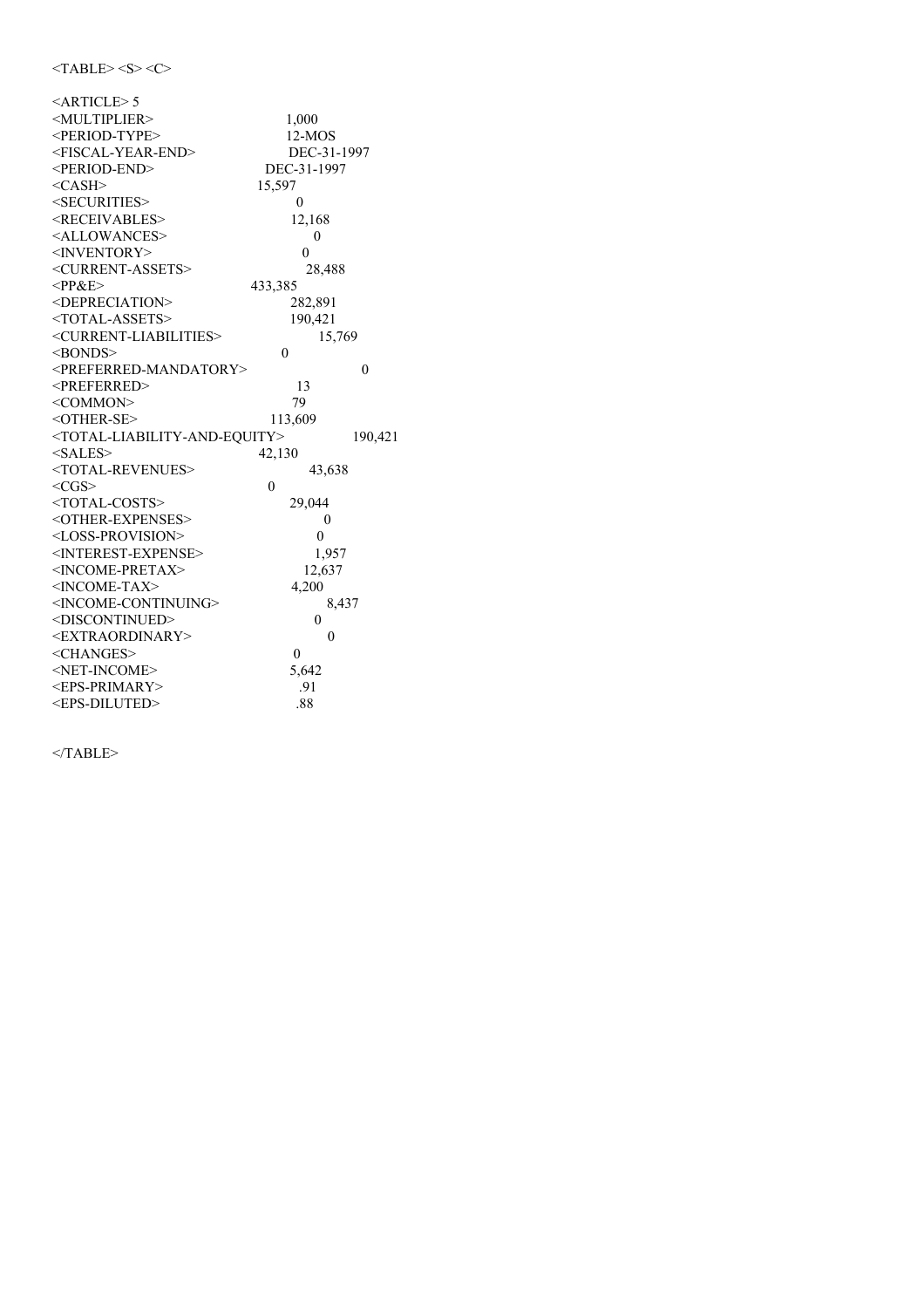<TABLE> <S> <C>

| | |
|---|---|
| <ARTICLE> | 5 |
| <MULTIPLIER> | 1,000 |
| <PERIOD-TYPE> | 12-MOS |
| <FISCAL-YEAR-END> | DEC-31-1997 |
| <PERIOD-END> | DEC-31-1997 |
| <CASH> | 15,597 |
| <SECURITIES> | 0 |
| <RECEIVABLES> | 12,168 |
| <ALLOWANCES> | 0 |
| <INVENTORY> | 0 |
| <CURRENT-ASSETS> | 28,488 |
| <PP&E> | 433,385 |
| <DEPRECIATION> | 282,891 |
| <TOTAL-ASSETS> | 190,421 |
| <CURRENT-LIABILITIES> | 15,769 |
| <BONDS> | 0 |
| <PREFERRED-MANDATORY> | 0 |
| <PREFERRED> | 13 |
| <COMMON> | 79 |
| <OTHER-SE> | 113,609 |
| <TOTAL-LIABILITY-AND-EQUITY> | 190,421 |
| <SALES> | 42,130 |
| <TOTAL-REVENUES> | 43,638 |
| <CGS> | 0 |
| <TOTAL-COSTS> | 29,044 |
| <OTHER-EXPENSES> | 0 |
| <LOSS-PROVISION> | 0 |
| <INTEREST-EXPENSE> | 1,957 |
| <INCOME-PRETAX> | 12,637 |
| <INCOME-TAX> | 4,200 |
| <INCOME-CONTINUING> | 8,437 |
| <DISCONTINUED> | 0 |
| <EXTRAORDINARY> | 0 |
| <CHANGES> | 0 |
| <NET-INCOME> | 5,642 |
| <EPS-PRIMARY> | .91 |
| <EPS-DILUTED> | .88 |

</TABLE>